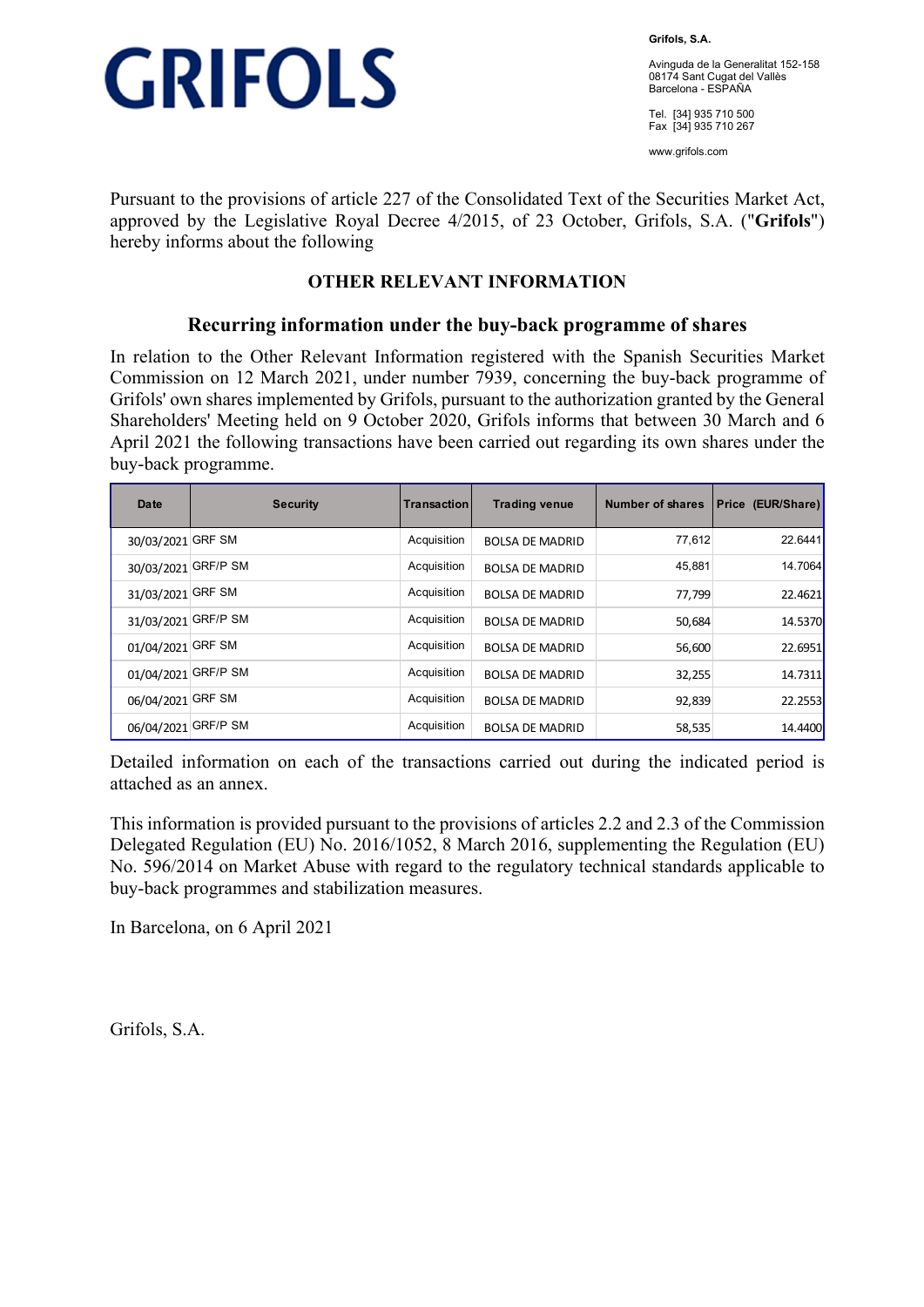# GRIFOLS

**Grifols, S.A.**

Avinguda de la Generalitat 152-158
08174 Sant Cugat del Vallès
Barcelona - ESPAÑA

Tel. [34] 935 710 500
Fax [34] 935 710 267

www.grifols.com

Pursuant to the provisions of article 227 of the Consolidated Text of the Securities Market Act, approved by the Legislative Royal Decree 4/2015, of 23 October, Grifols, S.A. ("**Grifols**") hereby informs about the following

## OTHER RELEVANT INFORMATION

### Recurring information under the buy-back programme of shares

In relation to the Other Relevant Information registered with the Spanish Securities Market Commission on 12 March 2021, under number 7939, concerning the buy-back programme of Grifols' own shares implemented by Grifols, pursuant to the authorization granted by the General Shareholders' Meeting held on 9 October 2020, Grifols informs that between 30 March and 6 April 2021 the following transactions have been carried out regarding its own shares under the buy-back programme.

| Date | Security | Transaction | Trading venue | Number of shares | Price (EUR/Share) |
|---|---|---|---|---|---|
| 30/03/2021 | GRF SM | Acquisition | BOLSA DE MADRID | 77,612 | 22.6441 |
| 30/03/2021 | GRF/P SM | Acquisition | BOLSA DE MADRID | 45,881 | 14.7064 |
| 31/03/2021 | GRF SM | Acquisition | BOLSA DE MADRID | 77,799 | 22.4621 |
| 31/03/2021 | GRF/P SM | Acquisition | BOLSA DE MADRID | 50,684 | 14.5370 |
| 01/04/2021 | GRF SM | Acquisition | BOLSA DE MADRID | 56,600 | 22.6951 |
| 01/04/2021 | GRF/P SM | Acquisition | BOLSA DE MADRID | 32,255 | 14.7311 |
| 06/04/2021 | GRF SM | Acquisition | BOLSA DE MADRID | 92,839 | 22.2553 |
| 06/04/2021 | GRF/P SM | Acquisition | BOLSA DE MADRID | 58,535 | 14.4400 |

Detailed information on each of the transactions carried out during the indicated period is attached as an annex.

This information is provided pursuant to the provisions of articles 2.2 and 2.3 of the Commission Delegated Regulation (EU) No. 2016/1052, 8 March 2016, supplementing the Regulation (EU) No. 596/2014 on Market Abuse with regard to the regulatory technical standards applicable to buy-back programmes and stabilization measures.

In Barcelona, on 6 April 2021

Grifols, S.A.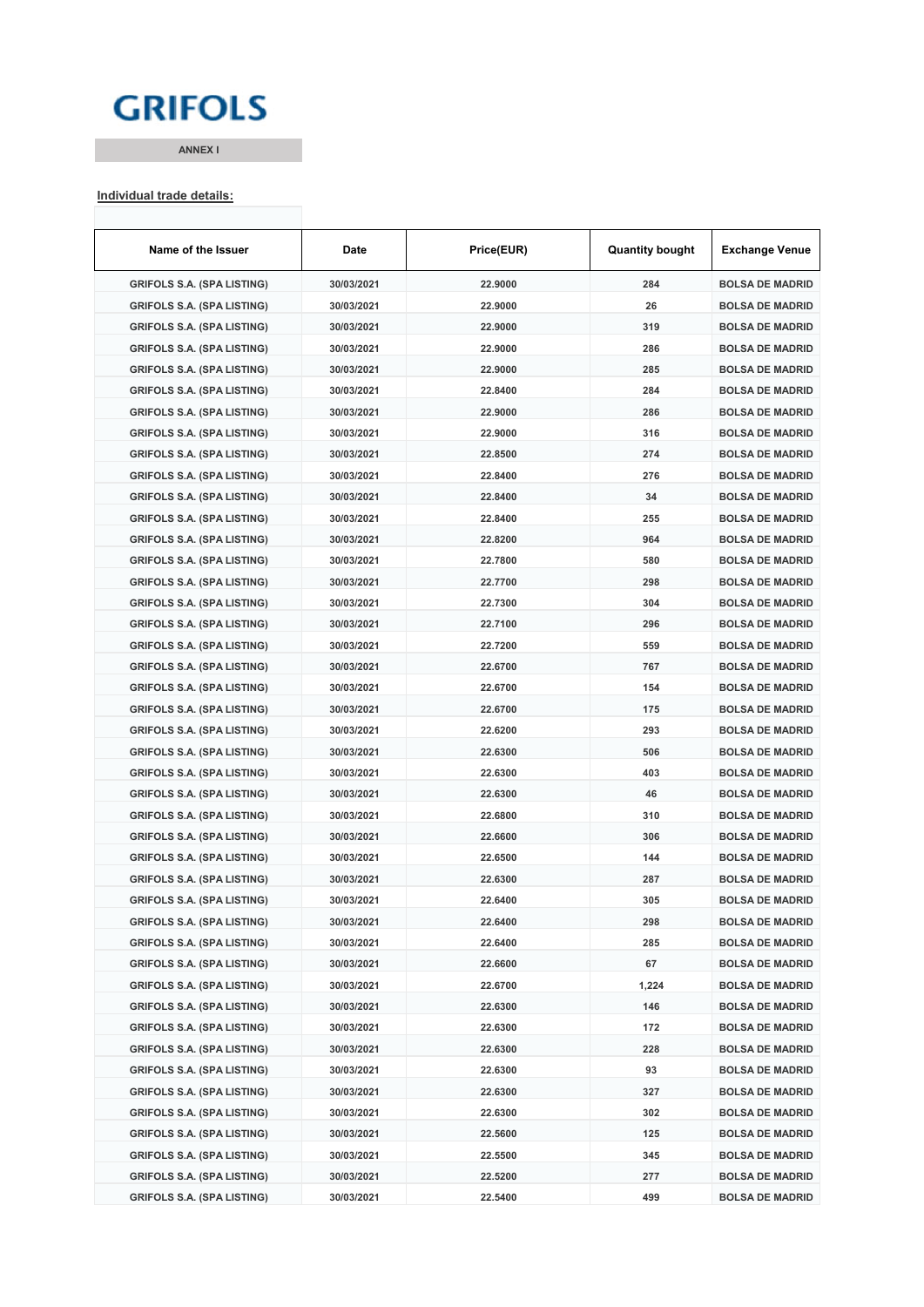GRIFOLS

ANNEX I

**Individual trade details:**

| Name of the Issuer | Date | Price(EUR) | Quantity bought | Exchange Venue |
|---|---|---|---|---|
| GRIFOLS S.A. (SPA LISTING) | 30/03/2021 | 22.9000 | 284 | BOLSA DE MADRID |
| GRIFOLS S.A. (SPA LISTING) | 30/03/2021 | 22.9000 | 26 | BOLSA DE MADRID |
| GRIFOLS S.A. (SPA LISTING) | 30/03/2021 | 22.9000 | 319 | BOLSA DE MADRID |
| GRIFOLS S.A. (SPA LISTING) | 30/03/2021 | 22.9000 | 286 | BOLSA DE MADRID |
| GRIFOLS S.A. (SPA LISTING) | 30/03/2021 | 22.9000 | 285 | BOLSA DE MADRID |
| GRIFOLS S.A. (SPA LISTING) | 30/03/2021 | 22.8400 | 284 | BOLSA DE MADRID |
| GRIFOLS S.A. (SPA LISTING) | 30/03/2021 | 22.9000 | 286 | BOLSA DE MADRID |
| GRIFOLS S.A. (SPA LISTING) | 30/03/2021 | 22.9000 | 316 | BOLSA DE MADRID |
| GRIFOLS S.A. (SPA LISTING) | 30/03/2021 | 22.8500 | 274 | BOLSA DE MADRID |
| GRIFOLS S.A. (SPA LISTING) | 30/03/2021 | 22.8400 | 276 | BOLSA DE MADRID |
| GRIFOLS S.A. (SPA LISTING) | 30/03/2021 | 22.8400 | 34 | BOLSA DE MADRID |
| GRIFOLS S.A. (SPA LISTING) | 30/03/2021 | 22.8400 | 255 | BOLSA DE MADRID |
| GRIFOLS S.A. (SPA LISTING) | 30/03/2021 | 22.8200 | 964 | BOLSA DE MADRID |
| GRIFOLS S.A. (SPA LISTING) | 30/03/2021 | 22.7800 | 580 | BOLSA DE MADRID |
| GRIFOLS S.A. (SPA LISTING) | 30/03/2021 | 22.7700 | 298 | BOLSA DE MADRID |
| GRIFOLS S.A. (SPA LISTING) | 30/03/2021 | 22.7300 | 304 | BOLSA DE MADRID |
| GRIFOLS S.A. (SPA LISTING) | 30/03/2021 | 22.7100 | 296 | BOLSA DE MADRID |
| GRIFOLS S.A. (SPA LISTING) | 30/03/2021 | 22.7200 | 559 | BOLSA DE MADRID |
| GRIFOLS S.A. (SPA LISTING) | 30/03/2021 | 22.6700 | 767 | BOLSA DE MADRID |
| GRIFOLS S.A. (SPA LISTING) | 30/03/2021 | 22.6700 | 154 | BOLSA DE MADRID |
| GRIFOLS S.A. (SPA LISTING) | 30/03/2021 | 22.6700 | 175 | BOLSA DE MADRID |
| GRIFOLS S.A. (SPA LISTING) | 30/03/2021 | 22.6200 | 293 | BOLSA DE MADRID |
| GRIFOLS S.A. (SPA LISTING) | 30/03/2021 | 22.6300 | 506 | BOLSA DE MADRID |
| GRIFOLS S.A. (SPA LISTING) | 30/03/2021 | 22.6300 | 403 | BOLSA DE MADRID |
| GRIFOLS S.A. (SPA LISTING) | 30/03/2021 | 22.6300 | 46 | BOLSA DE MADRID |
| GRIFOLS S.A. (SPA LISTING) | 30/03/2021 | 22.6800 | 310 | BOLSA DE MADRID |
| GRIFOLS S.A. (SPA LISTING) | 30/03/2021 | 22.6600 | 306 | BOLSA DE MADRID |
| GRIFOLS S.A. (SPA LISTING) | 30/03/2021 | 22.6500 | 144 | BOLSA DE MADRID |
| GRIFOLS S.A. (SPA LISTING) | 30/03/2021 | 22.6300 | 287 | BOLSA DE MADRID |
| GRIFOLS S.A. (SPA LISTING) | 30/03/2021 | 22.6400 | 305 | BOLSA DE MADRID |
| GRIFOLS S.A. (SPA LISTING) | 30/03/2021 | 22.6400 | 298 | BOLSA DE MADRID |
| GRIFOLS S.A. (SPA LISTING) | 30/03/2021 | 22.6400 | 285 | BOLSA DE MADRID |
| GRIFOLS S.A. (SPA LISTING) | 30/03/2021 | 22.6600 | 67 | BOLSA DE MADRID |
| GRIFOLS S.A. (SPA LISTING) | 30/03/2021 | 22.6700 | 1,224 | BOLSA DE MADRID |
| GRIFOLS S.A. (SPA LISTING) | 30/03/2021 | 22.6300 | 146 | BOLSA DE MADRID |
| GRIFOLS S.A. (SPA LISTING) | 30/03/2021 | 22.6300 | 172 | BOLSA DE MADRID |
| GRIFOLS S.A. (SPA LISTING) | 30/03/2021 | 22.6300 | 228 | BOLSA DE MADRID |
| GRIFOLS S.A. (SPA LISTING) | 30/03/2021 | 22.6300 | 93 | BOLSA DE MADRID |
| GRIFOLS S.A. (SPA LISTING) | 30/03/2021 | 22.6300 | 327 | BOLSA DE MADRID |
| GRIFOLS S.A. (SPA LISTING) | 30/03/2021 | 22.6300 | 302 | BOLSA DE MADRID |
| GRIFOLS S.A. (SPA LISTING) | 30/03/2021 | 22.5600 | 125 | BOLSA DE MADRID |
| GRIFOLS S.A. (SPA LISTING) | 30/03/2021 | 22.5500 | 345 | BOLSA DE MADRID |
| GRIFOLS S.A. (SPA LISTING) | 30/03/2021 | 22.5200 | 277 | BOLSA DE MADRID |
| GRIFOLS S.A. (SPA LISTING) | 30/03/2021 | 22.5400 | 499 | BOLSA DE MADRID |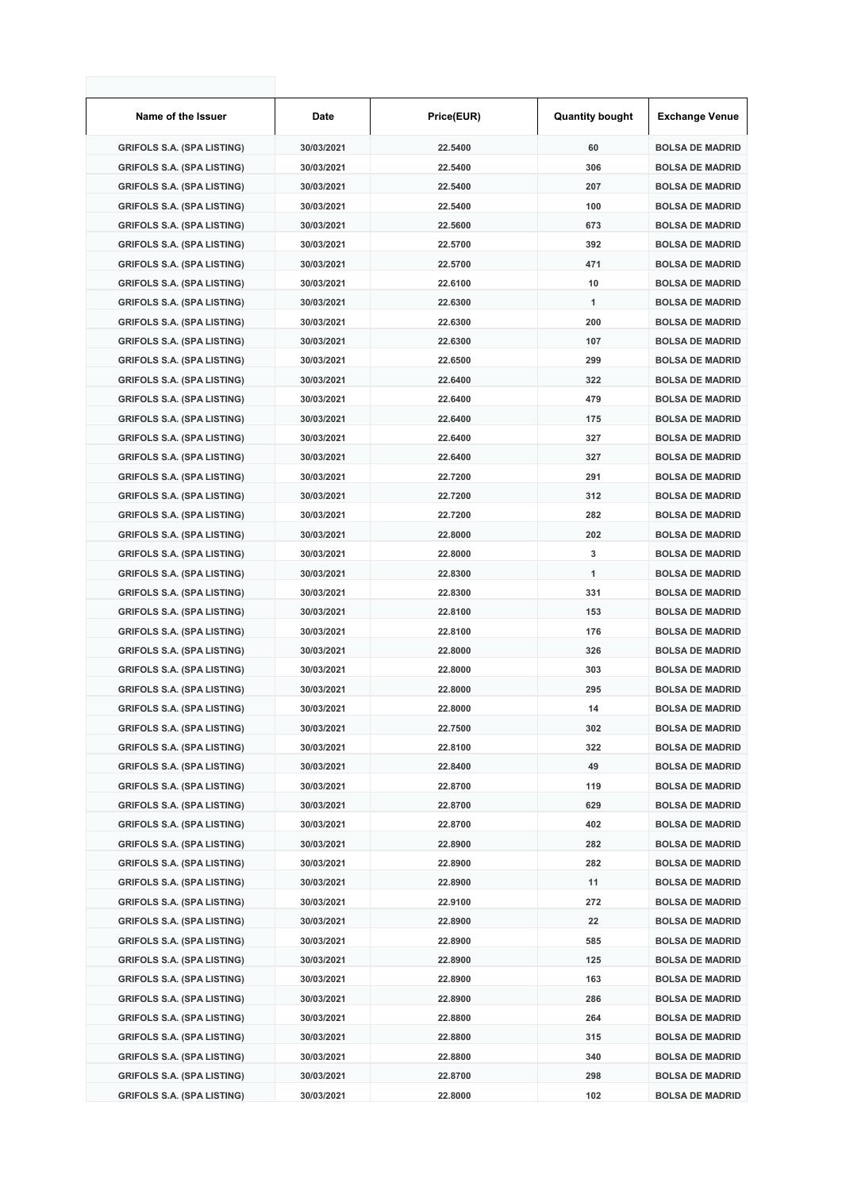| Name of the Issuer | Date | Price(EUR) | Quantity bought | Exchange Venue |
| --- | --- | --- | --- | --- |
| GRIFOLS S.A. (SPA LISTING) | 30/03/2021 | 22.5400 | 60 | BOLSA DE MADRID |
| GRIFOLS S.A. (SPA LISTING) | 30/03/2021 | 22.5400 | 306 | BOLSA DE MADRID |
| GRIFOLS S.A. (SPA LISTING) | 30/03/2021 | 22.5400 | 207 | BOLSA DE MADRID |
| GRIFOLS S.A. (SPA LISTING) | 30/03/2021 | 22.5400 | 100 | BOLSA DE MADRID |
| GRIFOLS S.A. (SPA LISTING) | 30/03/2021 | 22.5600 | 673 | BOLSA DE MADRID |
| GRIFOLS S.A. (SPA LISTING) | 30/03/2021 | 22.5700 | 392 | BOLSA DE MADRID |
| GRIFOLS S.A. (SPA LISTING) | 30/03/2021 | 22.5700 | 471 | BOLSA DE MADRID |
| GRIFOLS S.A. (SPA LISTING) | 30/03/2021 | 22.6100 | 10 | BOLSA DE MADRID |
| GRIFOLS S.A. (SPA LISTING) | 30/03/2021 | 22.6300 | 1 | BOLSA DE MADRID |
| GRIFOLS S.A. (SPA LISTING) | 30/03/2021 | 22.6300 | 200 | BOLSA DE MADRID |
| GRIFOLS S.A. (SPA LISTING) | 30/03/2021 | 22.6300 | 107 | BOLSA DE MADRID |
| GRIFOLS S.A. (SPA LISTING) | 30/03/2021 | 22.6500 | 299 | BOLSA DE MADRID |
| GRIFOLS S.A. (SPA LISTING) | 30/03/2021 | 22.6400 | 322 | BOLSA DE MADRID |
| GRIFOLS S.A. (SPA LISTING) | 30/03/2021 | 22.6400 | 479 | BOLSA DE MADRID |
| GRIFOLS S.A. (SPA LISTING) | 30/03/2021 | 22.6400 | 175 | BOLSA DE MADRID |
| GRIFOLS S.A. (SPA LISTING) | 30/03/2021 | 22.6400 | 327 | BOLSA DE MADRID |
| GRIFOLS S.A. (SPA LISTING) | 30/03/2021 | 22.6400 | 327 | BOLSA DE MADRID |
| GRIFOLS S.A. (SPA LISTING) | 30/03/2021 | 22.7200 | 291 | BOLSA DE MADRID |
| GRIFOLS S.A. (SPA LISTING) | 30/03/2021 | 22.7200 | 312 | BOLSA DE MADRID |
| GRIFOLS S.A. (SPA LISTING) | 30/03/2021 | 22.7200 | 282 | BOLSA DE MADRID |
| GRIFOLS S.A. (SPA LISTING) | 30/03/2021 | 22.8000 | 202 | BOLSA DE MADRID |
| GRIFOLS S.A. (SPA LISTING) | 30/03/2021 | 22.8000 | 3 | BOLSA DE MADRID |
| GRIFOLS S.A. (SPA LISTING) | 30/03/2021 | 22.8300 | 1 | BOLSA DE MADRID |
| GRIFOLS S.A. (SPA LISTING) | 30/03/2021 | 22.8300 | 331 | BOLSA DE MADRID |
| GRIFOLS S.A. (SPA LISTING) | 30/03/2021 | 22.8100 | 153 | BOLSA DE MADRID |
| GRIFOLS S.A. (SPA LISTING) | 30/03/2021 | 22.8100 | 176 | BOLSA DE MADRID |
| GRIFOLS S.A. (SPA LISTING) | 30/03/2021 | 22.8000 | 326 | BOLSA DE MADRID |
| GRIFOLS S.A. (SPA LISTING) | 30/03/2021 | 22.8000 | 303 | BOLSA DE MADRID |
| GRIFOLS S.A. (SPA LISTING) | 30/03/2021 | 22.8000 | 295 | BOLSA DE MADRID |
| GRIFOLS S.A. (SPA LISTING) | 30/03/2021 | 22.8000 | 14 | BOLSA DE MADRID |
| GRIFOLS S.A. (SPA LISTING) | 30/03/2021 | 22.7500 | 302 | BOLSA DE MADRID |
| GRIFOLS S.A. (SPA LISTING) | 30/03/2021 | 22.8100 | 322 | BOLSA DE MADRID |
| GRIFOLS S.A. (SPA LISTING) | 30/03/2021 | 22.8400 | 49 | BOLSA DE MADRID |
| GRIFOLS S.A. (SPA LISTING) | 30/03/2021 | 22.8700 | 119 | BOLSA DE MADRID |
| GRIFOLS S.A. (SPA LISTING) | 30/03/2021 | 22.8700 | 629 | BOLSA DE MADRID |
| GRIFOLS S.A. (SPA LISTING) | 30/03/2021 | 22.8700 | 402 | BOLSA DE MADRID |
| GRIFOLS S.A. (SPA LISTING) | 30/03/2021 | 22.8900 | 282 | BOLSA DE MADRID |
| GRIFOLS S.A. (SPA LISTING) | 30/03/2021 | 22.8900 | 282 | BOLSA DE MADRID |
| GRIFOLS S.A. (SPA LISTING) | 30/03/2021 | 22.8900 | 11 | BOLSA DE MADRID |
| GRIFOLS S.A. (SPA LISTING) | 30/03/2021 | 22.9100 | 272 | BOLSA DE MADRID |
| GRIFOLS S.A. (SPA LISTING) | 30/03/2021 | 22.8900 | 22 | BOLSA DE MADRID |
| GRIFOLS S.A. (SPA LISTING) | 30/03/2021 | 22.8900 | 585 | BOLSA DE MADRID |
| GRIFOLS S.A. (SPA LISTING) | 30/03/2021 | 22.8900 | 125 | BOLSA DE MADRID |
| GRIFOLS S.A. (SPA LISTING) | 30/03/2021 | 22.8900 | 163 | BOLSA DE MADRID |
| GRIFOLS S.A. (SPA LISTING) | 30/03/2021 | 22.8900 | 286 | BOLSA DE MADRID |
| GRIFOLS S.A. (SPA LISTING) | 30/03/2021 | 22.8800 | 264 | BOLSA DE MADRID |
| GRIFOLS S.A. (SPA LISTING) | 30/03/2021 | 22.8800 | 315 | BOLSA DE MADRID |
| GRIFOLS S.A. (SPA LISTING) | 30/03/2021 | 22.8800 | 340 | BOLSA DE MADRID |
| GRIFOLS S.A. (SPA LISTING) | 30/03/2021 | 22.8700 | 298 | BOLSA DE MADRID |
| GRIFOLS S.A. (SPA LISTING) | 30/03/2021 | 22.8000 | 102 | BOLSA DE MADRID |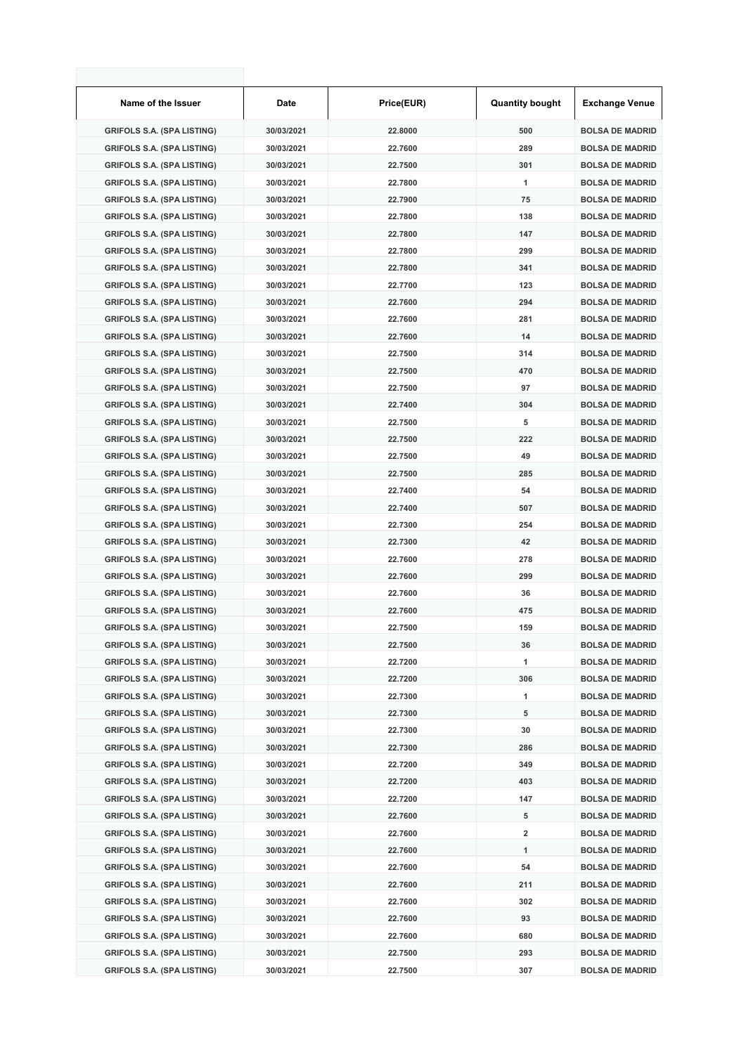| Name of the Issuer | Date | Price(EUR) | Quantity bought | Exchange Venue |
|---|---|---|---|---|
| GRIFOLS S.A. (SPA LISTING) | 30/03/2021 | 22.8000 | 500 | BOLSA DE MADRID |
| GRIFOLS S.A. (SPA LISTING) | 30/03/2021 | 22.7600 | 289 | BOLSA DE MADRID |
| GRIFOLS S.A. (SPA LISTING) | 30/03/2021 | 22.7500 | 301 | BOLSA DE MADRID |
| GRIFOLS S.A. (SPA LISTING) | 30/03/2021 | 22.7800 | 1 | BOLSA DE MADRID |
| GRIFOLS S.A. (SPA LISTING) | 30/03/2021 | 22.7900 | 75 | BOLSA DE MADRID |
| GRIFOLS S.A. (SPA LISTING) | 30/03/2021 | 22.7800 | 138 | BOLSA DE MADRID |
| GRIFOLS S.A. (SPA LISTING) | 30/03/2021 | 22.7800 | 147 | BOLSA DE MADRID |
| GRIFOLS S.A. (SPA LISTING) | 30/03/2021 | 22.7800 | 299 | BOLSA DE MADRID |
| GRIFOLS S.A. (SPA LISTING) | 30/03/2021 | 22.7800 | 341 | BOLSA DE MADRID |
| GRIFOLS S.A. (SPA LISTING) | 30/03/2021 | 22.7700 | 123 | BOLSA DE MADRID |
| GRIFOLS S.A. (SPA LISTING) | 30/03/2021 | 22.7600 | 294 | BOLSA DE MADRID |
| GRIFOLS S.A. (SPA LISTING) | 30/03/2021 | 22.7600 | 281 | BOLSA DE MADRID |
| GRIFOLS S.A. (SPA LISTING) | 30/03/2021 | 22.7600 | 14 | BOLSA DE MADRID |
| GRIFOLS S.A. (SPA LISTING) | 30/03/2021 | 22.7500 | 314 | BOLSA DE MADRID |
| GRIFOLS S.A. (SPA LISTING) | 30/03/2021 | 22.7500 | 470 | BOLSA DE MADRID |
| GRIFOLS S.A. (SPA LISTING) | 30/03/2021 | 22.7500 | 97 | BOLSA DE MADRID |
| GRIFOLS S.A. (SPA LISTING) | 30/03/2021 | 22.7400 | 304 | BOLSA DE MADRID |
| GRIFOLS S.A. (SPA LISTING) | 30/03/2021 | 22.7500 | 5 | BOLSA DE MADRID |
| GRIFOLS S.A. (SPA LISTING) | 30/03/2021 | 22.7500 | 222 | BOLSA DE MADRID |
| GRIFOLS S.A. (SPA LISTING) | 30/03/2021 | 22.7500 | 49 | BOLSA DE MADRID |
| GRIFOLS S.A. (SPA LISTING) | 30/03/2021 | 22.7500 | 285 | BOLSA DE MADRID |
| GRIFOLS S.A. (SPA LISTING) | 30/03/2021 | 22.7400 | 54 | BOLSA DE MADRID |
| GRIFOLS S.A. (SPA LISTING) | 30/03/2021 | 22.7400 | 507 | BOLSA DE MADRID |
| GRIFOLS S.A. (SPA LISTING) | 30/03/2021 | 22.7300 | 254 | BOLSA DE MADRID |
| GRIFOLS S.A. (SPA LISTING) | 30/03/2021 | 22.7300 | 42 | BOLSA DE MADRID |
| GRIFOLS S.A. (SPA LISTING) | 30/03/2021 | 22.7600 | 278 | BOLSA DE MADRID |
| GRIFOLS S.A. (SPA LISTING) | 30/03/2021 | 22.7600 | 299 | BOLSA DE MADRID |
| GRIFOLS S.A. (SPA LISTING) | 30/03/2021 | 22.7600 | 36 | BOLSA DE MADRID |
| GRIFOLS S.A. (SPA LISTING) | 30/03/2021 | 22.7600 | 475 | BOLSA DE MADRID |
| GRIFOLS S.A. (SPA LISTING) | 30/03/2021 | 22.7500 | 159 | BOLSA DE MADRID |
| GRIFOLS S.A. (SPA LISTING) | 30/03/2021 | 22.7500 | 36 | BOLSA DE MADRID |
| GRIFOLS S.A. (SPA LISTING) | 30/03/2021 | 22.7200 | 1 | BOLSA DE MADRID |
| GRIFOLS S.A. (SPA LISTING) | 30/03/2021 | 22.7200 | 306 | BOLSA DE MADRID |
| GRIFOLS S.A. (SPA LISTING) | 30/03/2021 | 22.7300 | 1 | BOLSA DE MADRID |
| GRIFOLS S.A. (SPA LISTING) | 30/03/2021 | 22.7300 | 5 | BOLSA DE MADRID |
| GRIFOLS S.A. (SPA LISTING) | 30/03/2021 | 22.7300 | 30 | BOLSA DE MADRID |
| GRIFOLS S.A. (SPA LISTING) | 30/03/2021 | 22.7300 | 286 | BOLSA DE MADRID |
| GRIFOLS S.A. (SPA LISTING) | 30/03/2021 | 22.7200 | 349 | BOLSA DE MADRID |
| GRIFOLS S.A. (SPA LISTING) | 30/03/2021 | 22.7200 | 403 | BOLSA DE MADRID |
| GRIFOLS S.A. (SPA LISTING) | 30/03/2021 | 22.7200 | 147 | BOLSA DE MADRID |
| GRIFOLS S.A. (SPA LISTING) | 30/03/2021 | 22.7600 | 5 | BOLSA DE MADRID |
| GRIFOLS S.A. (SPA LISTING) | 30/03/2021 | 22.7600 | 2 | BOLSA DE MADRID |
| GRIFOLS S.A. (SPA LISTING) | 30/03/2021 | 22.7600 | 1 | BOLSA DE MADRID |
| GRIFOLS S.A. (SPA LISTING) | 30/03/2021 | 22.7600 | 54 | BOLSA DE MADRID |
| GRIFOLS S.A. (SPA LISTING) | 30/03/2021 | 22.7600 | 211 | BOLSA DE MADRID |
| GRIFOLS S.A. (SPA LISTING) | 30/03/2021 | 22.7600 | 302 | BOLSA DE MADRID |
| GRIFOLS S.A. (SPA LISTING) | 30/03/2021 | 22.7600 | 93 | BOLSA DE MADRID |
| GRIFOLS S.A. (SPA LISTING) | 30/03/2021 | 22.7600 | 680 | BOLSA DE MADRID |
| GRIFOLS S.A. (SPA LISTING) | 30/03/2021 | 22.7500 | 293 | BOLSA DE MADRID |
| GRIFOLS S.A. (SPA LISTING) | 30/03/2021 | 22.7500 | 307 | BOLSA DE MADRID |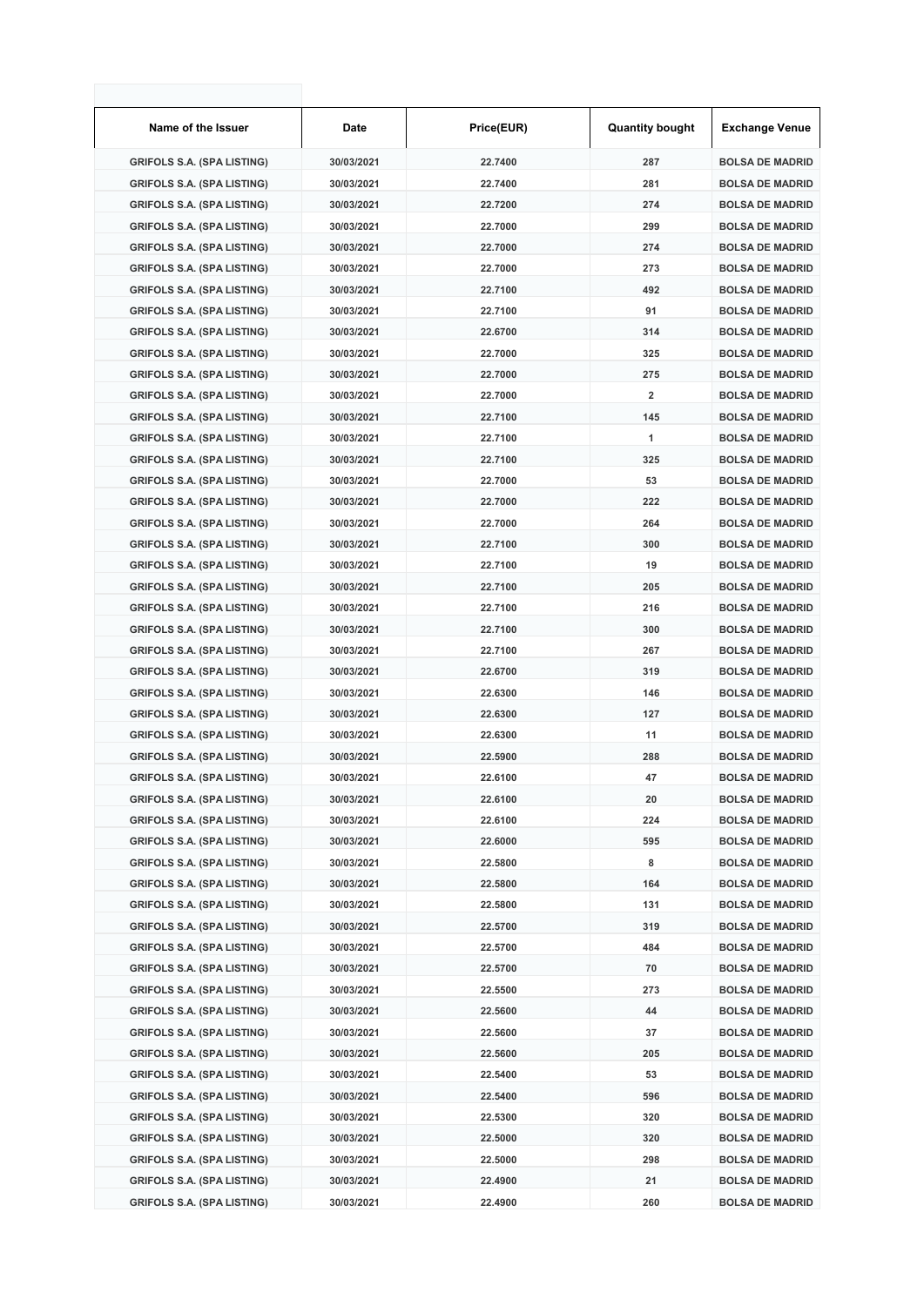| Name of the Issuer | Date | Price(EUR) | Quantity bought | Exchange Venue |
|---|---|---|---|---|
| GRIFOLS S.A. (SPA LISTING) | 30/03/2021 | 22.7400 | 287 | BOLSA DE MADRID |
| GRIFOLS S.A. (SPA LISTING) | 30/03/2021 | 22.7400 | 281 | BOLSA DE MADRID |
| GRIFOLS S.A. (SPA LISTING) | 30/03/2021 | 22.7200 | 274 | BOLSA DE MADRID |
| GRIFOLS S.A. (SPA LISTING) | 30/03/2021 | 22.7000 | 299 | BOLSA DE MADRID |
| GRIFOLS S.A. (SPA LISTING) | 30/03/2021 | 22.7000 | 274 | BOLSA DE MADRID |
| GRIFOLS S.A. (SPA LISTING) | 30/03/2021 | 22.7000 | 273 | BOLSA DE MADRID |
| GRIFOLS S.A. (SPA LISTING) | 30/03/2021 | 22.7100 | 492 | BOLSA DE MADRID |
| GRIFOLS S.A. (SPA LISTING) | 30/03/2021 | 22.7100 | 91 | BOLSA DE MADRID |
| GRIFOLS S.A. (SPA LISTING) | 30/03/2021 | 22.6700 | 314 | BOLSA DE MADRID |
| GRIFOLS S.A. (SPA LISTING) | 30/03/2021 | 22.7000 | 325 | BOLSA DE MADRID |
| GRIFOLS S.A. (SPA LISTING) | 30/03/2021 | 22.7000 | 275 | BOLSA DE MADRID |
| GRIFOLS S.A. (SPA LISTING) | 30/03/2021 | 22.7000 | 2 | BOLSA DE MADRID |
| GRIFOLS S.A. (SPA LISTING) | 30/03/2021 | 22.7100 | 145 | BOLSA DE MADRID |
| GRIFOLS S.A. (SPA LISTING) | 30/03/2021 | 22.7100 | 1 | BOLSA DE MADRID |
| GRIFOLS S.A. (SPA LISTING) | 30/03/2021 | 22.7100 | 325 | BOLSA DE MADRID |
| GRIFOLS S.A. (SPA LISTING) | 30/03/2021 | 22.7000 | 53 | BOLSA DE MADRID |
| GRIFOLS S.A. (SPA LISTING) | 30/03/2021 | 22.7000 | 222 | BOLSA DE MADRID |
| GRIFOLS S.A. (SPA LISTING) | 30/03/2021 | 22.7000 | 264 | BOLSA DE MADRID |
| GRIFOLS S.A. (SPA LISTING) | 30/03/2021 | 22.7100 | 300 | BOLSA DE MADRID |
| GRIFOLS S.A. (SPA LISTING) | 30/03/2021 | 22.7100 | 19 | BOLSA DE MADRID |
| GRIFOLS S.A. (SPA LISTING) | 30/03/2021 | 22.7100 | 205 | BOLSA DE MADRID |
| GRIFOLS S.A. (SPA LISTING) | 30/03/2021 | 22.7100 | 216 | BOLSA DE MADRID |
| GRIFOLS S.A. (SPA LISTING) | 30/03/2021 | 22.7100 | 300 | BOLSA DE MADRID |
| GRIFOLS S.A. (SPA LISTING) | 30/03/2021 | 22.7100 | 267 | BOLSA DE MADRID |
| GRIFOLS S.A. (SPA LISTING) | 30/03/2021 | 22.6700 | 319 | BOLSA DE MADRID |
| GRIFOLS S.A. (SPA LISTING) | 30/03/2021 | 22.6300 | 146 | BOLSA DE MADRID |
| GRIFOLS S.A. (SPA LISTING) | 30/03/2021 | 22.6300 | 127 | BOLSA DE MADRID |
| GRIFOLS S.A. (SPA LISTING) | 30/03/2021 | 22.6300 | 11 | BOLSA DE MADRID |
| GRIFOLS S.A. (SPA LISTING) | 30/03/2021 | 22.5900 | 288 | BOLSA DE MADRID |
| GRIFOLS S.A. (SPA LISTING) | 30/03/2021 | 22.6100 | 47 | BOLSA DE MADRID |
| GRIFOLS S.A. (SPA LISTING) | 30/03/2021 | 22.6100 | 20 | BOLSA DE MADRID |
| GRIFOLS S.A. (SPA LISTING) | 30/03/2021 | 22.6100 | 224 | BOLSA DE MADRID |
| GRIFOLS S.A. (SPA LISTING) | 30/03/2021 | 22.6000 | 595 | BOLSA DE MADRID |
| GRIFOLS S.A. (SPA LISTING) | 30/03/2021 | 22.5800 | 8 | BOLSA DE MADRID |
| GRIFOLS S.A. (SPA LISTING) | 30/03/2021 | 22.5800 | 164 | BOLSA DE MADRID |
| GRIFOLS S.A. (SPA LISTING) | 30/03/2021 | 22.5800 | 131 | BOLSA DE MADRID |
| GRIFOLS S.A. (SPA LISTING) | 30/03/2021 | 22.5700 | 319 | BOLSA DE MADRID |
| GRIFOLS S.A. (SPA LISTING) | 30/03/2021 | 22.5700 | 484 | BOLSA DE MADRID |
| GRIFOLS S.A. (SPA LISTING) | 30/03/2021 | 22.5700 | 70 | BOLSA DE MADRID |
| GRIFOLS S.A. (SPA LISTING) | 30/03/2021 | 22.5500 | 273 | BOLSA DE MADRID |
| GRIFOLS S.A. (SPA LISTING) | 30/03/2021 | 22.5600 | 44 | BOLSA DE MADRID |
| GRIFOLS S.A. (SPA LISTING) | 30/03/2021 | 22.5600 | 37 | BOLSA DE MADRID |
| GRIFOLS S.A. (SPA LISTING) | 30/03/2021 | 22.5600 | 205 | BOLSA DE MADRID |
| GRIFOLS S.A. (SPA LISTING) | 30/03/2021 | 22.5400 | 53 | BOLSA DE MADRID |
| GRIFOLS S.A. (SPA LISTING) | 30/03/2021 | 22.5400 | 596 | BOLSA DE MADRID |
| GRIFOLS S.A. (SPA LISTING) | 30/03/2021 | 22.5300 | 320 | BOLSA DE MADRID |
| GRIFOLS S.A. (SPA LISTING) | 30/03/2021 | 22.5000 | 320 | BOLSA DE MADRID |
| GRIFOLS S.A. (SPA LISTING) | 30/03/2021 | 22.5000 | 298 | BOLSA DE MADRID |
| GRIFOLS S.A. (SPA LISTING) | 30/03/2021 | 22.4900 | 21 | BOLSA DE MADRID |
| GRIFOLS S.A. (SPA LISTING) | 30/03/2021 | 22.4900 | 260 | BOLSA DE MADRID |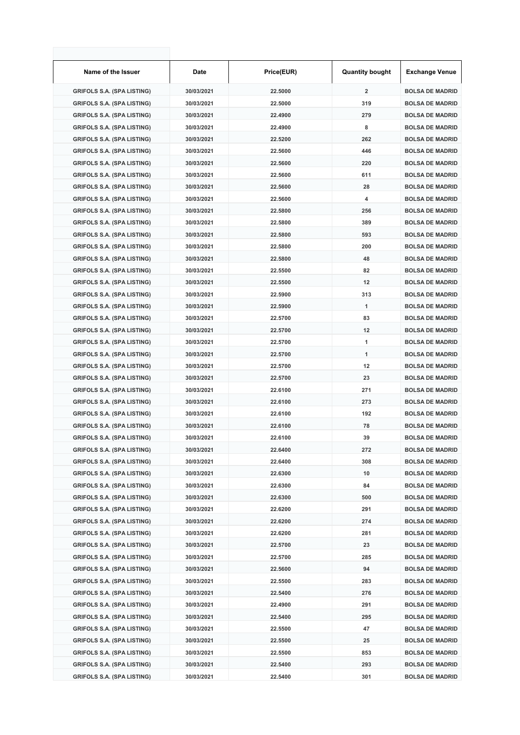| Name of the Issuer | Date | Price(EUR) | Quantity bought | Exchange Venue |
|---|---|---|---|---|
| GRIFOLS S.A. (SPA LISTING) | 30/03/2021 | 22.5000 | 2 | BOLSA DE MADRID |
| GRIFOLS S.A. (SPA LISTING) | 30/03/2021 | 22.5000 | 319 | BOLSA DE MADRID |
| GRIFOLS S.A. (SPA LISTING) | 30/03/2021 | 22.4900 | 279 | BOLSA DE MADRID |
| GRIFOLS S.A. (SPA LISTING) | 30/03/2021 | 22.4900 | 8 | BOLSA DE MADRID |
| GRIFOLS S.A. (SPA LISTING) | 30/03/2021 | 22.5200 | 262 | BOLSA DE MADRID |
| GRIFOLS S.A. (SPA LISTING) | 30/03/2021 | 22.5600 | 446 | BOLSA DE MADRID |
| GRIFOLS S.A. (SPA LISTING) | 30/03/2021 | 22.5600 | 220 | BOLSA DE MADRID |
| GRIFOLS S.A. (SPA LISTING) | 30/03/2021 | 22.5600 | 611 | BOLSA DE MADRID |
| GRIFOLS S.A. (SPA LISTING) | 30/03/2021 | 22.5600 | 28 | BOLSA DE MADRID |
| GRIFOLS S.A. (SPA LISTING) | 30/03/2021 | 22.5600 | 4 | BOLSA DE MADRID |
| GRIFOLS S.A. (SPA LISTING) | 30/03/2021 | 22.5800 | 256 | BOLSA DE MADRID |
| GRIFOLS S.A. (SPA LISTING) | 30/03/2021 | 22.5800 | 389 | BOLSA DE MADRID |
| GRIFOLS S.A. (SPA LISTING) | 30/03/2021 | 22.5800 | 593 | BOLSA DE MADRID |
| GRIFOLS S.A. (SPA LISTING) | 30/03/2021 | 22.5800 | 200 | BOLSA DE MADRID |
| GRIFOLS S.A. (SPA LISTING) | 30/03/2021 | 22.5800 | 48 | BOLSA DE MADRID |
| GRIFOLS S.A. (SPA LISTING) | 30/03/2021 | 22.5500 | 82 | BOLSA DE MADRID |
| GRIFOLS S.A. (SPA LISTING) | 30/03/2021 | 22.5500 | 12 | BOLSA DE MADRID |
| GRIFOLS S.A. (SPA LISTING) | 30/03/2021 | 22.5900 | 313 | BOLSA DE MADRID |
| GRIFOLS S.A. (SPA LISTING) | 30/03/2021 | 22.5900 | 1 | BOLSA DE MADRID |
| GRIFOLS S.A. (SPA LISTING) | 30/03/2021 | 22.5700 | 83 | BOLSA DE MADRID |
| GRIFOLS S.A. (SPA LISTING) | 30/03/2021 | 22.5700 | 12 | BOLSA DE MADRID |
| GRIFOLS S.A. (SPA LISTING) | 30/03/2021 | 22.5700 | 1 | BOLSA DE MADRID |
| GRIFOLS S.A. (SPA LISTING) | 30/03/2021 | 22.5700 | 1 | BOLSA DE MADRID |
| GRIFOLS S.A. (SPA LISTING) | 30/03/2021 | 22.5700 | 12 | BOLSA DE MADRID |
| GRIFOLS S.A. (SPA LISTING) | 30/03/2021 | 22.5700 | 23 | BOLSA DE MADRID |
| GRIFOLS S.A. (SPA LISTING) | 30/03/2021 | 22.6100 | 271 | BOLSA DE MADRID |
| GRIFOLS S.A. (SPA LISTING) | 30/03/2021 | 22.6100 | 273 | BOLSA DE MADRID |
| GRIFOLS S.A. (SPA LISTING) | 30/03/2021 | 22.6100 | 192 | BOLSA DE MADRID |
| GRIFOLS S.A. (SPA LISTING) | 30/03/2021 | 22.6100 | 78 | BOLSA DE MADRID |
| GRIFOLS S.A. (SPA LISTING) | 30/03/2021 | 22.6100 | 39 | BOLSA DE MADRID |
| GRIFOLS S.A. (SPA LISTING) | 30/03/2021 | 22.6400 | 272 | BOLSA DE MADRID |
| GRIFOLS S.A. (SPA LISTING) | 30/03/2021 | 22.6400 | 308 | BOLSA DE MADRID |
| GRIFOLS S.A. (SPA LISTING) | 30/03/2021 | 22.6300 | 10 | BOLSA DE MADRID |
| GRIFOLS S.A. (SPA LISTING) | 30/03/2021 | 22.6300 | 84 | BOLSA DE MADRID |
| GRIFOLS S.A. (SPA LISTING) | 30/03/2021 | 22.6300 | 500 | BOLSA DE MADRID |
| GRIFOLS S.A. (SPA LISTING) | 30/03/2021 | 22.6200 | 291 | BOLSA DE MADRID |
| GRIFOLS S.A. (SPA LISTING) | 30/03/2021 | 22.6200 | 274 | BOLSA DE MADRID |
| GRIFOLS S.A. (SPA LISTING) | 30/03/2021 | 22.6200 | 281 | BOLSA DE MADRID |
| GRIFOLS S.A. (SPA LISTING) | 30/03/2021 | 22.5700 | 23 | BOLSA DE MADRID |
| GRIFOLS S.A. (SPA LISTING) | 30/03/2021 | 22.5700 | 285 | BOLSA DE MADRID |
| GRIFOLS S.A. (SPA LISTING) | 30/03/2021 | 22.5600 | 94 | BOLSA DE MADRID |
| GRIFOLS S.A. (SPA LISTING) | 30/03/2021 | 22.5500 | 283 | BOLSA DE MADRID |
| GRIFOLS S.A. (SPA LISTING) | 30/03/2021 | 22.5400 | 276 | BOLSA DE MADRID |
| GRIFOLS S.A. (SPA LISTING) | 30/03/2021 | 22.4900 | 291 | BOLSA DE MADRID |
| GRIFOLS S.A. (SPA LISTING) | 30/03/2021 | 22.5400 | 295 | BOLSA DE MADRID |
| GRIFOLS S.A. (SPA LISTING) | 30/03/2021 | 22.5500 | 47 | BOLSA DE MADRID |
| GRIFOLS S.A. (SPA LISTING) | 30/03/2021 | 22.5500 | 25 | BOLSA DE MADRID |
| GRIFOLS S.A. (SPA LISTING) | 30/03/2021 | 22.5500 | 853 | BOLSA DE MADRID |
| GRIFOLS S.A. (SPA LISTING) | 30/03/2021 | 22.5400 | 293 | BOLSA DE MADRID |
| GRIFOLS S.A. (SPA LISTING) | 30/03/2021 | 22.5400 | 301 | BOLSA DE MADRID |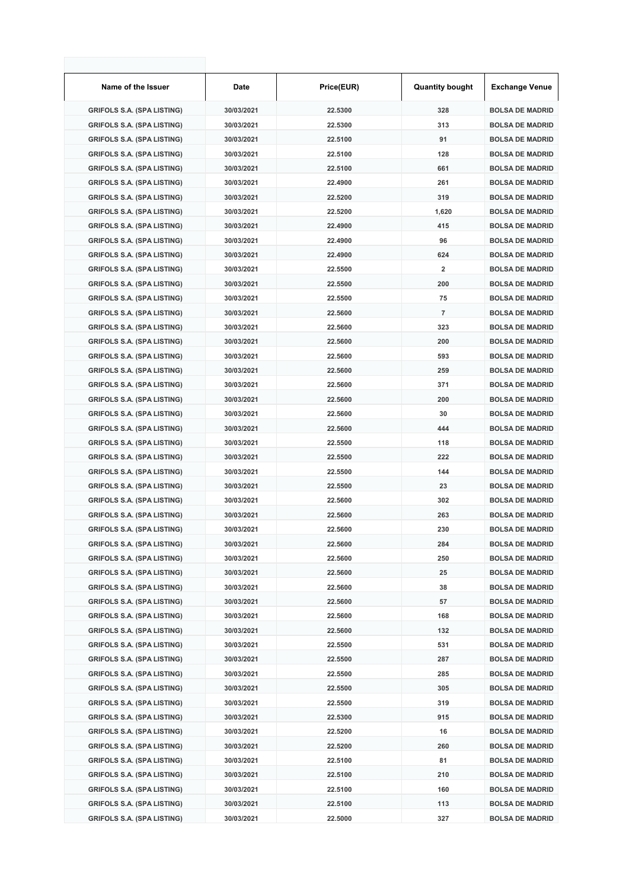| Name of the Issuer | Date | Price(EUR) | Quantity bought | Exchange Venue |
|---|---|---|---|---|
| GRIFOLS S.A. (SPA LISTING) | 30/03/2021 | 22.5300 | 328 | BOLSA DE MADRID |
| GRIFOLS S.A. (SPA LISTING) | 30/03/2021 | 22.5300 | 313 | BOLSA DE MADRID |
| GRIFOLS S.A. (SPA LISTING) | 30/03/2021 | 22.5100 | 91 | BOLSA DE MADRID |
| GRIFOLS S.A. (SPA LISTING) | 30/03/2021 | 22.5100 | 128 | BOLSA DE MADRID |
| GRIFOLS S.A. (SPA LISTING) | 30/03/2021 | 22.5100 | 661 | BOLSA DE MADRID |
| GRIFOLS S.A. (SPA LISTING) | 30/03/2021 | 22.4900 | 261 | BOLSA DE MADRID |
| GRIFOLS S.A. (SPA LISTING) | 30/03/2021 | 22.5200 | 319 | BOLSA DE MADRID |
| GRIFOLS S.A. (SPA LISTING) | 30/03/2021 | 22.5200 | 1,620 | BOLSA DE MADRID |
| GRIFOLS S.A. (SPA LISTING) | 30/03/2021 | 22.4900 | 415 | BOLSA DE MADRID |
| GRIFOLS S.A. (SPA LISTING) | 30/03/2021 | 22.4900 | 96 | BOLSA DE MADRID |
| GRIFOLS S.A. (SPA LISTING) | 30/03/2021 | 22.4900 | 624 | BOLSA DE MADRID |
| GRIFOLS S.A. (SPA LISTING) | 30/03/2021 | 22.5500 | 2 | BOLSA DE MADRID |
| GRIFOLS S.A. (SPA LISTING) | 30/03/2021 | 22.5500 | 200 | BOLSA DE MADRID |
| GRIFOLS S.A. (SPA LISTING) | 30/03/2021 | 22.5500 | 75 | BOLSA DE MADRID |
| GRIFOLS S.A. (SPA LISTING) | 30/03/2021 | 22.5600 | 7 | BOLSA DE MADRID |
| GRIFOLS S.A. (SPA LISTING) | 30/03/2021 | 22.5600 | 323 | BOLSA DE MADRID |
| GRIFOLS S.A. (SPA LISTING) | 30/03/2021 | 22.5600 | 200 | BOLSA DE MADRID |
| GRIFOLS S.A. (SPA LISTING) | 30/03/2021 | 22.5600 | 593 | BOLSA DE MADRID |
| GRIFOLS S.A. (SPA LISTING) | 30/03/2021 | 22.5600 | 259 | BOLSA DE MADRID |
| GRIFOLS S.A. (SPA LISTING) | 30/03/2021 | 22.5600 | 371 | BOLSA DE MADRID |
| GRIFOLS S.A. (SPA LISTING) | 30/03/2021 | 22.5600 | 200 | BOLSA DE MADRID |
| GRIFOLS S.A. (SPA LISTING) | 30/03/2021 | 22.5600 | 30 | BOLSA DE MADRID |
| GRIFOLS S.A. (SPA LISTING) | 30/03/2021 | 22.5600 | 444 | BOLSA DE MADRID |
| GRIFOLS S.A. (SPA LISTING) | 30/03/2021 | 22.5500 | 118 | BOLSA DE MADRID |
| GRIFOLS S.A. (SPA LISTING) | 30/03/2021 | 22.5500 | 222 | BOLSA DE MADRID |
| GRIFOLS S.A. (SPA LISTING) | 30/03/2021 | 22.5500 | 144 | BOLSA DE MADRID |
| GRIFOLS S.A. (SPA LISTING) | 30/03/2021 | 22.5500 | 23 | BOLSA DE MADRID |
| GRIFOLS S.A. (SPA LISTING) | 30/03/2021 | 22.5600 | 302 | BOLSA DE MADRID |
| GRIFOLS S.A. (SPA LISTING) | 30/03/2021 | 22.5600 | 263 | BOLSA DE MADRID |
| GRIFOLS S.A. (SPA LISTING) | 30/03/2021 | 22.5600 | 230 | BOLSA DE MADRID |
| GRIFOLS S.A. (SPA LISTING) | 30/03/2021 | 22.5600 | 284 | BOLSA DE MADRID |
| GRIFOLS S.A. (SPA LISTING) | 30/03/2021 | 22.5600 | 250 | BOLSA DE MADRID |
| GRIFOLS S.A. (SPA LISTING) | 30/03/2021 | 22.5600 | 25 | BOLSA DE MADRID |
| GRIFOLS S.A. (SPA LISTING) | 30/03/2021 | 22.5600 | 38 | BOLSA DE MADRID |
| GRIFOLS S.A. (SPA LISTING) | 30/03/2021 | 22.5600 | 57 | BOLSA DE MADRID |
| GRIFOLS S.A. (SPA LISTING) | 30/03/2021 | 22.5600 | 168 | BOLSA DE MADRID |
| GRIFOLS S.A. (SPA LISTING) | 30/03/2021 | 22.5600 | 132 | BOLSA DE MADRID |
| GRIFOLS S.A. (SPA LISTING) | 30/03/2021 | 22.5500 | 531 | BOLSA DE MADRID |
| GRIFOLS S.A. (SPA LISTING) | 30/03/2021 | 22.5500 | 287 | BOLSA DE MADRID |
| GRIFOLS S.A. (SPA LISTING) | 30/03/2021 | 22.5500 | 285 | BOLSA DE MADRID |
| GRIFOLS S.A. (SPA LISTING) | 30/03/2021 | 22.5500 | 305 | BOLSA DE MADRID |
| GRIFOLS S.A. (SPA LISTING) | 30/03/2021 | 22.5500 | 319 | BOLSA DE MADRID |
| GRIFOLS S.A. (SPA LISTING) | 30/03/2021 | 22.5300 | 915 | BOLSA DE MADRID |
| GRIFOLS S.A. (SPA LISTING) | 30/03/2021 | 22.5200 | 16 | BOLSA DE MADRID |
| GRIFOLS S.A. (SPA LISTING) | 30/03/2021 | 22.5200 | 260 | BOLSA DE MADRID |
| GRIFOLS S.A. (SPA LISTING) | 30/03/2021 | 22.5100 | 81 | BOLSA DE MADRID |
| GRIFOLS S.A. (SPA LISTING) | 30/03/2021 | 22.5100 | 210 | BOLSA DE MADRID |
| GRIFOLS S.A. (SPA LISTING) | 30/03/2021 | 22.5100 | 160 | BOLSA DE MADRID |
| GRIFOLS S.A. (SPA LISTING) | 30/03/2021 | 22.5100 | 113 | BOLSA DE MADRID |
| GRIFOLS S.A. (SPA LISTING) | 30/03/2021 | 22.5000 | 327 | BOLSA DE MADRID |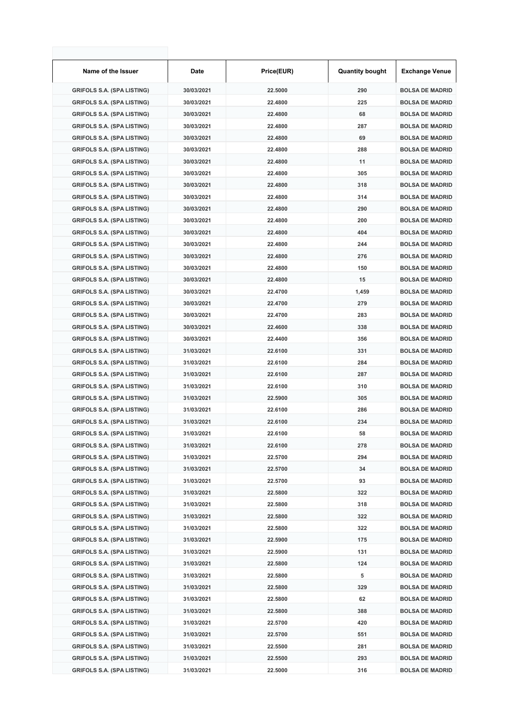| Name of the Issuer | Date | Price(EUR) | Quantity bought | Exchange Venue |
|---|---|---|---|---|
| GRIFOLS S.A. (SPA LISTING) | 30/03/2021 | 22.5000 | 290 | BOLSA DE MADRID |
| GRIFOLS S.A. (SPA LISTING) | 30/03/2021 | 22.4800 | 225 | BOLSA DE MADRID |
| GRIFOLS S.A. (SPA LISTING) | 30/03/2021 | 22.4800 | 68 | BOLSA DE MADRID |
| GRIFOLS S.A. (SPA LISTING) | 30/03/2021 | 22.4800 | 287 | BOLSA DE MADRID |
| GRIFOLS S.A. (SPA LISTING) | 30/03/2021 | 22.4800 | 69 | BOLSA DE MADRID |
| GRIFOLS S.A. (SPA LISTING) | 30/03/2021 | 22.4800 | 288 | BOLSA DE MADRID |
| GRIFOLS S.A. (SPA LISTING) | 30/03/2021 | 22.4800 | 11 | BOLSA DE MADRID |
| GRIFOLS S.A. (SPA LISTING) | 30/03/2021 | 22.4800 | 305 | BOLSA DE MADRID |
| GRIFOLS S.A. (SPA LISTING) | 30/03/2021 | 22.4800 | 318 | BOLSA DE MADRID |
| GRIFOLS S.A. (SPA LISTING) | 30/03/2021 | 22.4800 | 314 | BOLSA DE MADRID |
| GRIFOLS S.A. (SPA LISTING) | 30/03/2021 | 22.4800 | 290 | BOLSA DE MADRID |
| GRIFOLS S.A. (SPA LISTING) | 30/03/2021 | 22.4800 | 200 | BOLSA DE MADRID |
| GRIFOLS S.A. (SPA LISTING) | 30/03/2021 | 22.4800 | 404 | BOLSA DE MADRID |
| GRIFOLS S.A. (SPA LISTING) | 30/03/2021 | 22.4800 | 244 | BOLSA DE MADRID |
| GRIFOLS S.A. (SPA LISTING) | 30/03/2021 | 22.4800 | 276 | BOLSA DE MADRID |
| GRIFOLS S.A. (SPA LISTING) | 30/03/2021 | 22.4800 | 150 | BOLSA DE MADRID |
| GRIFOLS S.A. (SPA LISTING) | 30/03/2021 | 22.4800 | 15 | BOLSA DE MADRID |
| GRIFOLS S.A. (SPA LISTING) | 30/03/2021 | 22.4700 | 1,459 | BOLSA DE MADRID |
| GRIFOLS S.A. (SPA LISTING) | 30/03/2021 | 22.4700 | 279 | BOLSA DE MADRID |
| GRIFOLS S.A. (SPA LISTING) | 30/03/2021 | 22.4700 | 283 | BOLSA DE MADRID |
| GRIFOLS S.A. (SPA LISTING) | 30/03/2021 | 22.4600 | 338 | BOLSA DE MADRID |
| GRIFOLS S.A. (SPA LISTING) | 30/03/2021 | 22.4400 | 356 | BOLSA DE MADRID |
| GRIFOLS S.A. (SPA LISTING) | 31/03/2021 | 22.6100 | 331 | BOLSA DE MADRID |
| GRIFOLS S.A. (SPA LISTING) | 31/03/2021 | 22.6100 | 284 | BOLSA DE MADRID |
| GRIFOLS S.A. (SPA LISTING) | 31/03/2021 | 22.6100 | 287 | BOLSA DE MADRID |
| GRIFOLS S.A. (SPA LISTING) | 31/03/2021 | 22.6100 | 310 | BOLSA DE MADRID |
| GRIFOLS S.A. (SPA LISTING) | 31/03/2021 | 22.5900 | 305 | BOLSA DE MADRID |
| GRIFOLS S.A. (SPA LISTING) | 31/03/2021 | 22.6100 | 286 | BOLSA DE MADRID |
| GRIFOLS S.A. (SPA LISTING) | 31/03/2021 | 22.6100 | 234 | BOLSA DE MADRID |
| GRIFOLS S.A. (SPA LISTING) | 31/03/2021 | 22.6100 | 58 | BOLSA DE MADRID |
| GRIFOLS S.A. (SPA LISTING) | 31/03/2021 | 22.6100 | 278 | BOLSA DE MADRID |
| GRIFOLS S.A. (SPA LISTING) | 31/03/2021 | 22.5700 | 294 | BOLSA DE MADRID |
| GRIFOLS S.A. (SPA LISTING) | 31/03/2021 | 22.5700 | 34 | BOLSA DE MADRID |
| GRIFOLS S.A. (SPA LISTING) | 31/03/2021 | 22.5700 | 93 | BOLSA DE MADRID |
| GRIFOLS S.A. (SPA LISTING) | 31/03/2021 | 22.5800 | 322 | BOLSA DE MADRID |
| GRIFOLS S.A. (SPA LISTING) | 31/03/2021 | 22.5800 | 318 | BOLSA DE MADRID |
| GRIFOLS S.A. (SPA LISTING) | 31/03/2021 | 22.5800 | 322 | BOLSA DE MADRID |
| GRIFOLS S.A. (SPA LISTING) | 31/03/2021 | 22.5800 | 322 | BOLSA DE MADRID |
| GRIFOLS S.A. (SPA LISTING) | 31/03/2021 | 22.5900 | 175 | BOLSA DE MADRID |
| GRIFOLS S.A. (SPA LISTING) | 31/03/2021 | 22.5900 | 131 | BOLSA DE MADRID |
| GRIFOLS S.A. (SPA LISTING) | 31/03/2021 | 22.5800 | 124 | BOLSA DE MADRID |
| GRIFOLS S.A. (SPA LISTING) | 31/03/2021 | 22.5800 | 5 | BOLSA DE MADRID |
| GRIFOLS S.A. (SPA LISTING) | 31/03/2021 | 22.5800 | 329 | BOLSA DE MADRID |
| GRIFOLS S.A. (SPA LISTING) | 31/03/2021 | 22.5800 | 62 | BOLSA DE MADRID |
| GRIFOLS S.A. (SPA LISTING) | 31/03/2021 | 22.5800 | 388 | BOLSA DE MADRID |
| GRIFOLS S.A. (SPA LISTING) | 31/03/2021 | 22.5700 | 420 | BOLSA DE MADRID |
| GRIFOLS S.A. (SPA LISTING) | 31/03/2021 | 22.5700 | 551 | BOLSA DE MADRID |
| GRIFOLS S.A. (SPA LISTING) | 31/03/2021 | 22.5500 | 281 | BOLSA DE MADRID |
| GRIFOLS S.A. (SPA LISTING) | 31/03/2021 | 22.5500 | 293 | BOLSA DE MADRID |
| GRIFOLS S.A. (SPA LISTING) | 31/03/2021 | 22.5000 | 316 | BOLSA DE MADRID |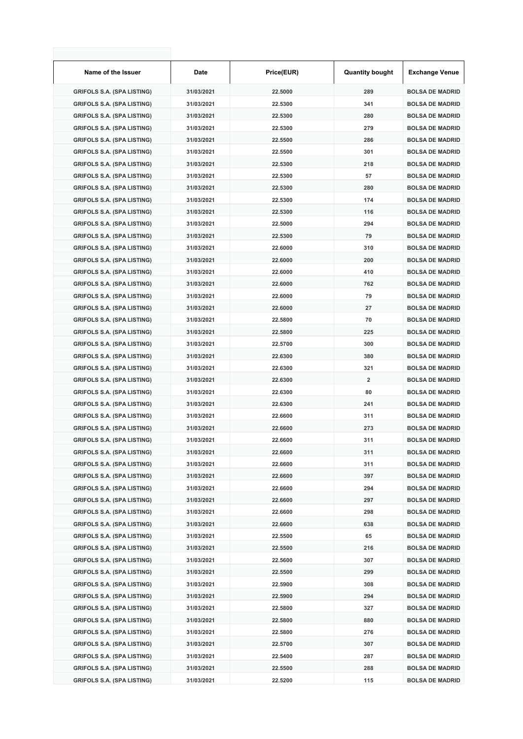| Name of the Issuer | Date | Price(EUR) | Quantity bought | Exchange Venue |
| --- | --- | --- | --- | --- |
| GRIFOLS S.A. (SPA LISTING) | 31/03/2021 | 22.5000 | 289 | BOLSA DE MADRID |
| GRIFOLS S.A. (SPA LISTING) | 31/03/2021 | 22.5300 | 341 | BOLSA DE MADRID |
| GRIFOLS S.A. (SPA LISTING) | 31/03/2021 | 22.5300 | 280 | BOLSA DE MADRID |
| GRIFOLS S.A. (SPA LISTING) | 31/03/2021 | 22.5300 | 279 | BOLSA DE MADRID |
| GRIFOLS S.A. (SPA LISTING) | 31/03/2021 | 22.5500 | 286 | BOLSA DE MADRID |
| GRIFOLS S.A. (SPA LISTING) | 31/03/2021 | 22.5500 | 301 | BOLSA DE MADRID |
| GRIFOLS S.A. (SPA LISTING) | 31/03/2021 | 22.5300 | 218 | BOLSA DE MADRID |
| GRIFOLS S.A. (SPA LISTING) | 31/03/2021 | 22.5300 | 57 | BOLSA DE MADRID |
| GRIFOLS S.A. (SPA LISTING) | 31/03/2021 | 22.5300 | 280 | BOLSA DE MADRID |
| GRIFOLS S.A. (SPA LISTING) | 31/03/2021 | 22.5300 | 174 | BOLSA DE MADRID |
| GRIFOLS S.A. (SPA LISTING) | 31/03/2021 | 22.5300 | 116 | BOLSA DE MADRID |
| GRIFOLS S.A. (SPA LISTING) | 31/03/2021 | 22.5000 | 294 | BOLSA DE MADRID |
| GRIFOLS S.A. (SPA LISTING) | 31/03/2021 | 22.5300 | 79 | BOLSA DE MADRID |
| GRIFOLS S.A. (SPA LISTING) | 31/03/2021 | 22.6000 | 310 | BOLSA DE MADRID |
| GRIFOLS S.A. (SPA LISTING) | 31/03/2021 | 22.6000 | 200 | BOLSA DE MADRID |
| GRIFOLS S.A. (SPA LISTING) | 31/03/2021 | 22.6000 | 410 | BOLSA DE MADRID |
| GRIFOLS S.A. (SPA LISTING) | 31/03/2021 | 22.6000 | 762 | BOLSA DE MADRID |
| GRIFOLS S.A. (SPA LISTING) | 31/03/2021 | 22.6000 | 79 | BOLSA DE MADRID |
| GRIFOLS S.A. (SPA LISTING) | 31/03/2021 | 22.6000 | 27 | BOLSA DE MADRID |
| GRIFOLS S.A. (SPA LISTING) | 31/03/2021 | 22.5800 | 70 | BOLSA DE MADRID |
| GRIFOLS S.A. (SPA LISTING) | 31/03/2021 | 22.5800 | 225 | BOLSA DE MADRID |
| GRIFOLS S.A. (SPA LISTING) | 31/03/2021 | 22.5700 | 300 | BOLSA DE MADRID |
| GRIFOLS S.A. (SPA LISTING) | 31/03/2021 | 22.6300 | 380 | BOLSA DE MADRID |
| GRIFOLS S.A. (SPA LISTING) | 31/03/2021 | 22.6300 | 321 | BOLSA DE MADRID |
| GRIFOLS S.A. (SPA LISTING) | 31/03/2021 | 22.6300 | 2 | BOLSA DE MADRID |
| GRIFOLS S.A. (SPA LISTING) | 31/03/2021 | 22.6300 | 80 | BOLSA DE MADRID |
| GRIFOLS S.A. (SPA LISTING) | 31/03/2021 | 22.6300 | 241 | BOLSA DE MADRID |
| GRIFOLS S.A. (SPA LISTING) | 31/03/2021 | 22.6600 | 311 | BOLSA DE MADRID |
| GRIFOLS S.A. (SPA LISTING) | 31/03/2021 | 22.6600 | 273 | BOLSA DE MADRID |
| GRIFOLS S.A. (SPA LISTING) | 31/03/2021 | 22.6600 | 311 | BOLSA DE MADRID |
| GRIFOLS S.A. (SPA LISTING) | 31/03/2021 | 22.6600 | 311 | BOLSA DE MADRID |
| GRIFOLS S.A. (SPA LISTING) | 31/03/2021 | 22.6600 | 311 | BOLSA DE MADRID |
| GRIFOLS S.A. (SPA LISTING) | 31/03/2021 | 22.6600 | 397 | BOLSA DE MADRID |
| GRIFOLS S.A. (SPA LISTING) | 31/03/2021 | 22.6600 | 294 | BOLSA DE MADRID |
| GRIFOLS S.A. (SPA LISTING) | 31/03/2021 | 22.6600 | 297 | BOLSA DE MADRID |
| GRIFOLS S.A. (SPA LISTING) | 31/03/2021 | 22.6600 | 298 | BOLSA DE MADRID |
| GRIFOLS S.A. (SPA LISTING) | 31/03/2021 | 22.6600 | 638 | BOLSA DE MADRID |
| GRIFOLS S.A. (SPA LISTING) | 31/03/2021 | 22.5500 | 65 | BOLSA DE MADRID |
| GRIFOLS S.A. (SPA LISTING) | 31/03/2021 | 22.5500 | 216 | BOLSA DE MADRID |
| GRIFOLS S.A. (SPA LISTING) | 31/03/2021 | 22.5600 | 307 | BOLSA DE MADRID |
| GRIFOLS S.A. (SPA LISTING) | 31/03/2021 | 22.5500 | 299 | BOLSA DE MADRID |
| GRIFOLS S.A. (SPA LISTING) | 31/03/2021 | 22.5900 | 308 | BOLSA DE MADRID |
| GRIFOLS S.A. (SPA LISTING) | 31/03/2021 | 22.5900 | 294 | BOLSA DE MADRID |
| GRIFOLS S.A. (SPA LISTING) | 31/03/2021 | 22.5800 | 327 | BOLSA DE MADRID |
| GRIFOLS S.A. (SPA LISTING) | 31/03/2021 | 22.5800 | 880 | BOLSA DE MADRID |
| GRIFOLS S.A. (SPA LISTING) | 31/03/2021 | 22.5800 | 276 | BOLSA DE MADRID |
| GRIFOLS S.A. (SPA LISTING) | 31/03/2021 | 22.5700 | 307 | BOLSA DE MADRID |
| GRIFOLS S.A. (SPA LISTING) | 31/03/2021 | 22.5400 | 287 | BOLSA DE MADRID |
| GRIFOLS S.A. (SPA LISTING) | 31/03/2021 | 22.5500 | 288 | BOLSA DE MADRID |
| GRIFOLS S.A. (SPA LISTING) | 31/03/2021 | 22.5200 | 115 | BOLSA DE MADRID |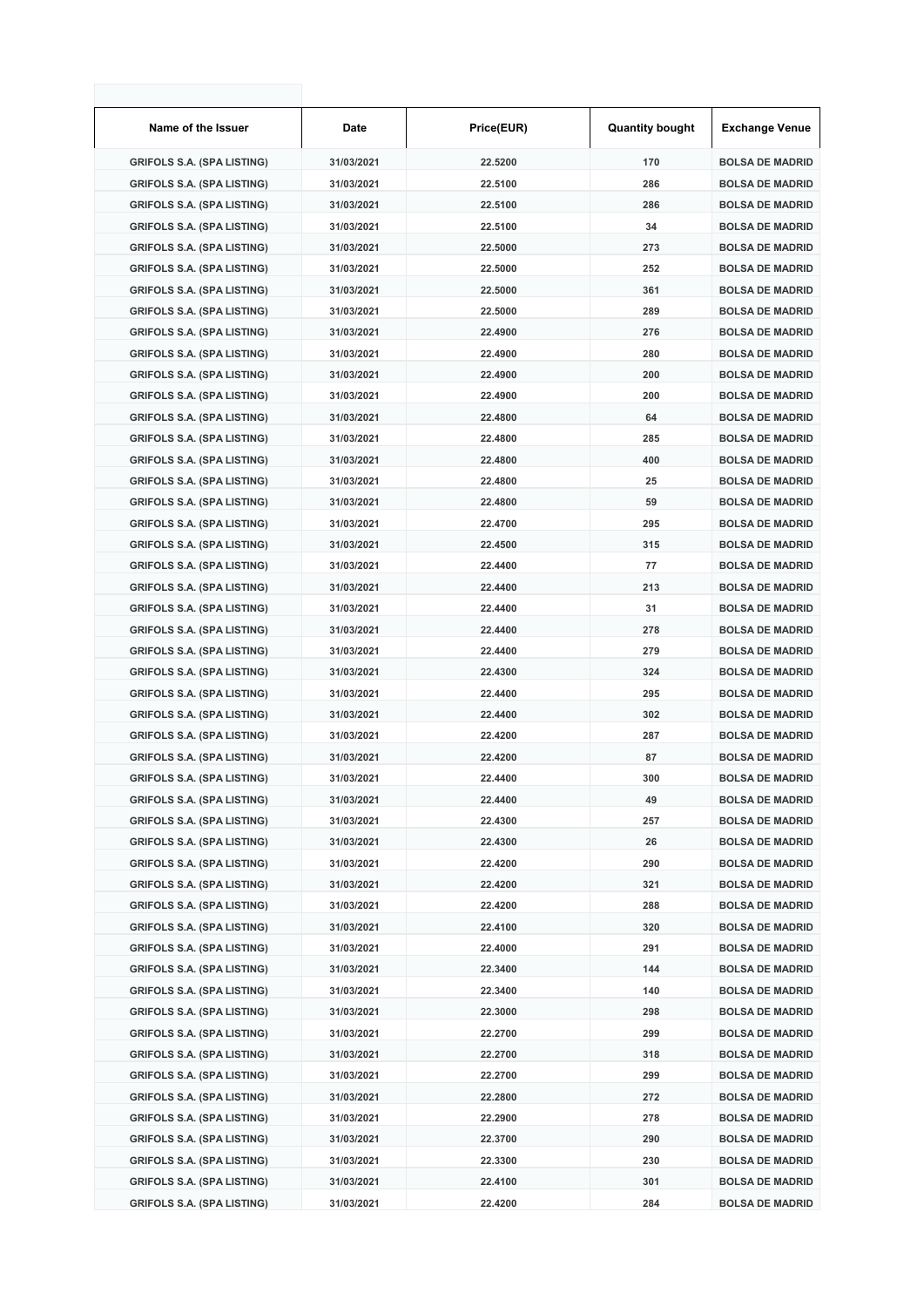| Name of the Issuer | Date | Price(EUR) | Quantity bought | Exchange Venue |
| --- | --- | --- | --- | --- |
| GRIFOLS S.A. (SPA LISTING) | 31/03/2021 | 22.5200 | 170 | BOLSA DE MADRID |
| GRIFOLS S.A. (SPA LISTING) | 31/03/2021 | 22.5100 | 286 | BOLSA DE MADRID |
| GRIFOLS S.A. (SPA LISTING) | 31/03/2021 | 22.5100 | 286 | BOLSA DE MADRID |
| GRIFOLS S.A. (SPA LISTING) | 31/03/2021 | 22.5100 | 34 | BOLSA DE MADRID |
| GRIFOLS S.A. (SPA LISTING) | 31/03/2021 | 22.5000 | 273 | BOLSA DE MADRID |
| GRIFOLS S.A. (SPA LISTING) | 31/03/2021 | 22.5000 | 252 | BOLSA DE MADRID |
| GRIFOLS S.A. (SPA LISTING) | 31/03/2021 | 22.5000 | 361 | BOLSA DE MADRID |
| GRIFOLS S.A. (SPA LISTING) | 31/03/2021 | 22.5000 | 289 | BOLSA DE MADRID |
| GRIFOLS S.A. (SPA LISTING) | 31/03/2021 | 22.4900 | 276 | BOLSA DE MADRID |
| GRIFOLS S.A. (SPA LISTING) | 31/03/2021 | 22.4900 | 280 | BOLSA DE MADRID |
| GRIFOLS S.A. (SPA LISTING) | 31/03/2021 | 22.4900 | 200 | BOLSA DE MADRID |
| GRIFOLS S.A. (SPA LISTING) | 31/03/2021 | 22.4900 | 200 | BOLSA DE MADRID |
| GRIFOLS S.A. (SPA LISTING) | 31/03/2021 | 22.4800 | 64 | BOLSA DE MADRID |
| GRIFOLS S.A. (SPA LISTING) | 31/03/2021 | 22.4800 | 285 | BOLSA DE MADRID |
| GRIFOLS S.A. (SPA LISTING) | 31/03/2021 | 22.4800 | 400 | BOLSA DE MADRID |
| GRIFOLS S.A. (SPA LISTING) | 31/03/2021 | 22.4800 | 25 | BOLSA DE MADRID |
| GRIFOLS S.A. (SPA LISTING) | 31/03/2021 | 22.4800 | 59 | BOLSA DE MADRID |
| GRIFOLS S.A. (SPA LISTING) | 31/03/2021 | 22.4700 | 295 | BOLSA DE MADRID |
| GRIFOLS S.A. (SPA LISTING) | 31/03/2021 | 22.4500 | 315 | BOLSA DE MADRID |
| GRIFOLS S.A. (SPA LISTING) | 31/03/2021 | 22.4400 | 77 | BOLSA DE MADRID |
| GRIFOLS S.A. (SPA LISTING) | 31/03/2021 | 22.4400 | 213 | BOLSA DE MADRID |
| GRIFOLS S.A. (SPA LISTING) | 31/03/2021 | 22.4400 | 31 | BOLSA DE MADRID |
| GRIFOLS S.A. (SPA LISTING) | 31/03/2021 | 22.4400 | 278 | BOLSA DE MADRID |
| GRIFOLS S.A. (SPA LISTING) | 31/03/2021 | 22.4400 | 279 | BOLSA DE MADRID |
| GRIFOLS S.A. (SPA LISTING) | 31/03/2021 | 22.4300 | 324 | BOLSA DE MADRID |
| GRIFOLS S.A. (SPA LISTING) | 31/03/2021 | 22.4400 | 295 | BOLSA DE MADRID |
| GRIFOLS S.A. (SPA LISTING) | 31/03/2021 | 22.4400 | 302 | BOLSA DE MADRID |
| GRIFOLS S.A. (SPA LISTING) | 31/03/2021 | 22.4200 | 287 | BOLSA DE MADRID |
| GRIFOLS S.A. (SPA LISTING) | 31/03/2021 | 22.4200 | 87 | BOLSA DE MADRID |
| GRIFOLS S.A. (SPA LISTING) | 31/03/2021 | 22.4400 | 300 | BOLSA DE MADRID |
| GRIFOLS S.A. (SPA LISTING) | 31/03/2021 | 22.4400 | 49 | BOLSA DE MADRID |
| GRIFOLS S.A. (SPA LISTING) | 31/03/2021 | 22.4300 | 257 | BOLSA DE MADRID |
| GRIFOLS S.A. (SPA LISTING) | 31/03/2021 | 22.4300 | 26 | BOLSA DE MADRID |
| GRIFOLS S.A. (SPA LISTING) | 31/03/2021 | 22.4200 | 290 | BOLSA DE MADRID |
| GRIFOLS S.A. (SPA LISTING) | 31/03/2021 | 22.4200 | 321 | BOLSA DE MADRID |
| GRIFOLS S.A. (SPA LISTING) | 31/03/2021 | 22.4200 | 288 | BOLSA DE MADRID |
| GRIFOLS S.A. (SPA LISTING) | 31/03/2021 | 22.4100 | 320 | BOLSA DE MADRID |
| GRIFOLS S.A. (SPA LISTING) | 31/03/2021 | 22.4000 | 291 | BOLSA DE MADRID |
| GRIFOLS S.A. (SPA LISTING) | 31/03/2021 | 22.3400 | 144 | BOLSA DE MADRID |
| GRIFOLS S.A. (SPA LISTING) | 31/03/2021 | 22.3400 | 140 | BOLSA DE MADRID |
| GRIFOLS S.A. (SPA LISTING) | 31/03/2021 | 22.3000 | 298 | BOLSA DE MADRID |
| GRIFOLS S.A. (SPA LISTING) | 31/03/2021 | 22.2700 | 299 | BOLSA DE MADRID |
| GRIFOLS S.A. (SPA LISTING) | 31/03/2021 | 22.2700 | 318 | BOLSA DE MADRID |
| GRIFOLS S.A. (SPA LISTING) | 31/03/2021 | 22.2700 | 299 | BOLSA DE MADRID |
| GRIFOLS S.A. (SPA LISTING) | 31/03/2021 | 22.2800 | 272 | BOLSA DE MADRID |
| GRIFOLS S.A. (SPA LISTING) | 31/03/2021 | 22.2900 | 278 | BOLSA DE MADRID |
| GRIFOLS S.A. (SPA LISTING) | 31/03/2021 | 22.3700 | 290 | BOLSA DE MADRID |
| GRIFOLS S.A. (SPA LISTING) | 31/03/2021 | 22.3300 | 230 | BOLSA DE MADRID |
| GRIFOLS S.A. (SPA LISTING) | 31/03/2021 | 22.4100 | 301 | BOLSA DE MADRID |
| GRIFOLS S.A. (SPA LISTING) | 31/03/2021 | 22.4200 | 284 | BOLSA DE MADRID |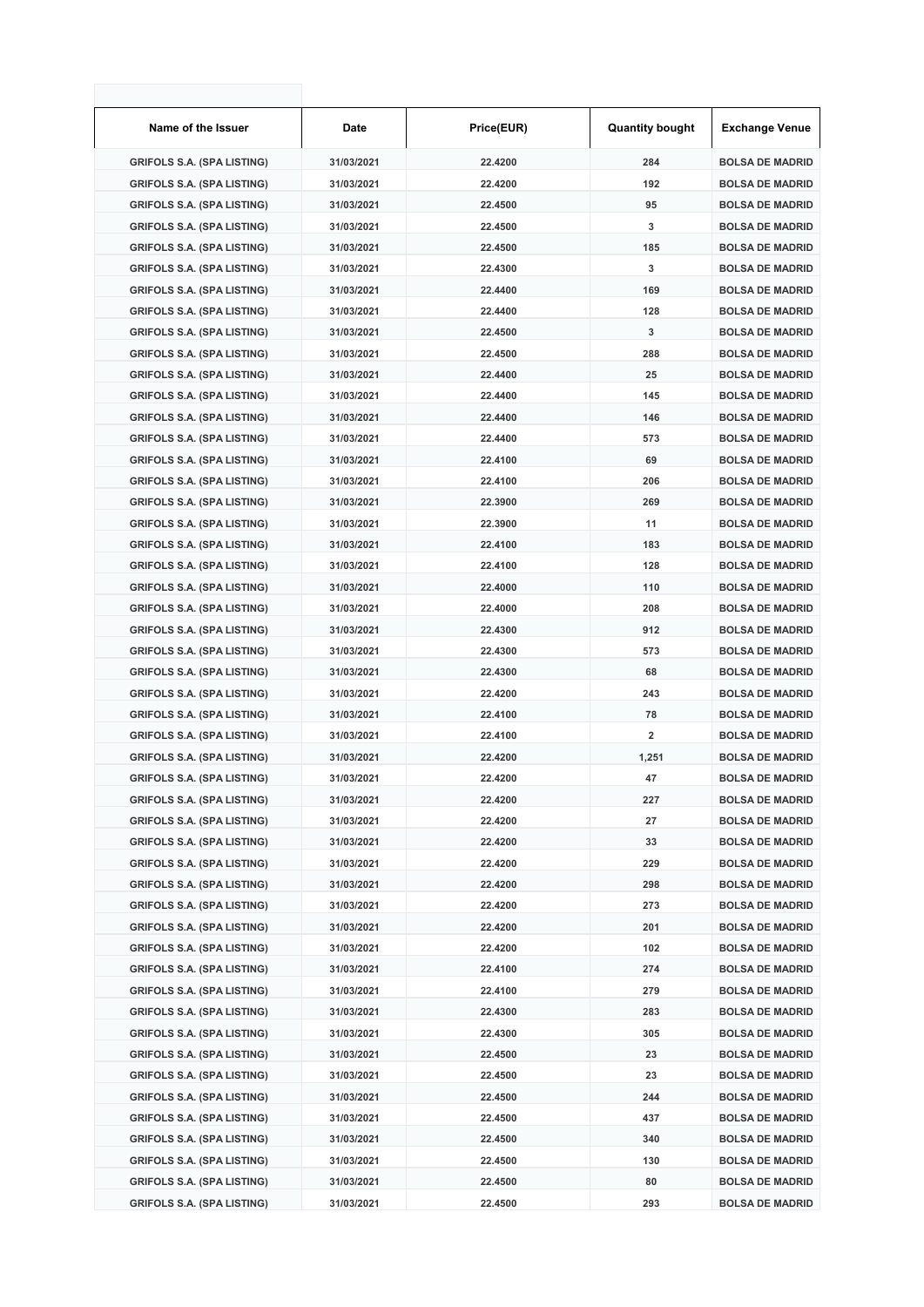| Name of the Issuer | Date | Price(EUR) | Quantity bought | Exchange Venue |
|---|---|---|---|---|
| GRIFOLS S.A. (SPA LISTING) | 31/03/2021 | 22.4200 | 284 | BOLSA DE MADRID |
| GRIFOLS S.A. (SPA LISTING) | 31/03/2021 | 22.4200 | 192 | BOLSA DE MADRID |
| GRIFOLS S.A. (SPA LISTING) | 31/03/2021 | 22.4500 | 95 | BOLSA DE MADRID |
| GRIFOLS S.A. (SPA LISTING) | 31/03/2021 | 22.4500 | 3 | BOLSA DE MADRID |
| GRIFOLS S.A. (SPA LISTING) | 31/03/2021 | 22.4500 | 185 | BOLSA DE MADRID |
| GRIFOLS S.A. (SPA LISTING) | 31/03/2021 | 22.4300 | 3 | BOLSA DE MADRID |
| GRIFOLS S.A. (SPA LISTING) | 31/03/2021 | 22.4400 | 169 | BOLSA DE MADRID |
| GRIFOLS S.A. (SPA LISTING) | 31/03/2021 | 22.4400 | 128 | BOLSA DE MADRID |
| GRIFOLS S.A. (SPA LISTING) | 31/03/2021 | 22.4500 | 3 | BOLSA DE MADRID |
| GRIFOLS S.A. (SPA LISTING) | 31/03/2021 | 22.4500 | 288 | BOLSA DE MADRID |
| GRIFOLS S.A. (SPA LISTING) | 31/03/2021 | 22.4400 | 25 | BOLSA DE MADRID |
| GRIFOLS S.A. (SPA LISTING) | 31/03/2021 | 22.4400 | 145 | BOLSA DE MADRID |
| GRIFOLS S.A. (SPA LISTING) | 31/03/2021 | 22.4400 | 146 | BOLSA DE MADRID |
| GRIFOLS S.A. (SPA LISTING) | 31/03/2021 | 22.4400 | 573 | BOLSA DE MADRID |
| GRIFOLS S.A. (SPA LISTING) | 31/03/2021 | 22.4100 | 69 | BOLSA DE MADRID |
| GRIFOLS S.A. (SPA LISTING) | 31/03/2021 | 22.4100 | 206 | BOLSA DE MADRID |
| GRIFOLS S.A. (SPA LISTING) | 31/03/2021 | 22.3900 | 269 | BOLSA DE MADRID |
| GRIFOLS S.A. (SPA LISTING) | 31/03/2021 | 22.3900 | 11 | BOLSA DE MADRID |
| GRIFOLS S.A. (SPA LISTING) | 31/03/2021 | 22.4100 | 183 | BOLSA DE MADRID |
| GRIFOLS S.A. (SPA LISTING) | 31/03/2021 | 22.4100 | 128 | BOLSA DE MADRID |
| GRIFOLS S.A. (SPA LISTING) | 31/03/2021 | 22.4000 | 110 | BOLSA DE MADRID |
| GRIFOLS S.A. (SPA LISTING) | 31/03/2021 | 22.4000 | 208 | BOLSA DE MADRID |
| GRIFOLS S.A. (SPA LISTING) | 31/03/2021 | 22.4300 | 912 | BOLSA DE MADRID |
| GRIFOLS S.A. (SPA LISTING) | 31/03/2021 | 22.4300 | 573 | BOLSA DE MADRID |
| GRIFOLS S.A. (SPA LISTING) | 31/03/2021 | 22.4300 | 68 | BOLSA DE MADRID |
| GRIFOLS S.A. (SPA LISTING) | 31/03/2021 | 22.4200 | 243 | BOLSA DE MADRID |
| GRIFOLS S.A. (SPA LISTING) | 31/03/2021 | 22.4100 | 78 | BOLSA DE MADRID |
| GRIFOLS S.A. (SPA LISTING) | 31/03/2021 | 22.4100 | 2 | BOLSA DE MADRID |
| GRIFOLS S.A. (SPA LISTING) | 31/03/2021 | 22.4200 | 1,251 | BOLSA DE MADRID |
| GRIFOLS S.A. (SPA LISTING) | 31/03/2021 | 22.4200 | 47 | BOLSA DE MADRID |
| GRIFOLS S.A. (SPA LISTING) | 31/03/2021 | 22.4200 | 227 | BOLSA DE MADRID |
| GRIFOLS S.A. (SPA LISTING) | 31/03/2021 | 22.4200 | 27 | BOLSA DE MADRID |
| GRIFOLS S.A. (SPA LISTING) | 31/03/2021 | 22.4200 | 33 | BOLSA DE MADRID |
| GRIFOLS S.A. (SPA LISTING) | 31/03/2021 | 22.4200 | 229 | BOLSA DE MADRID |
| GRIFOLS S.A. (SPA LISTING) | 31/03/2021 | 22.4200 | 298 | BOLSA DE MADRID |
| GRIFOLS S.A. (SPA LISTING) | 31/03/2021 | 22.4200 | 273 | BOLSA DE MADRID |
| GRIFOLS S.A. (SPA LISTING) | 31/03/2021 | 22.4200 | 201 | BOLSA DE MADRID |
| GRIFOLS S.A. (SPA LISTING) | 31/03/2021 | 22.4200 | 102 | BOLSA DE MADRID |
| GRIFOLS S.A. (SPA LISTING) | 31/03/2021 | 22.4100 | 274 | BOLSA DE MADRID |
| GRIFOLS S.A. (SPA LISTING) | 31/03/2021 | 22.4100 | 279 | BOLSA DE MADRID |
| GRIFOLS S.A. (SPA LISTING) | 31/03/2021 | 22.4300 | 283 | BOLSA DE MADRID |
| GRIFOLS S.A. (SPA LISTING) | 31/03/2021 | 22.4300 | 305 | BOLSA DE MADRID |
| GRIFOLS S.A. (SPA LISTING) | 31/03/2021 | 22.4500 | 23 | BOLSA DE MADRID |
| GRIFOLS S.A. (SPA LISTING) | 31/03/2021 | 22.4500 | 23 | BOLSA DE MADRID |
| GRIFOLS S.A. (SPA LISTING) | 31/03/2021 | 22.4500 | 244 | BOLSA DE MADRID |
| GRIFOLS S.A. (SPA LISTING) | 31/03/2021 | 22.4500 | 437 | BOLSA DE MADRID |
| GRIFOLS S.A. (SPA LISTING) | 31/03/2021 | 22.4500 | 340 | BOLSA DE MADRID |
| GRIFOLS S.A. (SPA LISTING) | 31/03/2021 | 22.4500 | 130 | BOLSA DE MADRID |
| GRIFOLS S.A. (SPA LISTING) | 31/03/2021 | 22.4500 | 80 | BOLSA DE MADRID |
| GRIFOLS S.A. (SPA LISTING) | 31/03/2021 | 22.4500 | 293 | BOLSA DE MADRID |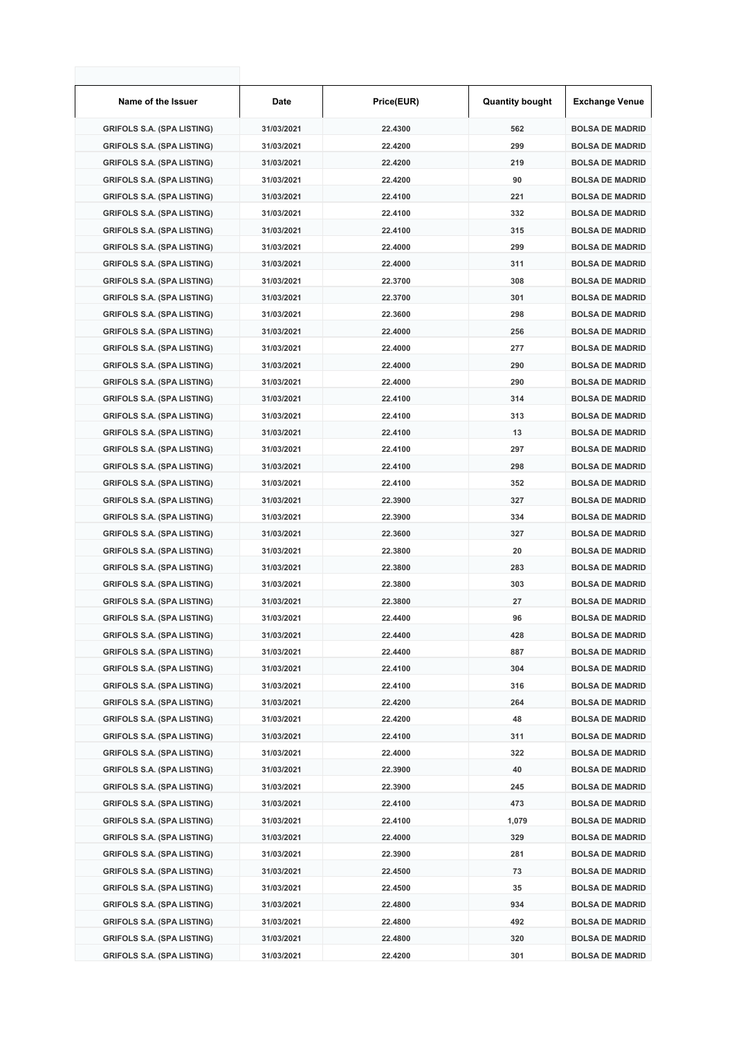| Name of the Issuer | Date | Price(EUR) | Quantity bought | Exchange Venue |
| --- | --- | --- | --- | --- |
| GRIFOLS S.A. (SPA LISTING) | 31/03/2021 | 22.4300 | 562 | BOLSA DE MADRID |
| GRIFOLS S.A. (SPA LISTING) | 31/03/2021 | 22.4200 | 299 | BOLSA DE MADRID |
| GRIFOLS S.A. (SPA LISTING) | 31/03/2021 | 22.4200 | 219 | BOLSA DE MADRID |
| GRIFOLS S.A. (SPA LISTING) | 31/03/2021 | 22.4200 | 90 | BOLSA DE MADRID |
| GRIFOLS S.A. (SPA LISTING) | 31/03/2021 | 22.4100 | 221 | BOLSA DE MADRID |
| GRIFOLS S.A. (SPA LISTING) | 31/03/2021 | 22.4100 | 332 | BOLSA DE MADRID |
| GRIFOLS S.A. (SPA LISTING) | 31/03/2021 | 22.4100 | 315 | BOLSA DE MADRID |
| GRIFOLS S.A. (SPA LISTING) | 31/03/2021 | 22.4000 | 299 | BOLSA DE MADRID |
| GRIFOLS S.A. (SPA LISTING) | 31/03/2021 | 22.4000 | 311 | BOLSA DE MADRID |
| GRIFOLS S.A. (SPA LISTING) | 31/03/2021 | 22.3700 | 308 | BOLSA DE MADRID |
| GRIFOLS S.A. (SPA LISTING) | 31/03/2021 | 22.3700 | 301 | BOLSA DE MADRID |
| GRIFOLS S.A. (SPA LISTING) | 31/03/2021 | 22.3600 | 298 | BOLSA DE MADRID |
| GRIFOLS S.A. (SPA LISTING) | 31/03/2021 | 22.4000 | 256 | BOLSA DE MADRID |
| GRIFOLS S.A. (SPA LISTING) | 31/03/2021 | 22.4000 | 277 | BOLSA DE MADRID |
| GRIFOLS S.A. (SPA LISTING) | 31/03/2021 | 22.4000 | 290 | BOLSA DE MADRID |
| GRIFOLS S.A. (SPA LISTING) | 31/03/2021 | 22.4000 | 290 | BOLSA DE MADRID |
| GRIFOLS S.A. (SPA LISTING) | 31/03/2021 | 22.4100 | 314 | BOLSA DE MADRID |
| GRIFOLS S.A. (SPA LISTING) | 31/03/2021 | 22.4100 | 313 | BOLSA DE MADRID |
| GRIFOLS S.A. (SPA LISTING) | 31/03/2021 | 22.4100 | 13 | BOLSA DE MADRID |
| GRIFOLS S.A. (SPA LISTING) | 31/03/2021 | 22.4100 | 297 | BOLSA DE MADRID |
| GRIFOLS S.A. (SPA LISTING) | 31/03/2021 | 22.4100 | 298 | BOLSA DE MADRID |
| GRIFOLS S.A. (SPA LISTING) | 31/03/2021 | 22.4100 | 352 | BOLSA DE MADRID |
| GRIFOLS S.A. (SPA LISTING) | 31/03/2021 | 22.3900 | 327 | BOLSA DE MADRID |
| GRIFOLS S.A. (SPA LISTING) | 31/03/2021 | 22.3900 | 334 | BOLSA DE MADRID |
| GRIFOLS S.A. (SPA LISTING) | 31/03/2021 | 22.3600 | 327 | BOLSA DE MADRID |
| GRIFOLS S.A. (SPA LISTING) | 31/03/2021 | 22.3800 | 20 | BOLSA DE MADRID |
| GRIFOLS S.A. (SPA LISTING) | 31/03/2021 | 22.3800 | 283 | BOLSA DE MADRID |
| GRIFOLS S.A. (SPA LISTING) | 31/03/2021 | 22.3800 | 303 | BOLSA DE MADRID |
| GRIFOLS S.A. (SPA LISTING) | 31/03/2021 | 22.3800 | 27 | BOLSA DE MADRID |
| GRIFOLS S.A. (SPA LISTING) | 31/03/2021 | 22.4400 | 96 | BOLSA DE MADRID |
| GRIFOLS S.A. (SPA LISTING) | 31/03/2021 | 22.4400 | 428 | BOLSA DE MADRID |
| GRIFOLS S.A. (SPA LISTING) | 31/03/2021 | 22.4400 | 887 | BOLSA DE MADRID |
| GRIFOLS S.A. (SPA LISTING) | 31/03/2021 | 22.4100 | 304 | BOLSA DE MADRID |
| GRIFOLS S.A. (SPA LISTING) | 31/03/2021 | 22.4100 | 316 | BOLSA DE MADRID |
| GRIFOLS S.A. (SPA LISTING) | 31/03/2021 | 22.4200 | 264 | BOLSA DE MADRID |
| GRIFOLS S.A. (SPA LISTING) | 31/03/2021 | 22.4200 | 48 | BOLSA DE MADRID |
| GRIFOLS S.A. (SPA LISTING) | 31/03/2021 | 22.4100 | 311 | BOLSA DE MADRID |
| GRIFOLS S.A. (SPA LISTING) | 31/03/2021 | 22.4000 | 322 | BOLSA DE MADRID |
| GRIFOLS S.A. (SPA LISTING) | 31/03/2021 | 22.3900 | 40 | BOLSA DE MADRID |
| GRIFOLS S.A. (SPA LISTING) | 31/03/2021 | 22.3900 | 245 | BOLSA DE MADRID |
| GRIFOLS S.A. (SPA LISTING) | 31/03/2021 | 22.4100 | 473 | BOLSA DE MADRID |
| GRIFOLS S.A. (SPA LISTING) | 31/03/2021 | 22.4100 | 1,079 | BOLSA DE MADRID |
| GRIFOLS S.A. (SPA LISTING) | 31/03/2021 | 22.4000 | 329 | BOLSA DE MADRID |
| GRIFOLS S.A. (SPA LISTING) | 31/03/2021 | 22.3900 | 281 | BOLSA DE MADRID |
| GRIFOLS S.A. (SPA LISTING) | 31/03/2021 | 22.4500 | 73 | BOLSA DE MADRID |
| GRIFOLS S.A. (SPA LISTING) | 31/03/2021 | 22.4500 | 35 | BOLSA DE MADRID |
| GRIFOLS S.A. (SPA LISTING) | 31/03/2021 | 22.4800 | 934 | BOLSA DE MADRID |
| GRIFOLS S.A. (SPA LISTING) | 31/03/2021 | 22.4800 | 492 | BOLSA DE MADRID |
| GRIFOLS S.A. (SPA LISTING) | 31/03/2021 | 22.4800 | 320 | BOLSA DE MADRID |
| GRIFOLS S.A. (SPA LISTING) | 31/03/2021 | 22.4200 | 301 | BOLSA DE MADRID |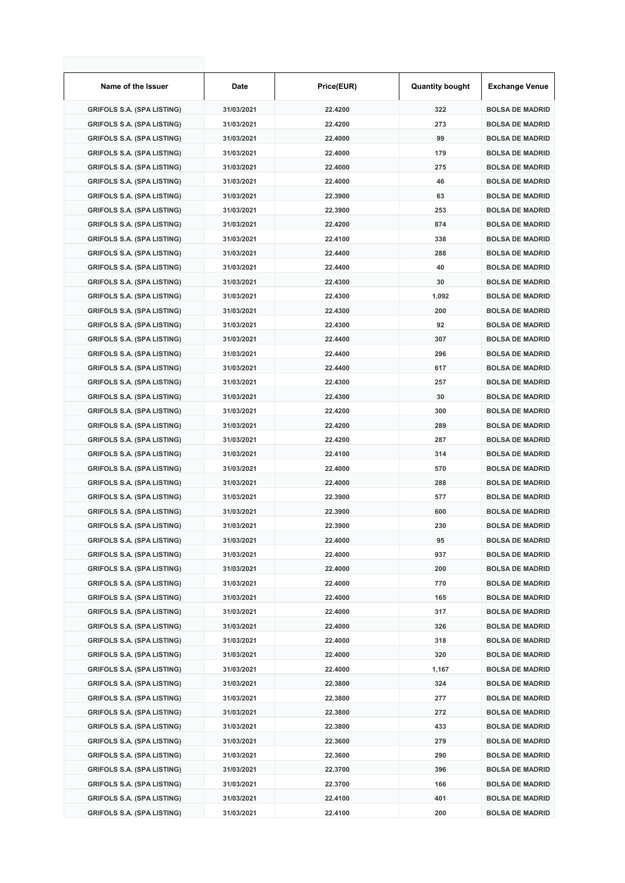| Name of the Issuer | Date | Price(EUR) | Quantity bought | Exchange Venue |
| --- | --- | --- | --- | --- |
| GRIFOLS S.A. (SPA LISTING) | 31/03/2021 | 22.4200 | 322 | BOLSA DE MADRID |
| GRIFOLS S.A. (SPA LISTING) | 31/03/2021 | 22.4200 | 273 | BOLSA DE MADRID |
| GRIFOLS S.A. (SPA LISTING) | 31/03/2021 | 22.4000 | 99 | BOLSA DE MADRID |
| GRIFOLS S.A. (SPA LISTING) | 31/03/2021 | 22.4000 | 179 | BOLSA DE MADRID |
| GRIFOLS S.A. (SPA LISTING) | 31/03/2021 | 22.4000 | 275 | BOLSA DE MADRID |
| GRIFOLS S.A. (SPA LISTING) | 31/03/2021 | 22.4000 | 46 | BOLSA DE MADRID |
| GRIFOLS S.A. (SPA LISTING) | 31/03/2021 | 22.3900 | 63 | BOLSA DE MADRID |
| GRIFOLS S.A. (SPA LISTING) | 31/03/2021 | 22.3900 | 253 | BOLSA DE MADRID |
| GRIFOLS S.A. (SPA LISTING) | 31/03/2021 | 22.4200 | 874 | BOLSA DE MADRID |
| GRIFOLS S.A. (SPA LISTING) | 31/03/2021 | 22.4100 | 338 | BOLSA DE MADRID |
| GRIFOLS S.A. (SPA LISTING) | 31/03/2021 | 22.4400 | 288 | BOLSA DE MADRID |
| GRIFOLS S.A. (SPA LISTING) | 31/03/2021 | 22.4400 | 40 | BOLSA DE MADRID |
| GRIFOLS S.A. (SPA LISTING) | 31/03/2021 | 22.4300 | 30 | BOLSA DE MADRID |
| GRIFOLS S.A. (SPA LISTING) | 31/03/2021 | 22.4300 | 1,092 | BOLSA DE MADRID |
| GRIFOLS S.A. (SPA LISTING) | 31/03/2021 | 22.4300 | 200 | BOLSA DE MADRID |
| GRIFOLS S.A. (SPA LISTING) | 31/03/2021 | 22.4300 | 92 | BOLSA DE MADRID |
| GRIFOLS S.A. (SPA LISTING) | 31/03/2021 | 22.4400 | 307 | BOLSA DE MADRID |
| GRIFOLS S.A. (SPA LISTING) | 31/03/2021 | 22.4400 | 296 | BOLSA DE MADRID |
| GRIFOLS S.A. (SPA LISTING) | 31/03/2021 | 22.4400 | 617 | BOLSA DE MADRID |
| GRIFOLS S.A. (SPA LISTING) | 31/03/2021 | 22.4300 | 257 | BOLSA DE MADRID |
| GRIFOLS S.A. (SPA LISTING) | 31/03/2021 | 22.4300 | 30 | BOLSA DE MADRID |
| GRIFOLS S.A. (SPA LISTING) | 31/03/2021 | 22.4200 | 300 | BOLSA DE MADRID |
| GRIFOLS S.A. (SPA LISTING) | 31/03/2021 | 22.4200 | 289 | BOLSA DE MADRID |
| GRIFOLS S.A. (SPA LISTING) | 31/03/2021 | 22.4200 | 287 | BOLSA DE MADRID |
| GRIFOLS S.A. (SPA LISTING) | 31/03/2021 | 22.4100 | 314 | BOLSA DE MADRID |
| GRIFOLS S.A. (SPA LISTING) | 31/03/2021 | 22.4000 | 570 | BOLSA DE MADRID |
| GRIFOLS S.A. (SPA LISTING) | 31/03/2021 | 22.4000 | 288 | BOLSA DE MADRID |
| GRIFOLS S.A. (SPA LISTING) | 31/03/2021 | 22.3900 | 577 | BOLSA DE MADRID |
| GRIFOLS S.A. (SPA LISTING) | 31/03/2021 | 22.3900 | 600 | BOLSA DE MADRID |
| GRIFOLS S.A. (SPA LISTING) | 31/03/2021 | 22.3900 | 230 | BOLSA DE MADRID |
| GRIFOLS S.A. (SPA LISTING) | 31/03/2021 | 22.4000 | 95 | BOLSA DE MADRID |
| GRIFOLS S.A. (SPA LISTING) | 31/03/2021 | 22.4000 | 937 | BOLSA DE MADRID |
| GRIFOLS S.A. (SPA LISTING) | 31/03/2021 | 22.4000 | 200 | BOLSA DE MADRID |
| GRIFOLS S.A. (SPA LISTING) | 31/03/2021 | 22.4000 | 770 | BOLSA DE MADRID |
| GRIFOLS S.A. (SPA LISTING) | 31/03/2021 | 22.4000 | 165 | BOLSA DE MADRID |
| GRIFOLS S.A. (SPA LISTING) | 31/03/2021 | 22.4000 | 317 | BOLSA DE MADRID |
| GRIFOLS S.A. (SPA LISTING) | 31/03/2021 | 22.4000 | 326 | BOLSA DE MADRID |
| GRIFOLS S.A. (SPA LISTING) | 31/03/2021 | 22.4000 | 318 | BOLSA DE MADRID |
| GRIFOLS S.A. (SPA LISTING) | 31/03/2021 | 22.4000 | 320 | BOLSA DE MADRID |
| GRIFOLS S.A. (SPA LISTING) | 31/03/2021 | 22.4000 | 1,167 | BOLSA DE MADRID |
| GRIFOLS S.A. (SPA LISTING) | 31/03/2021 | 22.3800 | 324 | BOLSA DE MADRID |
| GRIFOLS S.A. (SPA LISTING) | 31/03/2021 | 22.3800 | 277 | BOLSA DE MADRID |
| GRIFOLS S.A. (SPA LISTING) | 31/03/2021 | 22.3800 | 272 | BOLSA DE MADRID |
| GRIFOLS S.A. (SPA LISTING) | 31/03/2021 | 22.3800 | 433 | BOLSA DE MADRID |
| GRIFOLS S.A. (SPA LISTING) | 31/03/2021 | 22.3600 | 279 | BOLSA DE MADRID |
| GRIFOLS S.A. (SPA LISTING) | 31/03/2021 | 22.3600 | 290 | BOLSA DE MADRID |
| GRIFOLS S.A. (SPA LISTING) | 31/03/2021 | 22.3700 | 396 | BOLSA DE MADRID |
| GRIFOLS S.A. (SPA LISTING) | 31/03/2021 | 22.3700 | 166 | BOLSA DE MADRID |
| GRIFOLS S.A. (SPA LISTING) | 31/03/2021 | 22.4100 | 401 | BOLSA DE MADRID |
| GRIFOLS S.A. (SPA LISTING) | 31/03/2021 | 22.4100 | 200 | BOLSA DE MADRID |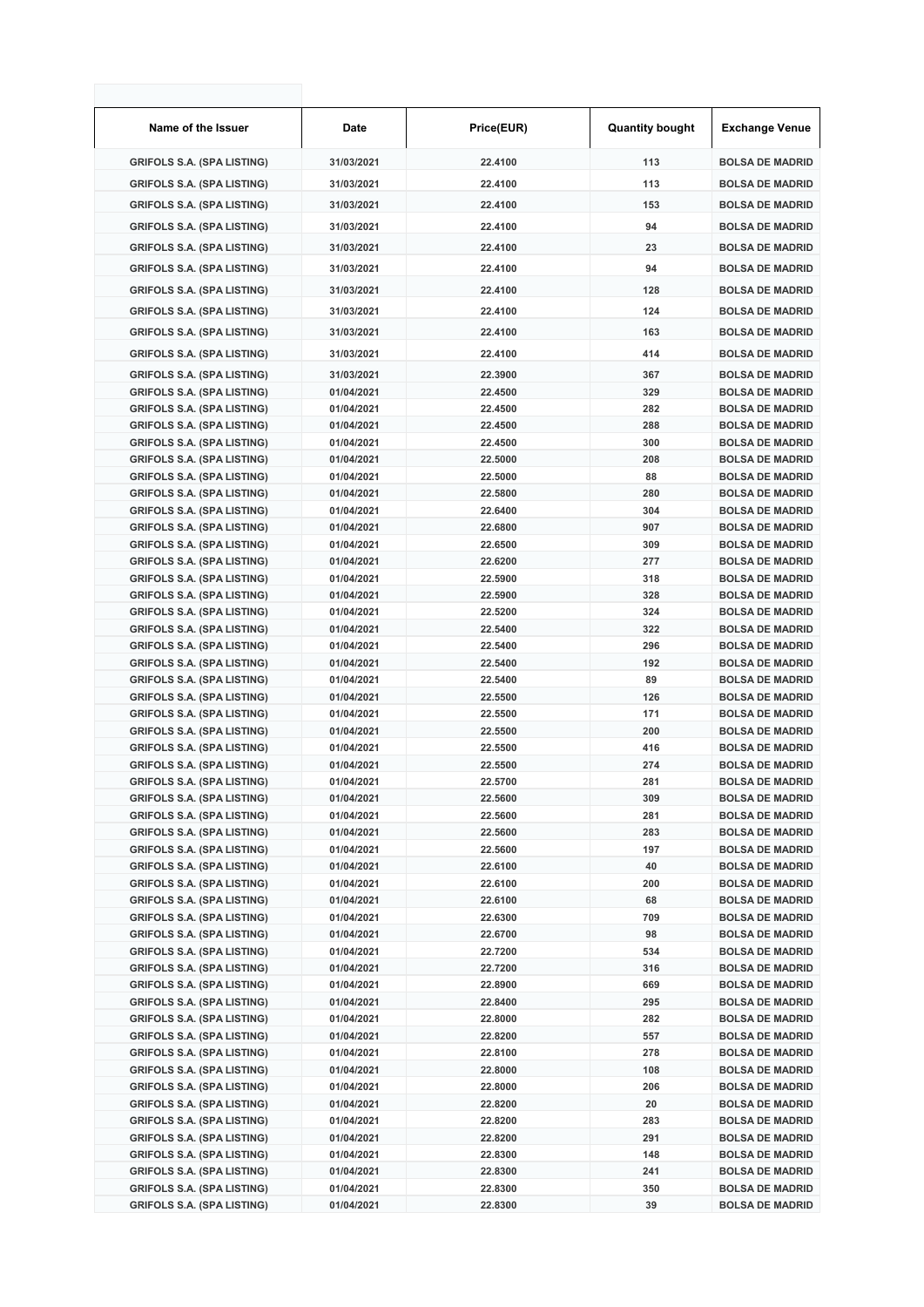| Name of the Issuer | Date | Price(EUR) | Quantity bought | Exchange Venue |
|---|---|---|---|---|
| GRIFOLS S.A. (SPA LISTING) | 31/03/2021 | 22.4100 | 113 | BOLSA DE MADRID |
| GRIFOLS S.A. (SPA LISTING) | 31/03/2021 | 22.4100 | 113 | BOLSA DE MADRID |
| GRIFOLS S.A. (SPA LISTING) | 31/03/2021 | 22.4100 | 153 | BOLSA DE MADRID |
| GRIFOLS S.A. (SPA LISTING) | 31/03/2021 | 22.4100 | 94 | BOLSA DE MADRID |
| GRIFOLS S.A. (SPA LISTING) | 31/03/2021 | 22.4100 | 23 | BOLSA DE MADRID |
| GRIFOLS S.A. (SPA LISTING) | 31/03/2021 | 22.4100 | 94 | BOLSA DE MADRID |
| GRIFOLS S.A. (SPA LISTING) | 31/03/2021 | 22.4100 | 128 | BOLSA DE MADRID |
| GRIFOLS S.A. (SPA LISTING) | 31/03/2021 | 22.4100 | 124 | BOLSA DE MADRID |
| GRIFOLS S.A. (SPA LISTING) | 31/03/2021 | 22.4100 | 163 | BOLSA DE MADRID |
| GRIFOLS S.A. (SPA LISTING) | 31/03/2021 | 22.4100 | 414 | BOLSA DE MADRID |
| GRIFOLS S.A. (SPA LISTING) | 31/03/2021 | 22.3900 | 367 | BOLSA DE MADRID |
| GRIFOLS S.A. (SPA LISTING) | 01/04/2021 | 22.4500 | 329 | BOLSA DE MADRID |
| GRIFOLS S.A. (SPA LISTING) | 01/04/2021 | 22.4500 | 282 | BOLSA DE MADRID |
| GRIFOLS S.A. (SPA LISTING) | 01/04/2021 | 22.4500 | 288 | BOLSA DE MADRID |
| GRIFOLS S.A. (SPA LISTING) | 01/04/2021 | 22.4500 | 300 | BOLSA DE MADRID |
| GRIFOLS S.A. (SPA LISTING) | 01/04/2021 | 22.5000 | 208 | BOLSA DE MADRID |
| GRIFOLS S.A. (SPA LISTING) | 01/04/2021 | 22.5000 | 88 | BOLSA DE MADRID |
| GRIFOLS S.A. (SPA LISTING) | 01/04/2021 | 22.5800 | 280 | BOLSA DE MADRID |
| GRIFOLS S.A. (SPA LISTING) | 01/04/2021 | 22.6400 | 304 | BOLSA DE MADRID |
| GRIFOLS S.A. (SPA LISTING) | 01/04/2021 | 22.6800 | 907 | BOLSA DE MADRID |
| GRIFOLS S.A. (SPA LISTING) | 01/04/2021 | 22.6500 | 309 | BOLSA DE MADRID |
| GRIFOLS S.A. (SPA LISTING) | 01/04/2021 | 22.6200 | 277 | BOLSA DE MADRID |
| GRIFOLS S.A. (SPA LISTING) | 01/04/2021 | 22.5900 | 318 | BOLSA DE MADRID |
| GRIFOLS S.A. (SPA LISTING) | 01/04/2021 | 22.5900 | 328 | BOLSA DE MADRID |
| GRIFOLS S.A. (SPA LISTING) | 01/04/2021 | 22.5200 | 324 | BOLSA DE MADRID |
| GRIFOLS S.A. (SPA LISTING) | 01/04/2021 | 22.5400 | 322 | BOLSA DE MADRID |
| GRIFOLS S.A. (SPA LISTING) | 01/04/2021 | 22.5400 | 296 | BOLSA DE MADRID |
| GRIFOLS S.A. (SPA LISTING) | 01/04/2021 | 22.5400 | 192 | BOLSA DE MADRID |
| GRIFOLS S.A. (SPA LISTING) | 01/04/2021 | 22.5400 | 89 | BOLSA DE MADRID |
| GRIFOLS S.A. (SPA LISTING) | 01/04/2021 | 22.5500 | 126 | BOLSA DE MADRID |
| GRIFOLS S.A. (SPA LISTING) | 01/04/2021 | 22.5500 | 171 | BOLSA DE MADRID |
| GRIFOLS S.A. (SPA LISTING) | 01/04/2021 | 22.5500 | 200 | BOLSA DE MADRID |
| GRIFOLS S.A. (SPA LISTING) | 01/04/2021 | 22.5500 | 416 | BOLSA DE MADRID |
| GRIFOLS S.A. (SPA LISTING) | 01/04/2021 | 22.5500 | 274 | BOLSA DE MADRID |
| GRIFOLS S.A. (SPA LISTING) | 01/04/2021 | 22.5700 | 281 | BOLSA DE MADRID |
| GRIFOLS S.A. (SPA LISTING) | 01/04/2021 | 22.5600 | 309 | BOLSA DE MADRID |
| GRIFOLS S.A. (SPA LISTING) | 01/04/2021 | 22.5600 | 281 | BOLSA DE MADRID |
| GRIFOLS S.A. (SPA LISTING) | 01/04/2021 | 22.5600 | 283 | BOLSA DE MADRID |
| GRIFOLS S.A. (SPA LISTING) | 01/04/2021 | 22.5600 | 197 | BOLSA DE MADRID |
| GRIFOLS S.A. (SPA LISTING) | 01/04/2021 | 22.6100 | 40 | BOLSA DE MADRID |
| GRIFOLS S.A. (SPA LISTING) | 01/04/2021 | 22.6100 | 200 | BOLSA DE MADRID |
| GRIFOLS S.A. (SPA LISTING) | 01/04/2021 | 22.6100 | 68 | BOLSA DE MADRID |
| GRIFOLS S.A. (SPA LISTING) | 01/04/2021 | 22.6300 | 709 | BOLSA DE MADRID |
| GRIFOLS S.A. (SPA LISTING) | 01/04/2021 | 22.6700 | 98 | BOLSA DE MADRID |
| GRIFOLS S.A. (SPA LISTING) | 01/04/2021 | 22.7200 | 534 | BOLSA DE MADRID |
| GRIFOLS S.A. (SPA LISTING) | 01/04/2021 | 22.7200 | 316 | BOLSA DE MADRID |
| GRIFOLS S.A. (SPA LISTING) | 01/04/2021 | 22.8900 | 669 | BOLSA DE MADRID |
| GRIFOLS S.A. (SPA LISTING) | 01/04/2021 | 22.8400 | 295 | BOLSA DE MADRID |
| GRIFOLS S.A. (SPA LISTING) | 01/04/2021 | 22.8000 | 282 | BOLSA DE MADRID |
| GRIFOLS S.A. (SPA LISTING) | 01/04/2021 | 22.8200 | 557 | BOLSA DE MADRID |
| GRIFOLS S.A. (SPA LISTING) | 01/04/2021 | 22.8100 | 278 | BOLSA DE MADRID |
| GRIFOLS S.A. (SPA LISTING) | 01/04/2021 | 22.8000 | 108 | BOLSA DE MADRID |
| GRIFOLS S.A. (SPA LISTING) | 01/04/2021 | 22.8000 | 206 | BOLSA DE MADRID |
| GRIFOLS S.A. (SPA LISTING) | 01/04/2021 | 22.8200 | 20 | BOLSA DE MADRID |
| GRIFOLS S.A. (SPA LISTING) | 01/04/2021 | 22.8200 | 283 | BOLSA DE MADRID |
| GRIFOLS S.A. (SPA LISTING) | 01/04/2021 | 22.8200 | 291 | BOLSA DE MADRID |
| GRIFOLS S.A. (SPA LISTING) | 01/04/2021 | 22.8300 | 148 | BOLSA DE MADRID |
| GRIFOLS S.A. (SPA LISTING) | 01/04/2021 | 22.8300 | 241 | BOLSA DE MADRID |
| GRIFOLS S.A. (SPA LISTING) | 01/04/2021 | 22.8300 | 350 | BOLSA DE MADRID |
| GRIFOLS S.A. (SPA LISTING) | 01/04/2021 | 22.8300 | 39 | BOLSA DE MADRID |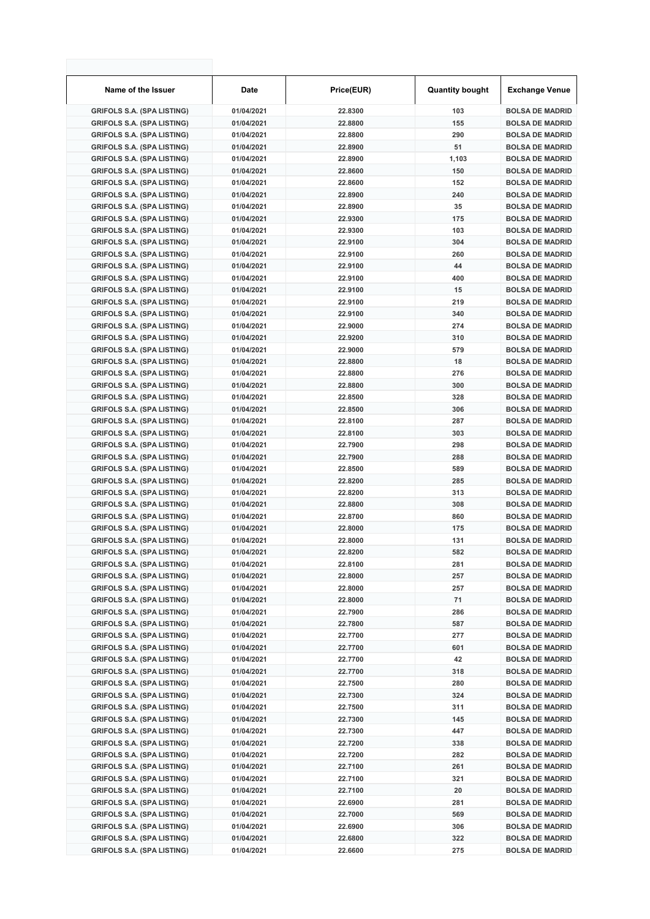| Name of the Issuer | Date | Price(EUR) | Quantity bought | Exchange Venue |
|---|---|---|---|---|
| GRIFOLS S.A. (SPA LISTING) | 01/04/2021 | 22.8300 | 103 | BOLSA DE MADRID |
| GRIFOLS S.A. (SPA LISTING) | 01/04/2021 | 22.8800 | 155 | BOLSA DE MADRID |
| GRIFOLS S.A. (SPA LISTING) | 01/04/2021 | 22.8800 | 290 | BOLSA DE MADRID |
| GRIFOLS S.A. (SPA LISTING) | 01/04/2021 | 22.8900 | 51 | BOLSA DE MADRID |
| GRIFOLS S.A. (SPA LISTING) | 01/04/2021 | 22.8900 | 1,103 | BOLSA DE MADRID |
| GRIFOLS S.A. (SPA LISTING) | 01/04/2021 | 22.8600 | 150 | BOLSA DE MADRID |
| GRIFOLS S.A. (SPA LISTING) | 01/04/2021 | 22.8600 | 152 | BOLSA DE MADRID |
| GRIFOLS S.A. (SPA LISTING) | 01/04/2021 | 22.8900 | 240 | BOLSA DE MADRID |
| GRIFOLS S.A. (SPA LISTING) | 01/04/2021 | 22.8900 | 35 | BOLSA DE MADRID |
| GRIFOLS S.A. (SPA LISTING) | 01/04/2021 | 22.9300 | 175 | BOLSA DE MADRID |
| GRIFOLS S.A. (SPA LISTING) | 01/04/2021 | 22.9300 | 103 | BOLSA DE MADRID |
| GRIFOLS S.A. (SPA LISTING) | 01/04/2021 | 22.9100 | 304 | BOLSA DE MADRID |
| GRIFOLS S.A. (SPA LISTING) | 01/04/2021 | 22.9100 | 260 | BOLSA DE MADRID |
| GRIFOLS S.A. (SPA LISTING) | 01/04/2021 | 22.9100 | 44 | BOLSA DE MADRID |
| GRIFOLS S.A. (SPA LISTING) | 01/04/2021 | 22.9100 | 400 | BOLSA DE MADRID |
| GRIFOLS S.A. (SPA LISTING) | 01/04/2021 | 22.9100 | 15 | BOLSA DE MADRID |
| GRIFOLS S.A. (SPA LISTING) | 01/04/2021 | 22.9100 | 219 | BOLSA DE MADRID |
| GRIFOLS S.A. (SPA LISTING) | 01/04/2021 | 22.9100 | 340 | BOLSA DE MADRID |
| GRIFOLS S.A. (SPA LISTING) | 01/04/2021 | 22.9000 | 274 | BOLSA DE MADRID |
| GRIFOLS S.A. (SPA LISTING) | 01/04/2021 | 22.9200 | 310 | BOLSA DE MADRID |
| GRIFOLS S.A. (SPA LISTING) | 01/04/2021 | 22.9000 | 579 | BOLSA DE MADRID |
| GRIFOLS S.A. (SPA LISTING) | 01/04/2021 | 22.8800 | 18 | BOLSA DE MADRID |
| GRIFOLS S.A. (SPA LISTING) | 01/04/2021 | 22.8800 | 276 | BOLSA DE MADRID |
| GRIFOLS S.A. (SPA LISTING) | 01/04/2021 | 22.8800 | 300 | BOLSA DE MADRID |
| GRIFOLS S.A. (SPA LISTING) | 01/04/2021 | 22.8500 | 328 | BOLSA DE MADRID |
| GRIFOLS S.A. (SPA LISTING) | 01/04/2021 | 22.8500 | 306 | BOLSA DE MADRID |
| GRIFOLS S.A. (SPA LISTING) | 01/04/2021 | 22.8100 | 287 | BOLSA DE MADRID |
| GRIFOLS S.A. (SPA LISTING) | 01/04/2021 | 22.8100 | 303 | BOLSA DE MADRID |
| GRIFOLS S.A. (SPA LISTING) | 01/04/2021 | 22.7900 | 298 | BOLSA DE MADRID |
| GRIFOLS S.A. (SPA LISTING) | 01/04/2021 | 22.7900 | 288 | BOLSA DE MADRID |
| GRIFOLS S.A. (SPA LISTING) | 01/04/2021 | 22.8500 | 589 | BOLSA DE MADRID |
| GRIFOLS S.A. (SPA LISTING) | 01/04/2021 | 22.8200 | 285 | BOLSA DE MADRID |
| GRIFOLS S.A. (SPA LISTING) | 01/04/2021 | 22.8200 | 313 | BOLSA DE MADRID |
| GRIFOLS S.A. (SPA LISTING) | 01/04/2021 | 22.8800 | 308 | BOLSA DE MADRID |
| GRIFOLS S.A. (SPA LISTING) | 01/04/2021 | 22.8700 | 860 | BOLSA DE MADRID |
| GRIFOLS S.A. (SPA LISTING) | 01/04/2021 | 22.8000 | 175 | BOLSA DE MADRID |
| GRIFOLS S.A. (SPA LISTING) | 01/04/2021 | 22.8000 | 131 | BOLSA DE MADRID |
| GRIFOLS S.A. (SPA LISTING) | 01/04/2021 | 22.8200 | 582 | BOLSA DE MADRID |
| GRIFOLS S.A. (SPA LISTING) | 01/04/2021 | 22.8100 | 281 | BOLSA DE MADRID |
| GRIFOLS S.A. (SPA LISTING) | 01/04/2021 | 22.8000 | 257 | BOLSA DE MADRID |
| GRIFOLS S.A. (SPA LISTING) | 01/04/2021 | 22.8000 | 257 | BOLSA DE MADRID |
| GRIFOLS S.A. (SPA LISTING) | 01/04/2021 | 22.8000 | 71 | BOLSA DE MADRID |
| GRIFOLS S.A. (SPA LISTING) | 01/04/2021 | 22.7900 | 286 | BOLSA DE MADRID |
| GRIFOLS S.A. (SPA LISTING) | 01/04/2021 | 22.7800 | 587 | BOLSA DE MADRID |
| GRIFOLS S.A. (SPA LISTING) | 01/04/2021 | 22.7700 | 277 | BOLSA DE MADRID |
| GRIFOLS S.A. (SPA LISTING) | 01/04/2021 | 22.7700 | 601 | BOLSA DE MADRID |
| GRIFOLS S.A. (SPA LISTING) | 01/04/2021 | 22.7700 | 42 | BOLSA DE MADRID |
| GRIFOLS S.A. (SPA LISTING) | 01/04/2021 | 22.7700 | 318 | BOLSA DE MADRID |
| GRIFOLS S.A. (SPA LISTING) | 01/04/2021 | 22.7500 | 280 | BOLSA DE MADRID |
| GRIFOLS S.A. (SPA LISTING) | 01/04/2021 | 22.7300 | 324 | BOLSA DE MADRID |
| GRIFOLS S.A. (SPA LISTING) | 01/04/2021 | 22.7500 | 311 | BOLSA DE MADRID |
| GRIFOLS S.A. (SPA LISTING) | 01/04/2021 | 22.7300 | 145 | BOLSA DE MADRID |
| GRIFOLS S.A. (SPA LISTING) | 01/04/2021 | 22.7300 | 447 | BOLSA DE MADRID |
| GRIFOLS S.A. (SPA LISTING) | 01/04/2021 | 22.7200 | 338 | BOLSA DE MADRID |
| GRIFOLS S.A. (SPA LISTING) | 01/04/2021 | 22.7200 | 282 | BOLSA DE MADRID |
| GRIFOLS S.A. (SPA LISTING) | 01/04/2021 | 22.7100 | 261 | BOLSA DE MADRID |
| GRIFOLS S.A. (SPA LISTING) | 01/04/2021 | 22.7100 | 321 | BOLSA DE MADRID |
| GRIFOLS S.A. (SPA LISTING) | 01/04/2021 | 22.7100 | 20 | BOLSA DE MADRID |
| GRIFOLS S.A. (SPA LISTING) | 01/04/2021 | 22.6900 | 281 | BOLSA DE MADRID |
| GRIFOLS S.A. (SPA LISTING) | 01/04/2021 | 22.7000 | 569 | BOLSA DE MADRID |
| GRIFOLS S.A. (SPA LISTING) | 01/04/2021 | 22.6900 | 306 | BOLSA DE MADRID |
| GRIFOLS S.A. (SPA LISTING) | 01/04/2021 | 22.6800 | 322 | BOLSA DE MADRID |
| GRIFOLS S.A. (SPA LISTING) | 01/04/2021 | 22.6600 | 275 | BOLSA DE MADRID |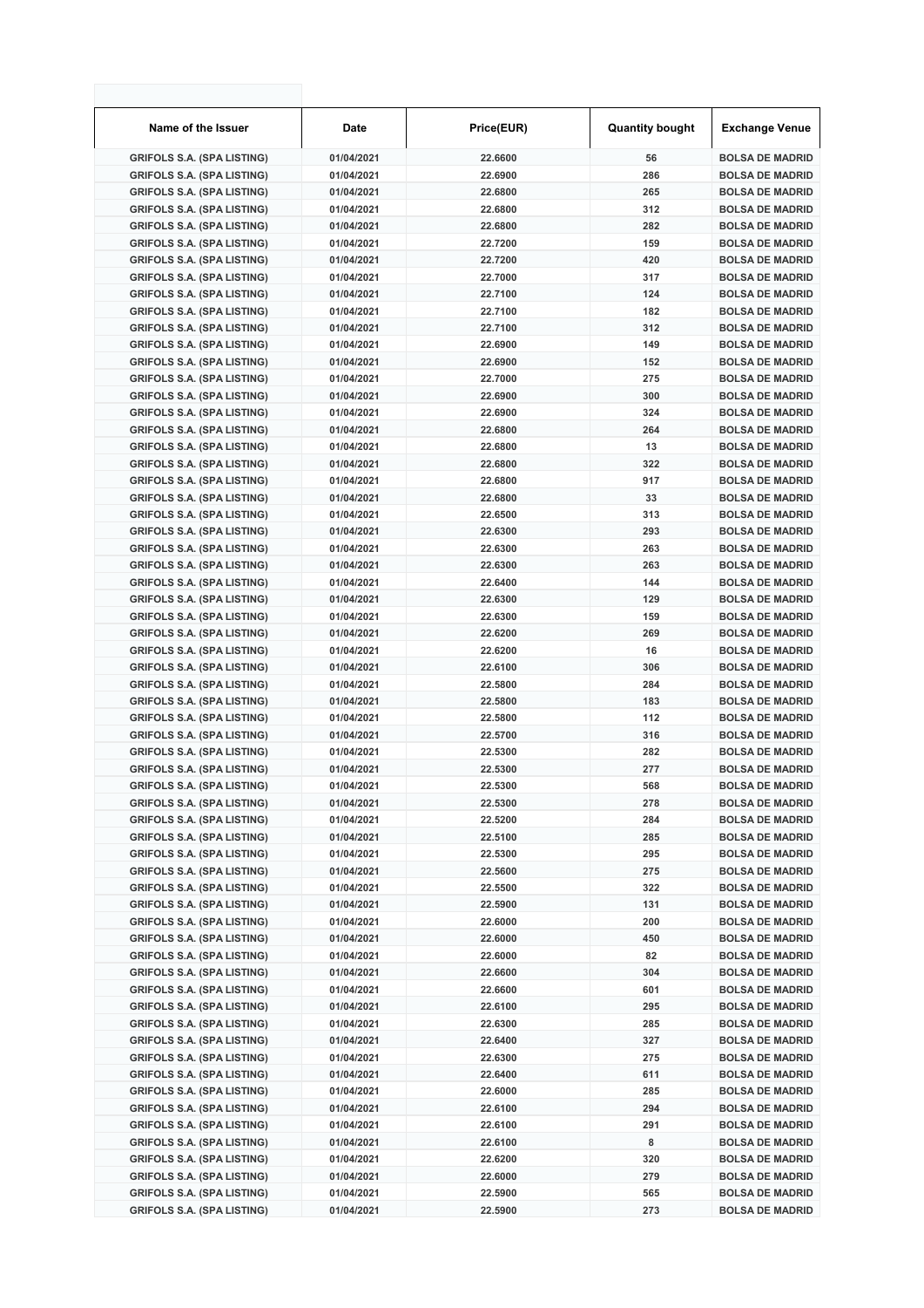| Name of the Issuer | Date | Price(EUR) | Quantity bought | Exchange Venue |
|---|---|---|---|---|
| GRIFOLS S.A. (SPA LISTING) | 01/04/2021 | 22.6600 | 56 | BOLSA DE MADRID |
| GRIFOLS S.A. (SPA LISTING) | 01/04/2021 | 22.6900 | 286 | BOLSA DE MADRID |
| GRIFOLS S.A. (SPA LISTING) | 01/04/2021 | 22.6800 | 265 | BOLSA DE MADRID |
| GRIFOLS S.A. (SPA LISTING) | 01/04/2021 | 22.6800 | 312 | BOLSA DE MADRID |
| GRIFOLS S.A. (SPA LISTING) | 01/04/2021 | 22.6800 | 282 | BOLSA DE MADRID |
| GRIFOLS S.A. (SPA LISTING) | 01/04/2021 | 22.7200 | 159 | BOLSA DE MADRID |
| GRIFOLS S.A. (SPA LISTING) | 01/04/2021 | 22.7200 | 420 | BOLSA DE MADRID |
| GRIFOLS S.A. (SPA LISTING) | 01/04/2021 | 22.7000 | 317 | BOLSA DE MADRID |
| GRIFOLS S.A. (SPA LISTING) | 01/04/2021 | 22.7100 | 124 | BOLSA DE MADRID |
| GRIFOLS S.A. (SPA LISTING) | 01/04/2021 | 22.7100 | 182 | BOLSA DE MADRID |
| GRIFOLS S.A. (SPA LISTING) | 01/04/2021 | 22.7100 | 312 | BOLSA DE MADRID |
| GRIFOLS S.A. (SPA LISTING) | 01/04/2021 | 22.6900 | 149 | BOLSA DE MADRID |
| GRIFOLS S.A. (SPA LISTING) | 01/04/2021 | 22.6900 | 152 | BOLSA DE MADRID |
| GRIFOLS S.A. (SPA LISTING) | 01/04/2021 | 22.7000 | 275 | BOLSA DE MADRID |
| GRIFOLS S.A. (SPA LISTING) | 01/04/2021 | 22.6900 | 300 | BOLSA DE MADRID |
| GRIFOLS S.A. (SPA LISTING) | 01/04/2021 | 22.6900 | 324 | BOLSA DE MADRID |
| GRIFOLS S.A. (SPA LISTING) | 01/04/2021 | 22.6800 | 264 | BOLSA DE MADRID |
| GRIFOLS S.A. (SPA LISTING) | 01/04/2021 | 22.6800 | 13 | BOLSA DE MADRID |
| GRIFOLS S.A. (SPA LISTING) | 01/04/2021 | 22.6800 | 322 | BOLSA DE MADRID |
| GRIFOLS S.A. (SPA LISTING) | 01/04/2021 | 22.6800 | 917 | BOLSA DE MADRID |
| GRIFOLS S.A. (SPA LISTING) | 01/04/2021 | 22.6800 | 33 | BOLSA DE MADRID |
| GRIFOLS S.A. (SPA LISTING) | 01/04/2021 | 22.6500 | 313 | BOLSA DE MADRID |
| GRIFOLS S.A. (SPA LISTING) | 01/04/2021 | 22.6300 | 293 | BOLSA DE MADRID |
| GRIFOLS S.A. (SPA LISTING) | 01/04/2021 | 22.6300 | 263 | BOLSA DE MADRID |
| GRIFOLS S.A. (SPA LISTING) | 01/04/2021 | 22.6300 | 263 | BOLSA DE MADRID |
| GRIFOLS S.A. (SPA LISTING) | 01/04/2021 | 22.6400 | 144 | BOLSA DE MADRID |
| GRIFOLS S.A. (SPA LISTING) | 01/04/2021 | 22.6300 | 129 | BOLSA DE MADRID |
| GRIFOLS S.A. (SPA LISTING) | 01/04/2021 | 22.6300 | 159 | BOLSA DE MADRID |
| GRIFOLS S.A. (SPA LISTING) | 01/04/2021 | 22.6200 | 269 | BOLSA DE MADRID |
| GRIFOLS S.A. (SPA LISTING) | 01/04/2021 | 22.6200 | 16 | BOLSA DE MADRID |
| GRIFOLS S.A. (SPA LISTING) | 01/04/2021 | 22.6100 | 306 | BOLSA DE MADRID |
| GRIFOLS S.A. (SPA LISTING) | 01/04/2021 | 22.5800 | 284 | BOLSA DE MADRID |
| GRIFOLS S.A. (SPA LISTING) | 01/04/2021 | 22.5800 | 183 | BOLSA DE MADRID |
| GRIFOLS S.A. (SPA LISTING) | 01/04/2021 | 22.5800 | 112 | BOLSA DE MADRID |
| GRIFOLS S.A. (SPA LISTING) | 01/04/2021 | 22.5700 | 316 | BOLSA DE MADRID |
| GRIFOLS S.A. (SPA LISTING) | 01/04/2021 | 22.5300 | 282 | BOLSA DE MADRID |
| GRIFOLS S.A. (SPA LISTING) | 01/04/2021 | 22.5300 | 277 | BOLSA DE MADRID |
| GRIFOLS S.A. (SPA LISTING) | 01/04/2021 | 22.5300 | 568 | BOLSA DE MADRID |
| GRIFOLS S.A. (SPA LISTING) | 01/04/2021 | 22.5300 | 278 | BOLSA DE MADRID |
| GRIFOLS S.A. (SPA LISTING) | 01/04/2021 | 22.5200 | 284 | BOLSA DE MADRID |
| GRIFOLS S.A. (SPA LISTING) | 01/04/2021 | 22.5100 | 285 | BOLSA DE MADRID |
| GRIFOLS S.A. (SPA LISTING) | 01/04/2021 | 22.5300 | 295 | BOLSA DE MADRID |
| GRIFOLS S.A. (SPA LISTING) | 01/04/2021 | 22.5600 | 275 | BOLSA DE MADRID |
| GRIFOLS S.A. (SPA LISTING) | 01/04/2021 | 22.5500 | 322 | BOLSA DE MADRID |
| GRIFOLS S.A. (SPA LISTING) | 01/04/2021 | 22.5900 | 131 | BOLSA DE MADRID |
| GRIFOLS S.A. (SPA LISTING) | 01/04/2021 | 22.6000 | 200 | BOLSA DE MADRID |
| GRIFOLS S.A. (SPA LISTING) | 01/04/2021 | 22.6000 | 450 | BOLSA DE MADRID |
| GRIFOLS S.A. (SPA LISTING) | 01/04/2021 | 22.6000 | 82 | BOLSA DE MADRID |
| GRIFOLS S.A. (SPA LISTING) | 01/04/2021 | 22.6600 | 304 | BOLSA DE MADRID |
| GRIFOLS S.A. (SPA LISTING) | 01/04/2021 | 22.6600 | 601 | BOLSA DE MADRID |
| GRIFOLS S.A. (SPA LISTING) | 01/04/2021 | 22.6100 | 295 | BOLSA DE MADRID |
| GRIFOLS S.A. (SPA LISTING) | 01/04/2021 | 22.6300 | 285 | BOLSA DE MADRID |
| GRIFOLS S.A. (SPA LISTING) | 01/04/2021 | 22.6400 | 327 | BOLSA DE MADRID |
| GRIFOLS S.A. (SPA LISTING) | 01/04/2021 | 22.6300 | 275 | BOLSA DE MADRID |
| GRIFOLS S.A. (SPA LISTING) | 01/04/2021 | 22.6400 | 611 | BOLSA DE MADRID |
| GRIFOLS S.A. (SPA LISTING) | 01/04/2021 | 22.6000 | 285 | BOLSA DE MADRID |
| GRIFOLS S.A. (SPA LISTING) | 01/04/2021 | 22.6100 | 294 | BOLSA DE MADRID |
| GRIFOLS S.A. (SPA LISTING) | 01/04/2021 | 22.6100 | 291 | BOLSA DE MADRID |
| GRIFOLS S.A. (SPA LISTING) | 01/04/2021 | 22.6100 | 8 | BOLSA DE MADRID |
| GRIFOLS S.A. (SPA LISTING) | 01/04/2021 | 22.6200 | 320 | BOLSA DE MADRID |
| GRIFOLS S.A. (SPA LISTING) | 01/04/2021 | 22.6000 | 279 | BOLSA DE MADRID |
| GRIFOLS S.A. (SPA LISTING) | 01/04/2021 | 22.5900 | 565 | BOLSA DE MADRID |
| GRIFOLS S.A. (SPA LISTING) | 01/04/2021 | 22.5900 | 273 | BOLSA DE MADRID |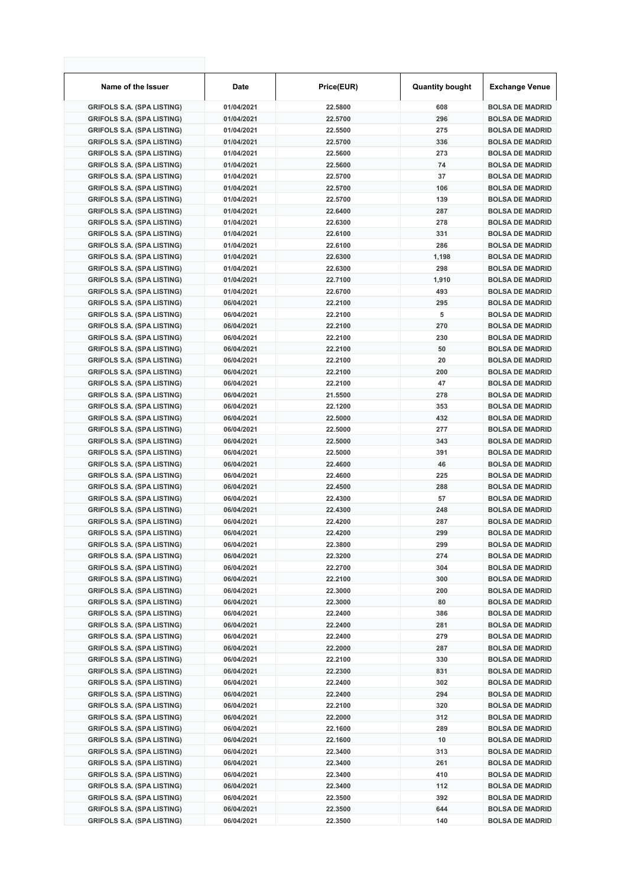| Name of the Issuer | Date | Price(EUR) | Quantity bought | Exchange Venue |
|---|---|---|---|---|
| GRIFOLS S.A. (SPA LISTING) | 01/04/2021 | 22.5800 | 608 | BOLSA DE MADRID |
| GRIFOLS S.A. (SPA LISTING) | 01/04/2021 | 22.5700 | 296 | BOLSA DE MADRID |
| GRIFOLS S.A. (SPA LISTING) | 01/04/2021 | 22.5500 | 275 | BOLSA DE MADRID |
| GRIFOLS S.A. (SPA LISTING) | 01/04/2021 | 22.5700 | 336 | BOLSA DE MADRID |
| GRIFOLS S.A. (SPA LISTING) | 01/04/2021 | 22.5600 | 273 | BOLSA DE MADRID |
| GRIFOLS S.A. (SPA LISTING) | 01/04/2021 | 22.5600 | 74 | BOLSA DE MADRID |
| GRIFOLS S.A. (SPA LISTING) | 01/04/2021 | 22.5700 | 37 | BOLSA DE MADRID |
| GRIFOLS S.A. (SPA LISTING) | 01/04/2021 | 22.5700 | 106 | BOLSA DE MADRID |
| GRIFOLS S.A. (SPA LISTING) | 01/04/2021 | 22.5700 | 139 | BOLSA DE MADRID |
| GRIFOLS S.A. (SPA LISTING) | 01/04/2021 | 22.6400 | 287 | BOLSA DE MADRID |
| GRIFOLS S.A. (SPA LISTING) | 01/04/2021 | 22.6300 | 278 | BOLSA DE MADRID |
| GRIFOLS S.A. (SPA LISTING) | 01/04/2021 | 22.6100 | 331 | BOLSA DE MADRID |
| GRIFOLS S.A. (SPA LISTING) | 01/04/2021 | 22.6100 | 286 | BOLSA DE MADRID |
| GRIFOLS S.A. (SPA LISTING) | 01/04/2021 | 22.6300 | 1,198 | BOLSA DE MADRID |
| GRIFOLS S.A. (SPA LISTING) | 01/04/2021 | 22.6300 | 298 | BOLSA DE MADRID |
| GRIFOLS S.A. (SPA LISTING) | 01/04/2021 | 22.7100 | 1,910 | BOLSA DE MADRID |
| GRIFOLS S.A. (SPA LISTING) | 01/04/2021 | 22.6700 | 493 | BOLSA DE MADRID |
| GRIFOLS S.A. (SPA LISTING) | 06/04/2021 | 22.2100 | 295 | BOLSA DE MADRID |
| GRIFOLS S.A. (SPA LISTING) | 06/04/2021 | 22.2100 | 5 | BOLSA DE MADRID |
| GRIFOLS S.A. (SPA LISTING) | 06/04/2021 | 22.2100 | 270 | BOLSA DE MADRID |
| GRIFOLS S.A. (SPA LISTING) | 06/04/2021 | 22.2100 | 230 | BOLSA DE MADRID |
| GRIFOLS S.A. (SPA LISTING) | 06/04/2021 | 22.2100 | 50 | BOLSA DE MADRID |
| GRIFOLS S.A. (SPA LISTING) | 06/04/2021 | 22.2100 | 20 | BOLSA DE MADRID |
| GRIFOLS S.A. (SPA LISTING) | 06/04/2021 | 22.2100 | 200 | BOLSA DE MADRID |
| GRIFOLS S.A. (SPA LISTING) | 06/04/2021 | 22.2100 | 47 | BOLSA DE MADRID |
| GRIFOLS S.A. (SPA LISTING) | 06/04/2021 | 21.5500 | 278 | BOLSA DE MADRID |
| GRIFOLS S.A. (SPA LISTING) | 06/04/2021 | 22.1200 | 353 | BOLSA DE MADRID |
| GRIFOLS S.A. (SPA LISTING) | 06/04/2021 | 22.5000 | 432 | BOLSA DE MADRID |
| GRIFOLS S.A. (SPA LISTING) | 06/04/2021 | 22.5000 | 277 | BOLSA DE MADRID |
| GRIFOLS S.A. (SPA LISTING) | 06/04/2021 | 22.5000 | 343 | BOLSA DE MADRID |
| GRIFOLS S.A. (SPA LISTING) | 06/04/2021 | 22.5000 | 391 | BOLSA DE MADRID |
| GRIFOLS S.A. (SPA LISTING) | 06/04/2021 | 22.4600 | 46 | BOLSA DE MADRID |
| GRIFOLS S.A. (SPA LISTING) | 06/04/2021 | 22.4600 | 225 | BOLSA DE MADRID |
| GRIFOLS S.A. (SPA LISTING) | 06/04/2021 | 22.4500 | 288 | BOLSA DE MADRID |
| GRIFOLS S.A. (SPA LISTING) | 06/04/2021 | 22.4300 | 57 | BOLSA DE MADRID |
| GRIFOLS S.A. (SPA LISTING) | 06/04/2021 | 22.4300 | 248 | BOLSA DE MADRID |
| GRIFOLS S.A. (SPA LISTING) | 06/04/2021 | 22.4200 | 287 | BOLSA DE MADRID |
| GRIFOLS S.A. (SPA LISTING) | 06/04/2021 | 22.4200 | 299 | BOLSA DE MADRID |
| GRIFOLS S.A. (SPA LISTING) | 06/04/2021 | 22.3800 | 299 | BOLSA DE MADRID |
| GRIFOLS S.A. (SPA LISTING) | 06/04/2021 | 22.3200 | 274 | BOLSA DE MADRID |
| GRIFOLS S.A. (SPA LISTING) | 06/04/2021 | 22.2700 | 304 | BOLSA DE MADRID |
| GRIFOLS S.A. (SPA LISTING) | 06/04/2021 | 22.2100 | 300 | BOLSA DE MADRID |
| GRIFOLS S.A. (SPA LISTING) | 06/04/2021 | 22.3000 | 200 | BOLSA DE MADRID |
| GRIFOLS S.A. (SPA LISTING) | 06/04/2021 | 22.3000 | 80 | BOLSA DE MADRID |
| GRIFOLS S.A. (SPA LISTING) | 06/04/2021 | 22.2400 | 386 | BOLSA DE MADRID |
| GRIFOLS S.A. (SPA LISTING) | 06/04/2021 | 22.2400 | 281 | BOLSA DE MADRID |
| GRIFOLS S.A. (SPA LISTING) | 06/04/2021 | 22.2400 | 279 | BOLSA DE MADRID |
| GRIFOLS S.A. (SPA LISTING) | 06/04/2021 | 22.2000 | 287 | BOLSA DE MADRID |
| GRIFOLS S.A. (SPA LISTING) | 06/04/2021 | 22.2100 | 330 | BOLSA DE MADRID |
| GRIFOLS S.A. (SPA LISTING) | 06/04/2021 | 22.2300 | 831 | BOLSA DE MADRID |
| GRIFOLS S.A. (SPA LISTING) | 06/04/2021 | 22.2400 | 302 | BOLSA DE MADRID |
| GRIFOLS S.A. (SPA LISTING) | 06/04/2021 | 22.2400 | 294 | BOLSA DE MADRID |
| GRIFOLS S.A. (SPA LISTING) | 06/04/2021 | 22.2100 | 320 | BOLSA DE MADRID |
| GRIFOLS S.A. (SPA LISTING) | 06/04/2021 | 22.2000 | 312 | BOLSA DE MADRID |
| GRIFOLS S.A. (SPA LISTING) | 06/04/2021 | 22.1600 | 289 | BOLSA DE MADRID |
| GRIFOLS S.A. (SPA LISTING) | 06/04/2021 | 22.1600 | 10 | BOLSA DE MADRID |
| GRIFOLS S.A. (SPA LISTING) | 06/04/2021 | 22.3400 | 313 | BOLSA DE MADRID |
| GRIFOLS S.A. (SPA LISTING) | 06/04/2021 | 22.3400 | 261 | BOLSA DE MADRID |
| GRIFOLS S.A. (SPA LISTING) | 06/04/2021 | 22.3400 | 410 | BOLSA DE MADRID |
| GRIFOLS S.A. (SPA LISTING) | 06/04/2021 | 22.3400 | 112 | BOLSA DE MADRID |
| GRIFOLS S.A. (SPA LISTING) | 06/04/2021 | 22.3500 | 392 | BOLSA DE MADRID |
| GRIFOLS S.A. (SPA LISTING) | 06/04/2021 | 22.3500 | 644 | BOLSA DE MADRID |
| GRIFOLS S.A. (SPA LISTING) | 06/04/2021 | 22.3500 | 140 | BOLSA DE MADRID |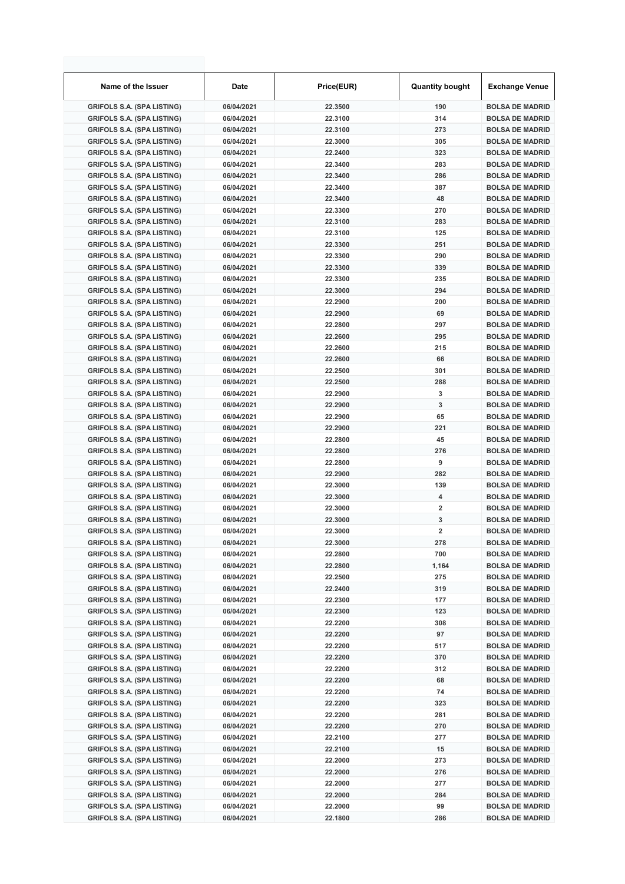| Name of the Issuer | Date | Price(EUR) | Quantity bought | Exchange Venue |
|---|---|---|---|---|
| GRIFOLS S.A. (SPA LISTING) | 06/04/2021 | 22.3500 | 190 | BOLSA DE MADRID |
| GRIFOLS S.A. (SPA LISTING) | 06/04/2021 | 22.3100 | 314 | BOLSA DE MADRID |
| GRIFOLS S.A. (SPA LISTING) | 06/04/2021 | 22.3100 | 273 | BOLSA DE MADRID |
| GRIFOLS S.A. (SPA LISTING) | 06/04/2021 | 22.3000 | 305 | BOLSA DE MADRID |
| GRIFOLS S.A. (SPA LISTING) | 06/04/2021 | 22.2400 | 323 | BOLSA DE MADRID |
| GRIFOLS S.A. (SPA LISTING) | 06/04/2021 | 22.3400 | 283 | BOLSA DE MADRID |
| GRIFOLS S.A. (SPA LISTING) | 06/04/2021 | 22.3400 | 286 | BOLSA DE MADRID |
| GRIFOLS S.A. (SPA LISTING) | 06/04/2021 | 22.3400 | 387 | BOLSA DE MADRID |
| GRIFOLS S.A. (SPA LISTING) | 06/04/2021 | 22.3400 | 48 | BOLSA DE MADRID |
| GRIFOLS S.A. (SPA LISTING) | 06/04/2021 | 22.3300 | 270 | BOLSA DE MADRID |
| GRIFOLS S.A. (SPA LISTING) | 06/04/2021 | 22.3100 | 283 | BOLSA DE MADRID |
| GRIFOLS S.A. (SPA LISTING) | 06/04/2021 | 22.3100 | 125 | BOLSA DE MADRID |
| GRIFOLS S.A. (SPA LISTING) | 06/04/2021 | 22.3300 | 251 | BOLSA DE MADRID |
| GRIFOLS S.A. (SPA LISTING) | 06/04/2021 | 22.3300 | 290 | BOLSA DE MADRID |
| GRIFOLS S.A. (SPA LISTING) | 06/04/2021 | 22.3300 | 339 | BOLSA DE MADRID |
| GRIFOLS S.A. (SPA LISTING) | 06/04/2021 | 22.3300 | 235 | BOLSA DE MADRID |
| GRIFOLS S.A. (SPA LISTING) | 06/04/2021 | 22.3000 | 294 | BOLSA DE MADRID |
| GRIFOLS S.A. (SPA LISTING) | 06/04/2021 | 22.2900 | 200 | BOLSA DE MADRID |
| GRIFOLS S.A. (SPA LISTING) | 06/04/2021 | 22.2900 | 69 | BOLSA DE MADRID |
| GRIFOLS S.A. (SPA LISTING) | 06/04/2021 | 22.2800 | 297 | BOLSA DE MADRID |
| GRIFOLS S.A. (SPA LISTING) | 06/04/2021 | 22.2600 | 295 | BOLSA DE MADRID |
| GRIFOLS S.A. (SPA LISTING) | 06/04/2021 | 22.2600 | 215 | BOLSA DE MADRID |
| GRIFOLS S.A. (SPA LISTING) | 06/04/2021 | 22.2600 | 66 | BOLSA DE MADRID |
| GRIFOLS S.A. (SPA LISTING) | 06/04/2021 | 22.2500 | 301 | BOLSA DE MADRID |
| GRIFOLS S.A. (SPA LISTING) | 06/04/2021 | 22.2500 | 288 | BOLSA DE MADRID |
| GRIFOLS S.A. (SPA LISTING) | 06/04/2021 | 22.2900 | 3 | BOLSA DE MADRID |
| GRIFOLS S.A. (SPA LISTING) | 06/04/2021 | 22.2900 | 3 | BOLSA DE MADRID |
| GRIFOLS S.A. (SPA LISTING) | 06/04/2021 | 22.2900 | 65 | BOLSA DE MADRID |
| GRIFOLS S.A. (SPA LISTING) | 06/04/2021 | 22.2900 | 221 | BOLSA DE MADRID |
| GRIFOLS S.A. (SPA LISTING) | 06/04/2021 | 22.2800 | 45 | BOLSA DE MADRID |
| GRIFOLS S.A. (SPA LISTING) | 06/04/2021 | 22.2800 | 276 | BOLSA DE MADRID |
| GRIFOLS S.A. (SPA LISTING) | 06/04/2021 | 22.2800 | 9 | BOLSA DE MADRID |
| GRIFOLS S.A. (SPA LISTING) | 06/04/2021 | 22.2900 | 282 | BOLSA DE MADRID |
| GRIFOLS S.A. (SPA LISTING) | 06/04/2021 | 22.3000 | 139 | BOLSA DE MADRID |
| GRIFOLS S.A. (SPA LISTING) | 06/04/2021 | 22.3000 | 4 | BOLSA DE MADRID |
| GRIFOLS S.A. (SPA LISTING) | 06/04/2021 | 22.3000 | 2 | BOLSA DE MADRID |
| GRIFOLS S.A. (SPA LISTING) | 06/04/2021 | 22.3000 | 3 | BOLSA DE MADRID |
| GRIFOLS S.A. (SPA LISTING) | 06/04/2021 | 22.3000 | 2 | BOLSA DE MADRID |
| GRIFOLS S.A. (SPA LISTING) | 06/04/2021 | 22.3000 | 278 | BOLSA DE MADRID |
| GRIFOLS S.A. (SPA LISTING) | 06/04/2021 | 22.2800 | 700 | BOLSA DE MADRID |
| GRIFOLS S.A. (SPA LISTING) | 06/04/2021 | 22.2800 | 1,164 | BOLSA DE MADRID |
| GRIFOLS S.A. (SPA LISTING) | 06/04/2021 | 22.2500 | 275 | BOLSA DE MADRID |
| GRIFOLS S.A. (SPA LISTING) | 06/04/2021 | 22.2400 | 319 | BOLSA DE MADRID |
| GRIFOLS S.A. (SPA LISTING) | 06/04/2021 | 22.2300 | 177 | BOLSA DE MADRID |
| GRIFOLS S.A. (SPA LISTING) | 06/04/2021 | 22.2300 | 123 | BOLSA DE MADRID |
| GRIFOLS S.A. (SPA LISTING) | 06/04/2021 | 22.2200 | 308 | BOLSA DE MADRID |
| GRIFOLS S.A. (SPA LISTING) | 06/04/2021 | 22.2200 | 97 | BOLSA DE MADRID |
| GRIFOLS S.A. (SPA LISTING) | 06/04/2021 | 22.2200 | 517 | BOLSA DE MADRID |
| GRIFOLS S.A. (SPA LISTING) | 06/04/2021 | 22.2200 | 370 | BOLSA DE MADRID |
| GRIFOLS S.A. (SPA LISTING) | 06/04/2021 | 22.2200 | 312 | BOLSA DE MADRID |
| GRIFOLS S.A. (SPA LISTING) | 06/04/2021 | 22.2200 | 68 | BOLSA DE MADRID |
| GRIFOLS S.A. (SPA LISTING) | 06/04/2021 | 22.2200 | 74 | BOLSA DE MADRID |
| GRIFOLS S.A. (SPA LISTING) | 06/04/2021 | 22.2200 | 323 | BOLSA DE MADRID |
| GRIFOLS S.A. (SPA LISTING) | 06/04/2021 | 22.2200 | 281 | BOLSA DE MADRID |
| GRIFOLS S.A. (SPA LISTING) | 06/04/2021 | 22.2200 | 270 | BOLSA DE MADRID |
| GRIFOLS S.A. (SPA LISTING) | 06/04/2021 | 22.2100 | 277 | BOLSA DE MADRID |
| GRIFOLS S.A. (SPA LISTING) | 06/04/2021 | 22.2100 | 15 | BOLSA DE MADRID |
| GRIFOLS S.A. (SPA LISTING) | 06/04/2021 | 22.2000 | 273 | BOLSA DE MADRID |
| GRIFOLS S.A. (SPA LISTING) | 06/04/2021 | 22.2000 | 276 | BOLSA DE MADRID |
| GRIFOLS S.A. (SPA LISTING) | 06/04/2021 | 22.2000 | 277 | BOLSA DE MADRID |
| GRIFOLS S.A. (SPA LISTING) | 06/04/2021 | 22.2000 | 284 | BOLSA DE MADRID |
| GRIFOLS S.A. (SPA LISTING) | 06/04/2021 | 22.2000 | 99 | BOLSA DE MADRID |
| GRIFOLS S.A. (SPA LISTING) | 06/04/2021 | 22.1800 | 286 | BOLSA DE MADRID |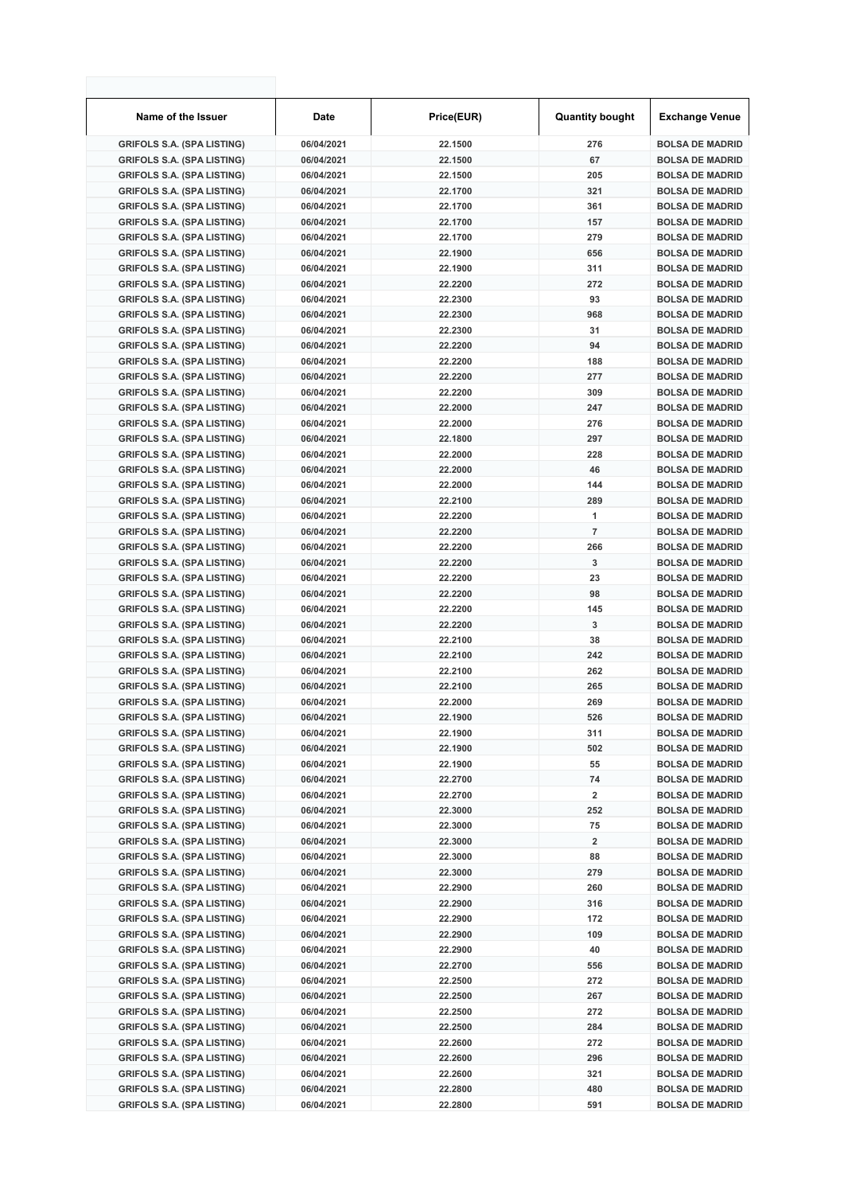| Name of the Issuer | Date | Price(EUR) | Quantity bought | Exchange Venue |
|---|---|---|---|---|
| GRIFOLS S.A. (SPA LISTING) | 06/04/2021 | 22.1500 | 276 | BOLSA DE MADRID |
| GRIFOLS S.A. (SPA LISTING) | 06/04/2021 | 22.1500 | 67 | BOLSA DE MADRID |
| GRIFOLS S.A. (SPA LISTING) | 06/04/2021 | 22.1500 | 205 | BOLSA DE MADRID |
| GRIFOLS S.A. (SPA LISTING) | 06/04/2021 | 22.1700 | 321 | BOLSA DE MADRID |
| GRIFOLS S.A. (SPA LISTING) | 06/04/2021 | 22.1700 | 361 | BOLSA DE MADRID |
| GRIFOLS S.A. (SPA LISTING) | 06/04/2021 | 22.1700 | 157 | BOLSA DE MADRID |
| GRIFOLS S.A. (SPA LISTING) | 06/04/2021 | 22.1700 | 279 | BOLSA DE MADRID |
| GRIFOLS S.A. (SPA LISTING) | 06/04/2021 | 22.1900 | 656 | BOLSA DE MADRID |
| GRIFOLS S.A. (SPA LISTING) | 06/04/2021 | 22.1900 | 311 | BOLSA DE MADRID |
| GRIFOLS S.A. (SPA LISTING) | 06/04/2021 | 22.2200 | 272 | BOLSA DE MADRID |
| GRIFOLS S.A. (SPA LISTING) | 06/04/2021 | 22.2300 | 93 | BOLSA DE MADRID |
| GRIFOLS S.A. (SPA LISTING) | 06/04/2021 | 22.2300 | 968 | BOLSA DE MADRID |
| GRIFOLS S.A. (SPA LISTING) | 06/04/2021 | 22.2300 | 31 | BOLSA DE MADRID |
| GRIFOLS S.A. (SPA LISTING) | 06/04/2021 | 22.2200 | 94 | BOLSA DE MADRID |
| GRIFOLS S.A. (SPA LISTING) | 06/04/2021 | 22.2200 | 188 | BOLSA DE MADRID |
| GRIFOLS S.A. (SPA LISTING) | 06/04/2021 | 22.2200 | 277 | BOLSA DE MADRID |
| GRIFOLS S.A. (SPA LISTING) | 06/04/2021 | 22.2200 | 309 | BOLSA DE MADRID |
| GRIFOLS S.A. (SPA LISTING) | 06/04/2021 | 22.2000 | 247 | BOLSA DE MADRID |
| GRIFOLS S.A. (SPA LISTING) | 06/04/2021 | 22.2000 | 276 | BOLSA DE MADRID |
| GRIFOLS S.A. (SPA LISTING) | 06/04/2021 | 22.1800 | 297 | BOLSA DE MADRID |
| GRIFOLS S.A. (SPA LISTING) | 06/04/2021 | 22.2000 | 228 | BOLSA DE MADRID |
| GRIFOLS S.A. (SPA LISTING) | 06/04/2021 | 22.2000 | 46 | BOLSA DE MADRID |
| GRIFOLS S.A. (SPA LISTING) | 06/04/2021 | 22.2000 | 144 | BOLSA DE MADRID |
| GRIFOLS S.A. (SPA LISTING) | 06/04/2021 | 22.2100 | 289 | BOLSA DE MADRID |
| GRIFOLS S.A. (SPA LISTING) | 06/04/2021 | 22.2200 | 1 | BOLSA DE MADRID |
| GRIFOLS S.A. (SPA LISTING) | 06/04/2021 | 22.2200 | 7 | BOLSA DE MADRID |
| GRIFOLS S.A. (SPA LISTING) | 06/04/2021 | 22.2200 | 266 | BOLSA DE MADRID |
| GRIFOLS S.A. (SPA LISTING) | 06/04/2021 | 22.2200 | 3 | BOLSA DE MADRID |
| GRIFOLS S.A. (SPA LISTING) | 06/04/2021 | 22.2200 | 23 | BOLSA DE MADRID |
| GRIFOLS S.A. (SPA LISTING) | 06/04/2021 | 22.2200 | 98 | BOLSA DE MADRID |
| GRIFOLS S.A. (SPA LISTING) | 06/04/2021 | 22.2200 | 145 | BOLSA DE MADRID |
| GRIFOLS S.A. (SPA LISTING) | 06/04/2021 | 22.2200 | 3 | BOLSA DE MADRID |
| GRIFOLS S.A. (SPA LISTING) | 06/04/2021 | 22.2100 | 38 | BOLSA DE MADRID |
| GRIFOLS S.A. (SPA LISTING) | 06/04/2021 | 22.2100 | 242 | BOLSA DE MADRID |
| GRIFOLS S.A. (SPA LISTING) | 06/04/2021 | 22.2100 | 262 | BOLSA DE MADRID |
| GRIFOLS S.A. (SPA LISTING) | 06/04/2021 | 22.2100 | 265 | BOLSA DE MADRID |
| GRIFOLS S.A. (SPA LISTING) | 06/04/2021 | 22.2000 | 269 | BOLSA DE MADRID |
| GRIFOLS S.A. (SPA LISTING) | 06/04/2021 | 22.1900 | 526 | BOLSA DE MADRID |
| GRIFOLS S.A. (SPA LISTING) | 06/04/2021 | 22.1900 | 311 | BOLSA DE MADRID |
| GRIFOLS S.A. (SPA LISTING) | 06/04/2021 | 22.1900 | 502 | BOLSA DE MADRID |
| GRIFOLS S.A. (SPA LISTING) | 06/04/2021 | 22.1900 | 55 | BOLSA DE MADRID |
| GRIFOLS S.A. (SPA LISTING) | 06/04/2021 | 22.2700 | 74 | BOLSA DE MADRID |
| GRIFOLS S.A. (SPA LISTING) | 06/04/2021 | 22.2700 | 2 | BOLSA DE MADRID |
| GRIFOLS S.A. (SPA LISTING) | 06/04/2021 | 22.3000 | 252 | BOLSA DE MADRID |
| GRIFOLS S.A. (SPA LISTING) | 06/04/2021 | 22.3000 | 75 | BOLSA DE MADRID |
| GRIFOLS S.A. (SPA LISTING) | 06/04/2021 | 22.3000 | 2 | BOLSA DE MADRID |
| GRIFOLS S.A. (SPA LISTING) | 06/04/2021 | 22.3000 | 88 | BOLSA DE MADRID |
| GRIFOLS S.A. (SPA LISTING) | 06/04/2021 | 22.3000 | 279 | BOLSA DE MADRID |
| GRIFOLS S.A. (SPA LISTING) | 06/04/2021 | 22.2900 | 260 | BOLSA DE MADRID |
| GRIFOLS S.A. (SPA LISTING) | 06/04/2021 | 22.2900 | 316 | BOLSA DE MADRID |
| GRIFOLS S.A. (SPA LISTING) | 06/04/2021 | 22.2900 | 172 | BOLSA DE MADRID |
| GRIFOLS S.A. (SPA LISTING) | 06/04/2021 | 22.2900 | 109 | BOLSA DE MADRID |
| GRIFOLS S.A. (SPA LISTING) | 06/04/2021 | 22.2900 | 40 | BOLSA DE MADRID |
| GRIFOLS S.A. (SPA LISTING) | 06/04/2021 | 22.2700 | 556 | BOLSA DE MADRID |
| GRIFOLS S.A. (SPA LISTING) | 06/04/2021 | 22.2500 | 272 | BOLSA DE MADRID |
| GRIFOLS S.A. (SPA LISTING) | 06/04/2021 | 22.2500 | 267 | BOLSA DE MADRID |
| GRIFOLS S.A. (SPA LISTING) | 06/04/2021 | 22.2500 | 272 | BOLSA DE MADRID |
| GRIFOLS S.A. (SPA LISTING) | 06/04/2021 | 22.2500 | 284 | BOLSA DE MADRID |
| GRIFOLS S.A. (SPA LISTING) | 06/04/2021 | 22.2600 | 272 | BOLSA DE MADRID |
| GRIFOLS S.A. (SPA LISTING) | 06/04/2021 | 22.2600 | 296 | BOLSA DE MADRID |
| GRIFOLS S.A. (SPA LISTING) | 06/04/2021 | 22.2600 | 321 | BOLSA DE MADRID |
| GRIFOLS S.A. (SPA LISTING) | 06/04/2021 | 22.2800 | 480 | BOLSA DE MADRID |
| GRIFOLS S.A. (SPA LISTING) | 06/04/2021 | 22.2800 | 591 | BOLSA DE MADRID |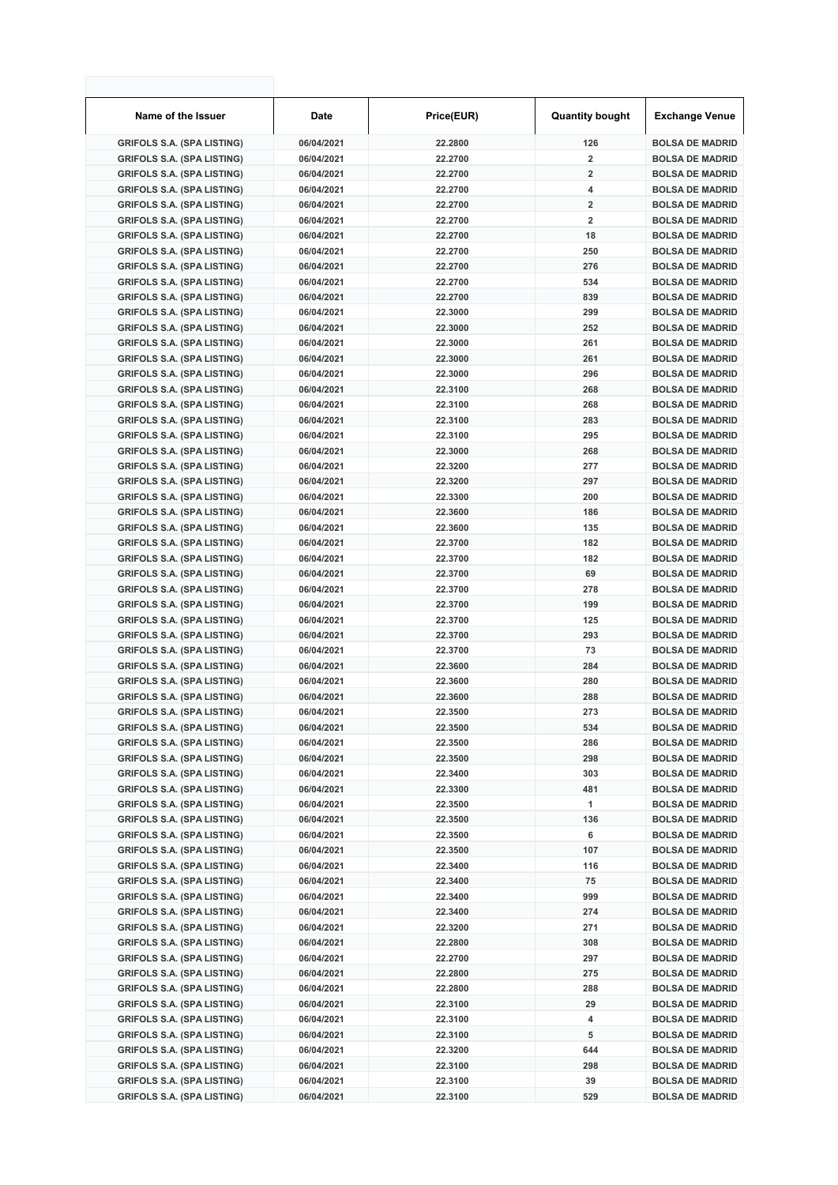| Name of the Issuer | Date | Price(EUR) | Quantity bought | Exchange Venue |
|---|---|---|---|---|
| GRIFOLS S.A. (SPA LISTING) | 06/04/2021 | 22.2800 | 126 | BOLSA DE MADRID |
| GRIFOLS S.A. (SPA LISTING) | 06/04/2021 | 22.2700 | 2 | BOLSA DE MADRID |
| GRIFOLS S.A. (SPA LISTING) | 06/04/2021 | 22.2700 | 2 | BOLSA DE MADRID |
| GRIFOLS S.A. (SPA LISTING) | 06/04/2021 | 22.2700 | 4 | BOLSA DE MADRID |
| GRIFOLS S.A. (SPA LISTING) | 06/04/2021 | 22.2700 | 2 | BOLSA DE MADRID |
| GRIFOLS S.A. (SPA LISTING) | 06/04/2021 | 22.2700 | 2 | BOLSA DE MADRID |
| GRIFOLS S.A. (SPA LISTING) | 06/04/2021 | 22.2700 | 18 | BOLSA DE MADRID |
| GRIFOLS S.A. (SPA LISTING) | 06/04/2021 | 22.2700 | 250 | BOLSA DE MADRID |
| GRIFOLS S.A. (SPA LISTING) | 06/04/2021 | 22.2700 | 276 | BOLSA DE MADRID |
| GRIFOLS S.A. (SPA LISTING) | 06/04/2021 | 22.2700 | 534 | BOLSA DE MADRID |
| GRIFOLS S.A. (SPA LISTING) | 06/04/2021 | 22.2700 | 839 | BOLSA DE MADRID |
| GRIFOLS S.A. (SPA LISTING) | 06/04/2021 | 22.3000 | 299 | BOLSA DE MADRID |
| GRIFOLS S.A. (SPA LISTING) | 06/04/2021 | 22.3000 | 252 | BOLSA DE MADRID |
| GRIFOLS S.A. (SPA LISTING) | 06/04/2021 | 22.3000 | 261 | BOLSA DE MADRID |
| GRIFOLS S.A. (SPA LISTING) | 06/04/2021 | 22.3000 | 261 | BOLSA DE MADRID |
| GRIFOLS S.A. (SPA LISTING) | 06/04/2021 | 22.3000 | 296 | BOLSA DE MADRID |
| GRIFOLS S.A. (SPA LISTING) | 06/04/2021 | 22.3100 | 268 | BOLSA DE MADRID |
| GRIFOLS S.A. (SPA LISTING) | 06/04/2021 | 22.3100 | 268 | BOLSA DE MADRID |
| GRIFOLS S.A. (SPA LISTING) | 06/04/2021 | 22.3100 | 283 | BOLSA DE MADRID |
| GRIFOLS S.A. (SPA LISTING) | 06/04/2021 | 22.3100 | 295 | BOLSA DE MADRID |
| GRIFOLS S.A. (SPA LISTING) | 06/04/2021 | 22.3000 | 268 | BOLSA DE MADRID |
| GRIFOLS S.A. (SPA LISTING) | 06/04/2021 | 22.3200 | 277 | BOLSA DE MADRID |
| GRIFOLS S.A. (SPA LISTING) | 06/04/2021 | 22.3200 | 297 | BOLSA DE MADRID |
| GRIFOLS S.A. (SPA LISTING) | 06/04/2021 | 22.3300 | 200 | BOLSA DE MADRID |
| GRIFOLS S.A. (SPA LISTING) | 06/04/2021 | 22.3600 | 186 | BOLSA DE MADRID |
| GRIFOLS S.A. (SPA LISTING) | 06/04/2021 | 22.3600 | 135 | BOLSA DE MADRID |
| GRIFOLS S.A. (SPA LISTING) | 06/04/2021 | 22.3700 | 182 | BOLSA DE MADRID |
| GRIFOLS S.A. (SPA LISTING) | 06/04/2021 | 22.3700 | 182 | BOLSA DE MADRID |
| GRIFOLS S.A. (SPA LISTING) | 06/04/2021 | 22.3700 | 69 | BOLSA DE MADRID |
| GRIFOLS S.A. (SPA LISTING) | 06/04/2021 | 22.3700 | 278 | BOLSA DE MADRID |
| GRIFOLS S.A. (SPA LISTING) | 06/04/2021 | 22.3700 | 199 | BOLSA DE MADRID |
| GRIFOLS S.A. (SPA LISTING) | 06/04/2021 | 22.3700 | 125 | BOLSA DE MADRID |
| GRIFOLS S.A. (SPA LISTING) | 06/04/2021 | 22.3700 | 293 | BOLSA DE MADRID |
| GRIFOLS S.A. (SPA LISTING) | 06/04/2021 | 22.3700 | 73 | BOLSA DE MADRID |
| GRIFOLS S.A. (SPA LISTING) | 06/04/2021 | 22.3600 | 284 | BOLSA DE MADRID |
| GRIFOLS S.A. (SPA LISTING) | 06/04/2021 | 22.3600 | 280 | BOLSA DE MADRID |
| GRIFOLS S.A. (SPA LISTING) | 06/04/2021 | 22.3600 | 288 | BOLSA DE MADRID |
| GRIFOLS S.A. (SPA LISTING) | 06/04/2021 | 22.3500 | 273 | BOLSA DE MADRID |
| GRIFOLS S.A. (SPA LISTING) | 06/04/2021 | 22.3500 | 534 | BOLSA DE MADRID |
| GRIFOLS S.A. (SPA LISTING) | 06/04/2021 | 22.3500 | 286 | BOLSA DE MADRID |
| GRIFOLS S.A. (SPA LISTING) | 06/04/2021 | 22.3500 | 298 | BOLSA DE MADRID |
| GRIFOLS S.A. (SPA LISTING) | 06/04/2021 | 22.3400 | 303 | BOLSA DE MADRID |
| GRIFOLS S.A. (SPA LISTING) | 06/04/2021 | 22.3300 | 481 | BOLSA DE MADRID |
| GRIFOLS S.A. (SPA LISTING) | 06/04/2021 | 22.3500 | 1 | BOLSA DE MADRID |
| GRIFOLS S.A. (SPA LISTING) | 06/04/2021 | 22.3500 | 136 | BOLSA DE MADRID |
| GRIFOLS S.A. (SPA LISTING) | 06/04/2021 | 22.3500 | 6 | BOLSA DE MADRID |
| GRIFOLS S.A. (SPA LISTING) | 06/04/2021 | 22.3500 | 107 | BOLSA DE MADRID |
| GRIFOLS S.A. (SPA LISTING) | 06/04/2021 | 22.3400 | 116 | BOLSA DE MADRID |
| GRIFOLS S.A. (SPA LISTING) | 06/04/2021 | 22.3400 | 75 | BOLSA DE MADRID |
| GRIFOLS S.A. (SPA LISTING) | 06/04/2021 | 22.3400 | 999 | BOLSA DE MADRID |
| GRIFOLS S.A. (SPA LISTING) | 06/04/2021 | 22.3400 | 274 | BOLSA DE MADRID |
| GRIFOLS S.A. (SPA LISTING) | 06/04/2021 | 22.3200 | 271 | BOLSA DE MADRID |
| GRIFOLS S.A. (SPA LISTING) | 06/04/2021 | 22.2800 | 308 | BOLSA DE MADRID |
| GRIFOLS S.A. (SPA LISTING) | 06/04/2021 | 22.2700 | 297 | BOLSA DE MADRID |
| GRIFOLS S.A. (SPA LISTING) | 06/04/2021 | 22.2800 | 275 | BOLSA DE MADRID |
| GRIFOLS S.A. (SPA LISTING) | 06/04/2021 | 22.2800 | 288 | BOLSA DE MADRID |
| GRIFOLS S.A. (SPA LISTING) | 06/04/2021 | 22.3100 | 29 | BOLSA DE MADRID |
| GRIFOLS S.A. (SPA LISTING) | 06/04/2021 | 22.3100 | 4 | BOLSA DE MADRID |
| GRIFOLS S.A. (SPA LISTING) | 06/04/2021 | 22.3100 | 5 | BOLSA DE MADRID |
| GRIFOLS S.A. (SPA LISTING) | 06/04/2021 | 22.3200 | 644 | BOLSA DE MADRID |
| GRIFOLS S.A. (SPA LISTING) | 06/04/2021 | 22.3100 | 298 | BOLSA DE MADRID |
| GRIFOLS S.A. (SPA LISTING) | 06/04/2021 | 22.3100 | 39 | BOLSA DE MADRID |
| GRIFOLS S.A. (SPA LISTING) | 06/04/2021 | 22.3100 | 529 | BOLSA DE MADRID |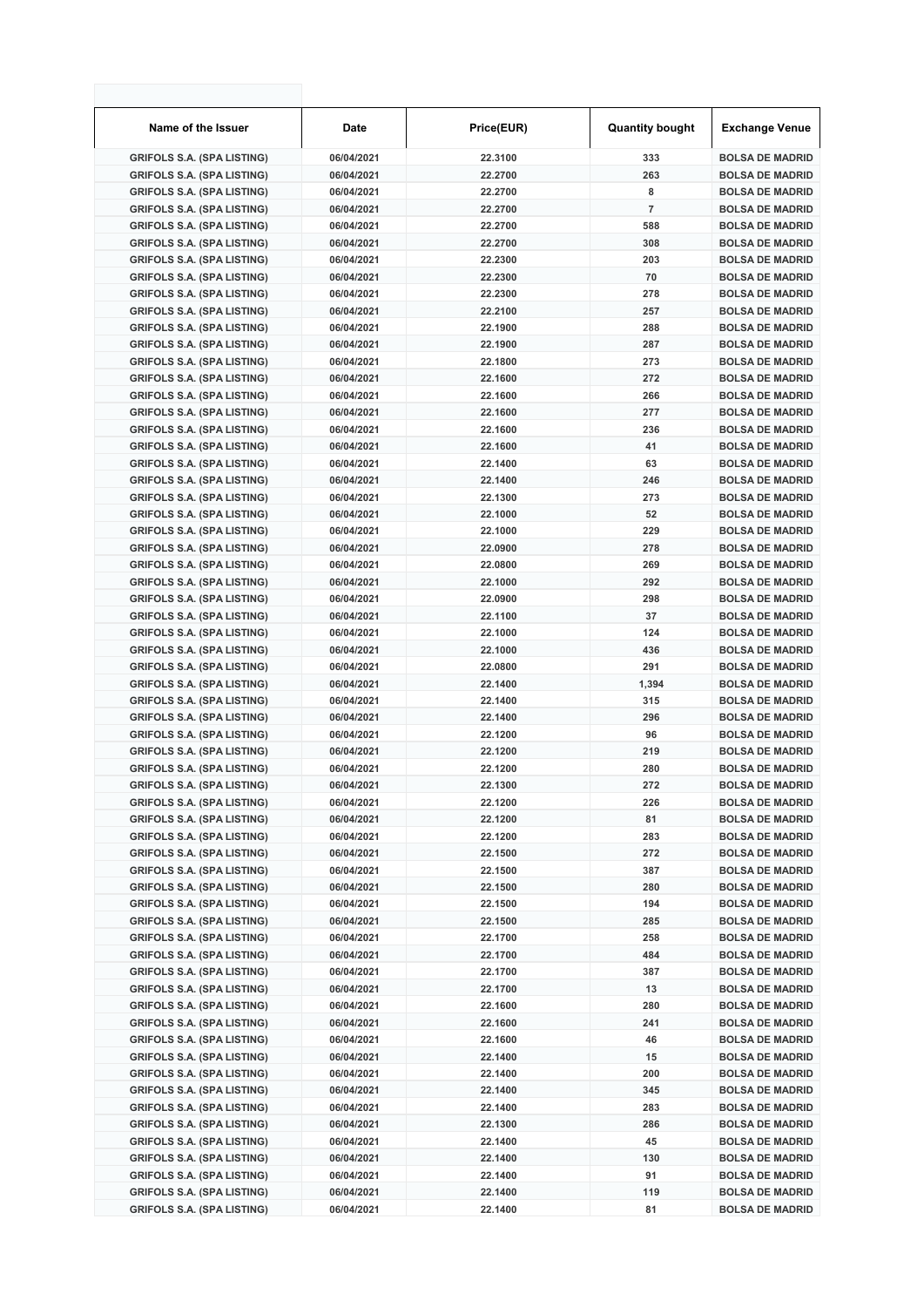| Name of the Issuer | Date | Price(EUR) | Quantity bought | Exchange Venue |
|---|---|---|---|---|
| GRIFOLS S.A. (SPA LISTING) | 06/04/2021 | 22.3100 | 333 | BOLSA DE MADRID |
| GRIFOLS S.A. (SPA LISTING) | 06/04/2021 | 22.2700 | 263 | BOLSA DE MADRID |
| GRIFOLS S.A. (SPA LISTING) | 06/04/2021 | 22.2700 | 8 | BOLSA DE MADRID |
| GRIFOLS S.A. (SPA LISTING) | 06/04/2021 | 22.2700 | 7 | BOLSA DE MADRID |
| GRIFOLS S.A. (SPA LISTING) | 06/04/2021 | 22.2700 | 588 | BOLSA DE MADRID |
| GRIFOLS S.A. (SPA LISTING) | 06/04/2021 | 22.2700 | 308 | BOLSA DE MADRID |
| GRIFOLS S.A. (SPA LISTING) | 06/04/2021 | 22.2300 | 203 | BOLSA DE MADRID |
| GRIFOLS S.A. (SPA LISTING) | 06/04/2021 | 22.2300 | 70 | BOLSA DE MADRID |
| GRIFOLS S.A. (SPA LISTING) | 06/04/2021 | 22.2300 | 278 | BOLSA DE MADRID |
| GRIFOLS S.A. (SPA LISTING) | 06/04/2021 | 22.2100 | 257 | BOLSA DE MADRID |
| GRIFOLS S.A. (SPA LISTING) | 06/04/2021 | 22.1900 | 288 | BOLSA DE MADRID |
| GRIFOLS S.A. (SPA LISTING) | 06/04/2021 | 22.1900 | 287 | BOLSA DE MADRID |
| GRIFOLS S.A. (SPA LISTING) | 06/04/2021 | 22.1800 | 273 | BOLSA DE MADRID |
| GRIFOLS S.A. (SPA LISTING) | 06/04/2021 | 22.1600 | 272 | BOLSA DE MADRID |
| GRIFOLS S.A. (SPA LISTING) | 06/04/2021 | 22.1600 | 266 | BOLSA DE MADRID |
| GRIFOLS S.A. (SPA LISTING) | 06/04/2021 | 22.1600 | 277 | BOLSA DE MADRID |
| GRIFOLS S.A. (SPA LISTING) | 06/04/2021 | 22.1600 | 236 | BOLSA DE MADRID |
| GRIFOLS S.A. (SPA LISTING) | 06/04/2021 | 22.1600 | 41 | BOLSA DE MADRID |
| GRIFOLS S.A. (SPA LISTING) | 06/04/2021 | 22.1400 | 63 | BOLSA DE MADRID |
| GRIFOLS S.A. (SPA LISTING) | 06/04/2021 | 22.1400 | 246 | BOLSA DE MADRID |
| GRIFOLS S.A. (SPA LISTING) | 06/04/2021 | 22.1300 | 273 | BOLSA DE MADRID |
| GRIFOLS S.A. (SPA LISTING) | 06/04/2021 | 22.1000 | 52 | BOLSA DE MADRID |
| GRIFOLS S.A. (SPA LISTING) | 06/04/2021 | 22.1000 | 229 | BOLSA DE MADRID |
| GRIFOLS S.A. (SPA LISTING) | 06/04/2021 | 22.0900 | 278 | BOLSA DE MADRID |
| GRIFOLS S.A. (SPA LISTING) | 06/04/2021 | 22.0800 | 269 | BOLSA DE MADRID |
| GRIFOLS S.A. (SPA LISTING) | 06/04/2021 | 22.1000 | 292 | BOLSA DE MADRID |
| GRIFOLS S.A. (SPA LISTING) | 06/04/2021 | 22.0900 | 298 | BOLSA DE MADRID |
| GRIFOLS S.A. (SPA LISTING) | 06/04/2021 | 22.1100 | 37 | BOLSA DE MADRID |
| GRIFOLS S.A. (SPA LISTING) | 06/04/2021 | 22.1000 | 124 | BOLSA DE MADRID |
| GRIFOLS S.A. (SPA LISTING) | 06/04/2021 | 22.1000 | 436 | BOLSA DE MADRID |
| GRIFOLS S.A. (SPA LISTING) | 06/04/2021 | 22.0800 | 291 | BOLSA DE MADRID |
| GRIFOLS S.A. (SPA LISTING) | 06/04/2021 | 22.1400 | 1,394 | BOLSA DE MADRID |
| GRIFOLS S.A. (SPA LISTING) | 06/04/2021 | 22.1400 | 315 | BOLSA DE MADRID |
| GRIFOLS S.A. (SPA LISTING) | 06/04/2021 | 22.1400 | 296 | BOLSA DE MADRID |
| GRIFOLS S.A. (SPA LISTING) | 06/04/2021 | 22.1200 | 96 | BOLSA DE MADRID |
| GRIFOLS S.A. (SPA LISTING) | 06/04/2021 | 22.1200 | 219 | BOLSA DE MADRID |
| GRIFOLS S.A. (SPA LISTING) | 06/04/2021 | 22.1200 | 280 | BOLSA DE MADRID |
| GRIFOLS S.A. (SPA LISTING) | 06/04/2021 | 22.1300 | 272 | BOLSA DE MADRID |
| GRIFOLS S.A. (SPA LISTING) | 06/04/2021 | 22.1200 | 226 | BOLSA DE MADRID |
| GRIFOLS S.A. (SPA LISTING) | 06/04/2021 | 22.1200 | 81 | BOLSA DE MADRID |
| GRIFOLS S.A. (SPA LISTING) | 06/04/2021 | 22.1200 | 283 | BOLSA DE MADRID |
| GRIFOLS S.A. (SPA LISTING) | 06/04/2021 | 22.1500 | 272 | BOLSA DE MADRID |
| GRIFOLS S.A. (SPA LISTING) | 06/04/2021 | 22.1500 | 387 | BOLSA DE MADRID |
| GRIFOLS S.A. (SPA LISTING) | 06/04/2021 | 22.1500 | 280 | BOLSA DE MADRID |
| GRIFOLS S.A. (SPA LISTING) | 06/04/2021 | 22.1500 | 194 | BOLSA DE MADRID |
| GRIFOLS S.A. (SPA LISTING) | 06/04/2021 | 22.1500 | 285 | BOLSA DE MADRID |
| GRIFOLS S.A. (SPA LISTING) | 06/04/2021 | 22.1700 | 258 | BOLSA DE MADRID |
| GRIFOLS S.A. (SPA LISTING) | 06/04/2021 | 22.1700 | 484 | BOLSA DE MADRID |
| GRIFOLS S.A. (SPA LISTING) | 06/04/2021 | 22.1700 | 387 | BOLSA DE MADRID |
| GRIFOLS S.A. (SPA LISTING) | 06/04/2021 | 22.1700 | 13 | BOLSA DE MADRID |
| GRIFOLS S.A. (SPA LISTING) | 06/04/2021 | 22.1600 | 280 | BOLSA DE MADRID |
| GRIFOLS S.A. (SPA LISTING) | 06/04/2021 | 22.1600 | 241 | BOLSA DE MADRID |
| GRIFOLS S.A. (SPA LISTING) | 06/04/2021 | 22.1600 | 46 | BOLSA DE MADRID |
| GRIFOLS S.A. (SPA LISTING) | 06/04/2021 | 22.1400 | 15 | BOLSA DE MADRID |
| GRIFOLS S.A. (SPA LISTING) | 06/04/2021 | 22.1400 | 200 | BOLSA DE MADRID |
| GRIFOLS S.A. (SPA LISTING) | 06/04/2021 | 22.1400 | 345 | BOLSA DE MADRID |
| GRIFOLS S.A. (SPA LISTING) | 06/04/2021 | 22.1400 | 283 | BOLSA DE MADRID |
| GRIFOLS S.A. (SPA LISTING) | 06/04/2021 | 22.1300 | 286 | BOLSA DE MADRID |
| GRIFOLS S.A. (SPA LISTING) | 06/04/2021 | 22.1400 | 45 | BOLSA DE MADRID |
| GRIFOLS S.A. (SPA LISTING) | 06/04/2021 | 22.1400 | 130 | BOLSA DE MADRID |
| GRIFOLS S.A. (SPA LISTING) | 06/04/2021 | 22.1400 | 91 | BOLSA DE MADRID |
| GRIFOLS S.A. (SPA LISTING) | 06/04/2021 | 22.1400 | 119 | BOLSA DE MADRID |
| GRIFOLS S.A. (SPA LISTING) | 06/04/2021 | 22.1400 | 81 | BOLSA DE MADRID |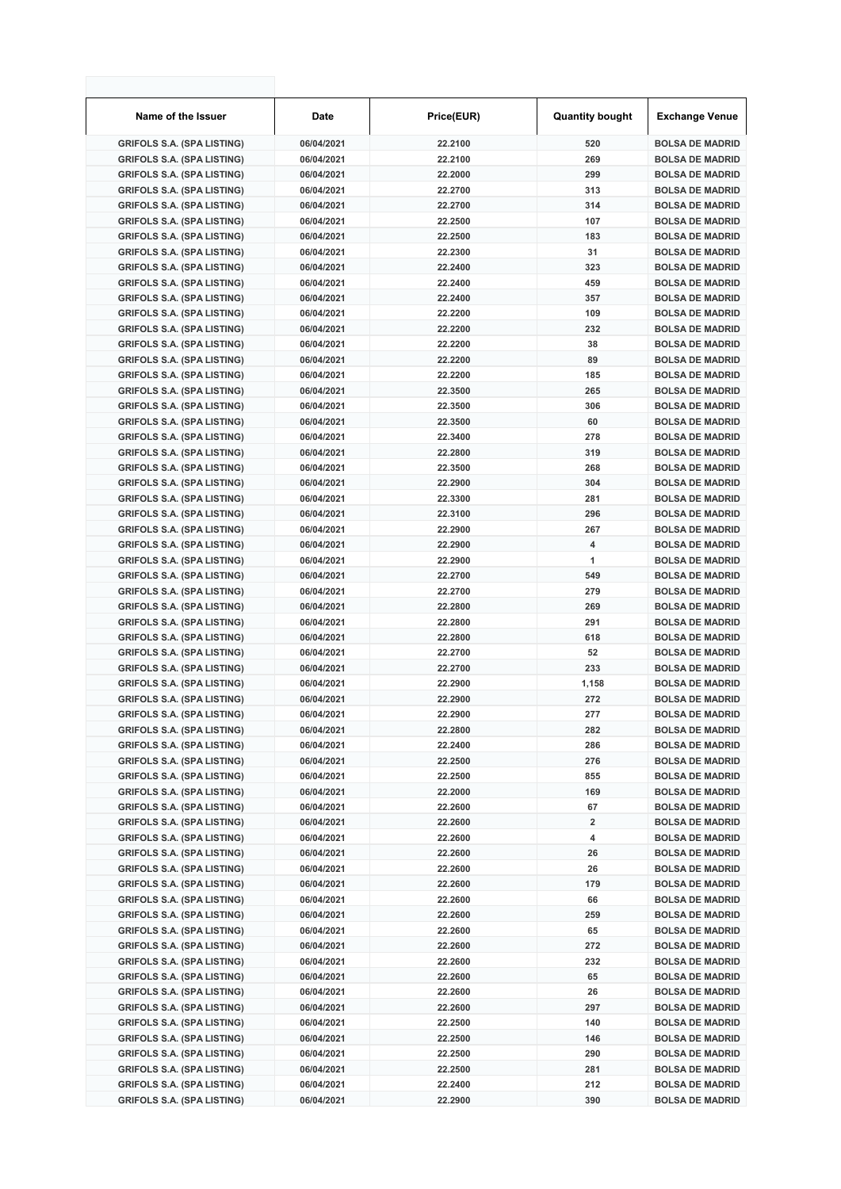| Name of the Issuer | Date | Price(EUR) | Quantity bought | Exchange Venue |
|---|---|---|---|---|
| GRIFOLS S.A. (SPA LISTING) | 06/04/2021 | 22.2100 | 520 | BOLSA DE MADRID |
| GRIFOLS S.A. (SPA LISTING) | 06/04/2021 | 22.2100 | 269 | BOLSA DE MADRID |
| GRIFOLS S.A. (SPA LISTING) | 06/04/2021 | 22.2000 | 299 | BOLSA DE MADRID |
| GRIFOLS S.A. (SPA LISTING) | 06/04/2021 | 22.2700 | 313 | BOLSA DE MADRID |
| GRIFOLS S.A. (SPA LISTING) | 06/04/2021 | 22.2700 | 314 | BOLSA DE MADRID |
| GRIFOLS S.A. (SPA LISTING) | 06/04/2021 | 22.2500 | 107 | BOLSA DE MADRID |
| GRIFOLS S.A. (SPA LISTING) | 06/04/2021 | 22.2500 | 183 | BOLSA DE MADRID |
| GRIFOLS S.A. (SPA LISTING) | 06/04/2021 | 22.2300 | 31 | BOLSA DE MADRID |
| GRIFOLS S.A. (SPA LISTING) | 06/04/2021 | 22.2400 | 323 | BOLSA DE MADRID |
| GRIFOLS S.A. (SPA LISTING) | 06/04/2021 | 22.2400 | 459 | BOLSA DE MADRID |
| GRIFOLS S.A. (SPA LISTING) | 06/04/2021 | 22.2400 | 357 | BOLSA DE MADRID |
| GRIFOLS S.A. (SPA LISTING) | 06/04/2021 | 22.2200 | 109 | BOLSA DE MADRID |
| GRIFOLS S.A. (SPA LISTING) | 06/04/2021 | 22.2200 | 232 | BOLSA DE MADRID |
| GRIFOLS S.A. (SPA LISTING) | 06/04/2021 | 22.2200 | 38 | BOLSA DE MADRID |
| GRIFOLS S.A. (SPA LISTING) | 06/04/2021 | 22.2200 | 89 | BOLSA DE MADRID |
| GRIFOLS S.A. (SPA LISTING) | 06/04/2021 | 22.2200 | 185 | BOLSA DE MADRID |
| GRIFOLS S.A. (SPA LISTING) | 06/04/2021 | 22.3500 | 265 | BOLSA DE MADRID |
| GRIFOLS S.A. (SPA LISTING) | 06/04/2021 | 22.3500 | 306 | BOLSA DE MADRID |
| GRIFOLS S.A. (SPA LISTING) | 06/04/2021 | 22.3500 | 60 | BOLSA DE MADRID |
| GRIFOLS S.A. (SPA LISTING) | 06/04/2021 | 22.3400 | 278 | BOLSA DE MADRID |
| GRIFOLS S.A. (SPA LISTING) | 06/04/2021 | 22.2800 | 319 | BOLSA DE MADRID |
| GRIFOLS S.A. (SPA LISTING) | 06/04/2021 | 22.3500 | 268 | BOLSA DE MADRID |
| GRIFOLS S.A. (SPA LISTING) | 06/04/2021 | 22.2900 | 304 | BOLSA DE MADRID |
| GRIFOLS S.A. (SPA LISTING) | 06/04/2021 | 22.3300 | 281 | BOLSA DE MADRID |
| GRIFOLS S.A. (SPA LISTING) | 06/04/2021 | 22.3100 | 296 | BOLSA DE MADRID |
| GRIFOLS S.A. (SPA LISTING) | 06/04/2021 | 22.2900 | 267 | BOLSA DE MADRID |
| GRIFOLS S.A. (SPA LISTING) | 06/04/2021 | 22.2900 | 4 | BOLSA DE MADRID |
| GRIFOLS S.A. (SPA LISTING) | 06/04/2021 | 22.2900 | 1 | BOLSA DE MADRID |
| GRIFOLS S.A. (SPA LISTING) | 06/04/2021 | 22.2700 | 549 | BOLSA DE MADRID |
| GRIFOLS S.A. (SPA LISTING) | 06/04/2021 | 22.2700 | 279 | BOLSA DE MADRID |
| GRIFOLS S.A. (SPA LISTING) | 06/04/2021 | 22.2800 | 269 | BOLSA DE MADRID |
| GRIFOLS S.A. (SPA LISTING) | 06/04/2021 | 22.2800 | 291 | BOLSA DE MADRID |
| GRIFOLS S.A. (SPA LISTING) | 06/04/2021 | 22.2800 | 618 | BOLSA DE MADRID |
| GRIFOLS S.A. (SPA LISTING) | 06/04/2021 | 22.2700 | 52 | BOLSA DE MADRID |
| GRIFOLS S.A. (SPA LISTING) | 06/04/2021 | 22.2700 | 233 | BOLSA DE MADRID |
| GRIFOLS S.A. (SPA LISTING) | 06/04/2021 | 22.2900 | 1,158 | BOLSA DE MADRID |
| GRIFOLS S.A. (SPA LISTING) | 06/04/2021 | 22.2900 | 272 | BOLSA DE MADRID |
| GRIFOLS S.A. (SPA LISTING) | 06/04/2021 | 22.2900 | 277 | BOLSA DE MADRID |
| GRIFOLS S.A. (SPA LISTING) | 06/04/2021 | 22.2800 | 282 | BOLSA DE MADRID |
| GRIFOLS S.A. (SPA LISTING) | 06/04/2021 | 22.2400 | 286 | BOLSA DE MADRID |
| GRIFOLS S.A. (SPA LISTING) | 06/04/2021 | 22.2500 | 276 | BOLSA DE MADRID |
| GRIFOLS S.A. (SPA LISTING) | 06/04/2021 | 22.2500 | 855 | BOLSA DE MADRID |
| GRIFOLS S.A. (SPA LISTING) | 06/04/2021 | 22.2000 | 169 | BOLSA DE MADRID |
| GRIFOLS S.A. (SPA LISTING) | 06/04/2021 | 22.2600 | 67 | BOLSA DE MADRID |
| GRIFOLS S.A. (SPA LISTING) | 06/04/2021 | 22.2600 | 2 | BOLSA DE MADRID |
| GRIFOLS S.A. (SPA LISTING) | 06/04/2021 | 22.2600 | 4 | BOLSA DE MADRID |
| GRIFOLS S.A. (SPA LISTING) | 06/04/2021 | 22.2600 | 26 | BOLSA DE MADRID |
| GRIFOLS S.A. (SPA LISTING) | 06/04/2021 | 22.2600 | 26 | BOLSA DE MADRID |
| GRIFOLS S.A. (SPA LISTING) | 06/04/2021 | 22.2600 | 179 | BOLSA DE MADRID |
| GRIFOLS S.A. (SPA LISTING) | 06/04/2021 | 22.2600 | 66 | BOLSA DE MADRID |
| GRIFOLS S.A. (SPA LISTING) | 06/04/2021 | 22.2600 | 259 | BOLSA DE MADRID |
| GRIFOLS S.A. (SPA LISTING) | 06/04/2021 | 22.2600 | 65 | BOLSA DE MADRID |
| GRIFOLS S.A. (SPA LISTING) | 06/04/2021 | 22.2600 | 272 | BOLSA DE MADRID |
| GRIFOLS S.A. (SPA LISTING) | 06/04/2021 | 22.2600 | 232 | BOLSA DE MADRID |
| GRIFOLS S.A. (SPA LISTING) | 06/04/2021 | 22.2600 | 65 | BOLSA DE MADRID |
| GRIFOLS S.A. (SPA LISTING) | 06/04/2021 | 22.2600 | 26 | BOLSA DE MADRID |
| GRIFOLS S.A. (SPA LISTING) | 06/04/2021 | 22.2600 | 297 | BOLSA DE MADRID |
| GRIFOLS S.A. (SPA LISTING) | 06/04/2021 | 22.2500 | 140 | BOLSA DE MADRID |
| GRIFOLS S.A. (SPA LISTING) | 06/04/2021 | 22.2500 | 146 | BOLSA DE MADRID |
| GRIFOLS S.A. (SPA LISTING) | 06/04/2021 | 22.2500 | 290 | BOLSA DE MADRID |
| GRIFOLS S.A. (SPA LISTING) | 06/04/2021 | 22.2500 | 281 | BOLSA DE MADRID |
| GRIFOLS S.A. (SPA LISTING) | 06/04/2021 | 22.2400 | 212 | BOLSA DE MADRID |
| GRIFOLS S.A. (SPA LISTING) | 06/04/2021 | 22.2900 | 390 | BOLSA DE MADRID |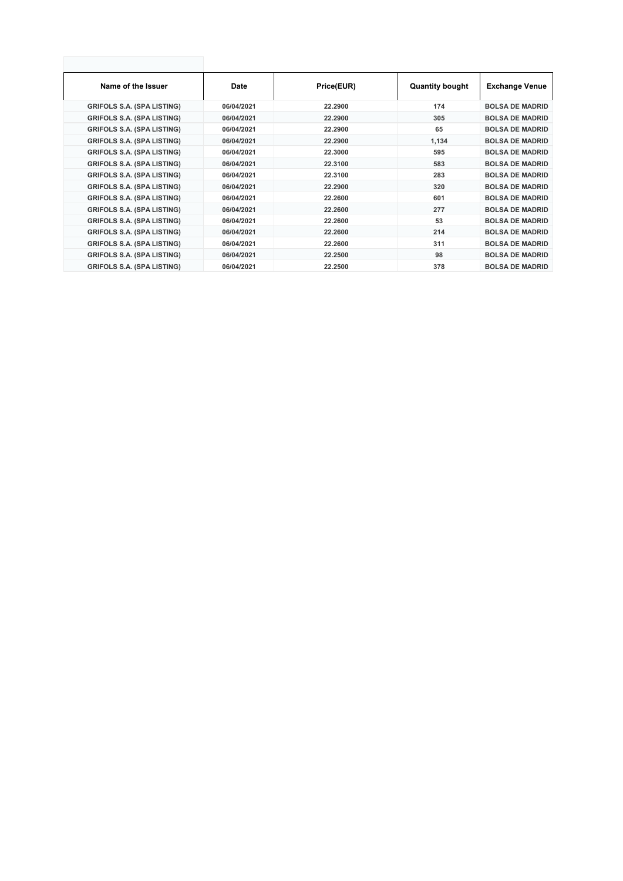| Name of the Issuer | Date | Price(EUR) | Quantity bought | Exchange Venue |
|---|---|---|---|---|
| GRIFOLS S.A. (SPA LISTING) | 06/04/2021 | 22.2900 | 174 | BOLSA DE MADRID |
| GRIFOLS S.A. (SPA LISTING) | 06/04/2021 | 22.2900 | 305 | BOLSA DE MADRID |
| GRIFOLS S.A. (SPA LISTING) | 06/04/2021 | 22.2900 | 65 | BOLSA DE MADRID |
| GRIFOLS S.A. (SPA LISTING) | 06/04/2021 | 22.2900 | 1,134 | BOLSA DE MADRID |
| GRIFOLS S.A. (SPA LISTING) | 06/04/2021 | 22.3000 | 595 | BOLSA DE MADRID |
| GRIFOLS S.A. (SPA LISTING) | 06/04/2021 | 22.3100 | 583 | BOLSA DE MADRID |
| GRIFOLS S.A. (SPA LISTING) | 06/04/2021 | 22.3100 | 283 | BOLSA DE MADRID |
| GRIFOLS S.A. (SPA LISTING) | 06/04/2021 | 22.2900 | 320 | BOLSA DE MADRID |
| GRIFOLS S.A. (SPA LISTING) | 06/04/2021 | 22.2600 | 601 | BOLSA DE MADRID |
| GRIFOLS S.A. (SPA LISTING) | 06/04/2021 | 22.2600 | 277 | BOLSA DE MADRID |
| GRIFOLS S.A. (SPA LISTING) | 06/04/2021 | 22.2600 | 53 | BOLSA DE MADRID |
| GRIFOLS S.A. (SPA LISTING) | 06/04/2021 | 22.2600 | 214 | BOLSA DE MADRID |
| GRIFOLS S.A. (SPA LISTING) | 06/04/2021 | 22.2600 | 311 | BOLSA DE MADRID |
| GRIFOLS S.A. (SPA LISTING) | 06/04/2021 | 22.2500 | 98 | BOLSA DE MADRID |
| GRIFOLS S.A. (SPA LISTING) | 06/04/2021 | 22.2500 | 378 | BOLSA DE MADRID |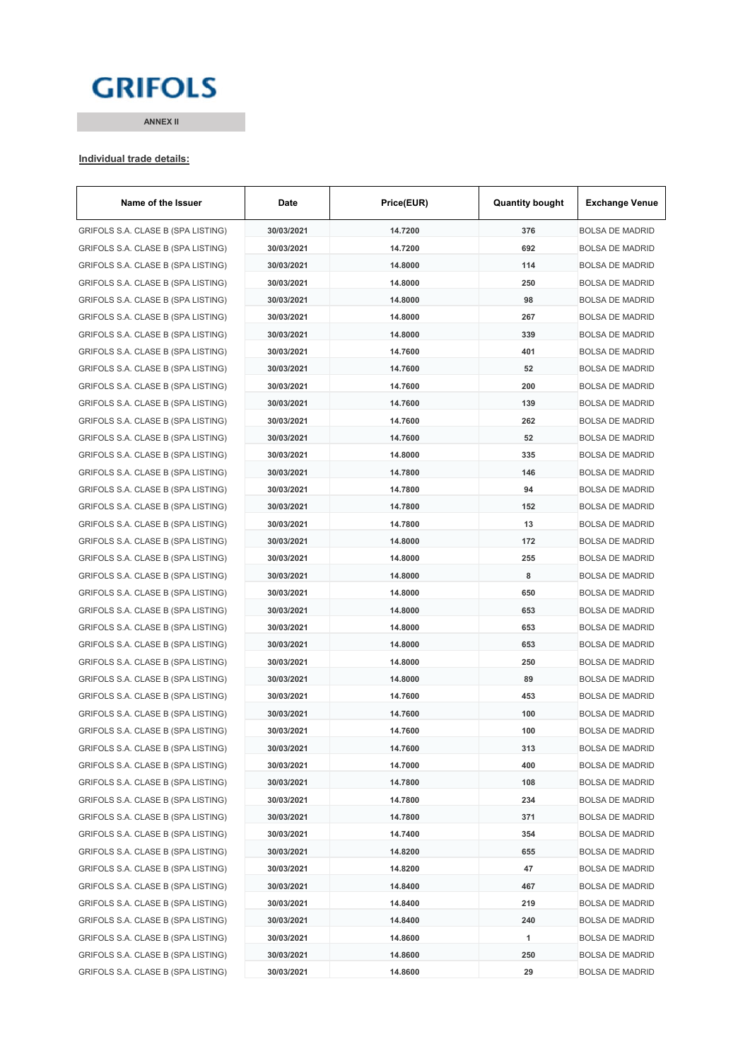# GRIFOLS

**ANNEX II**

**Individual trade details:**

| Name of the Issuer | Date | Price(EUR) | Quantity bought | Exchange Venue |
|---|---|---|---|---|
| GRIFOLS S.A. CLASE B (SPA LISTING) | 30/03/2021 | 14.7200 | 376 | BOLSA DE MADRID |
| GRIFOLS S.A. CLASE B (SPA LISTING) | 30/03/2021 | 14.7200 | 692 | BOLSA DE MADRID |
| GRIFOLS S.A. CLASE B (SPA LISTING) | 30/03/2021 | 14.8000 | 114 | BOLSA DE MADRID |
| GRIFOLS S.A. CLASE B (SPA LISTING) | 30/03/2021 | 14.8000 | 250 | BOLSA DE MADRID |
| GRIFOLS S.A. CLASE B (SPA LISTING) | 30/03/2021 | 14.8000 | 98 | BOLSA DE MADRID |
| GRIFOLS S.A. CLASE B (SPA LISTING) | 30/03/2021 | 14.8000 | 267 | BOLSA DE MADRID |
| GRIFOLS S.A. CLASE B (SPA LISTING) | 30/03/2021 | 14.8000 | 339 | BOLSA DE MADRID |
| GRIFOLS S.A. CLASE B (SPA LISTING) | 30/03/2021 | 14.7600 | 401 | BOLSA DE MADRID |
| GRIFOLS S.A. CLASE B (SPA LISTING) | 30/03/2021 | 14.7600 | 52 | BOLSA DE MADRID |
| GRIFOLS S.A. CLASE B (SPA LISTING) | 30/03/2021 | 14.7600 | 200 | BOLSA DE MADRID |
| GRIFOLS S.A. CLASE B (SPA LISTING) | 30/03/2021 | 14.7600 | 139 | BOLSA DE MADRID |
| GRIFOLS S.A. CLASE B (SPA LISTING) | 30/03/2021 | 14.7600 | 262 | BOLSA DE MADRID |
| GRIFOLS S.A. CLASE B (SPA LISTING) | 30/03/2021 | 14.7600 | 52 | BOLSA DE MADRID |
| GRIFOLS S.A. CLASE B (SPA LISTING) | 30/03/2021 | 14.8000 | 335 | BOLSA DE MADRID |
| GRIFOLS S.A. CLASE B (SPA LISTING) | 30/03/2021 | 14.7800 | 146 | BOLSA DE MADRID |
| GRIFOLS S.A. CLASE B (SPA LISTING) | 30/03/2021 | 14.7800 | 94 | BOLSA DE MADRID |
| GRIFOLS S.A. CLASE B (SPA LISTING) | 30/03/2021 | 14.7800 | 152 | BOLSA DE MADRID |
| GRIFOLS S.A. CLASE B (SPA LISTING) | 30/03/2021 | 14.7800 | 13 | BOLSA DE MADRID |
| GRIFOLS S.A. CLASE B (SPA LISTING) | 30/03/2021 | 14.8000 | 172 | BOLSA DE MADRID |
| GRIFOLS S.A. CLASE B (SPA LISTING) | 30/03/2021 | 14.8000 | 255 | BOLSA DE MADRID |
| GRIFOLS S.A. CLASE B (SPA LISTING) | 30/03/2021 | 14.8000 | 8 | BOLSA DE MADRID |
| GRIFOLS S.A. CLASE B (SPA LISTING) | 30/03/2021 | 14.8000 | 650 | BOLSA DE MADRID |
| GRIFOLS S.A. CLASE B (SPA LISTING) | 30/03/2021 | 14.8000 | 653 | BOLSA DE MADRID |
| GRIFOLS S.A. CLASE B (SPA LISTING) | 30/03/2021 | 14.8000 | 653 | BOLSA DE MADRID |
| GRIFOLS S.A. CLASE B (SPA LISTING) | 30/03/2021 | 14.8000 | 653 | BOLSA DE MADRID |
| GRIFOLS S.A. CLASE B (SPA LISTING) | 30/03/2021 | 14.8000 | 250 | BOLSA DE MADRID |
| GRIFOLS S.A. CLASE B (SPA LISTING) | 30/03/2021 | 14.8000 | 89 | BOLSA DE MADRID |
| GRIFOLS S.A. CLASE B (SPA LISTING) | 30/03/2021 | 14.7600 | 453 | BOLSA DE MADRID |
| GRIFOLS S.A. CLASE B (SPA LISTING) | 30/03/2021 | 14.7600 | 100 | BOLSA DE MADRID |
| GRIFOLS S.A. CLASE B (SPA LISTING) | 30/03/2021 | 14.7600 | 100 | BOLSA DE MADRID |
| GRIFOLS S.A. CLASE B (SPA LISTING) | 30/03/2021 | 14.7600 | 313 | BOLSA DE MADRID |
| GRIFOLS S.A. CLASE B (SPA LISTING) | 30/03/2021 | 14.7000 | 400 | BOLSA DE MADRID |
| GRIFOLS S.A. CLASE B (SPA LISTING) | 30/03/2021 | 14.7800 | 108 | BOLSA DE MADRID |
| GRIFOLS S.A. CLASE B (SPA LISTING) | 30/03/2021 | 14.7800 | 234 | BOLSA DE MADRID |
| GRIFOLS S.A. CLASE B (SPA LISTING) | 30/03/2021 | 14.7800 | 371 | BOLSA DE MADRID |
| GRIFOLS S.A. CLASE B (SPA LISTING) | 30/03/2021 | 14.7400 | 354 | BOLSA DE MADRID |
| GRIFOLS S.A. CLASE B (SPA LISTING) | 30/03/2021 | 14.8200 | 655 | BOLSA DE MADRID |
| GRIFOLS S.A. CLASE B (SPA LISTING) | 30/03/2021 | 14.8200 | 47 | BOLSA DE MADRID |
| GRIFOLS S.A. CLASE B (SPA LISTING) | 30/03/2021 | 14.8400 | 467 | BOLSA DE MADRID |
| GRIFOLS S.A. CLASE B (SPA LISTING) | 30/03/2021 | 14.8400 | 219 | BOLSA DE MADRID |
| GRIFOLS S.A. CLASE B (SPA LISTING) | 30/03/2021 | 14.8400 | 240 | BOLSA DE MADRID |
| GRIFOLS S.A. CLASE B (SPA LISTING) | 30/03/2021 | 14.8600 | 1 | BOLSA DE MADRID |
| GRIFOLS S.A. CLASE B (SPA LISTING) | 30/03/2021 | 14.8600 | 250 | BOLSA DE MADRID |
| GRIFOLS S.A. CLASE B (SPA LISTING) | 30/03/2021 | 14.8600 | 29 | BOLSA DE MADRID |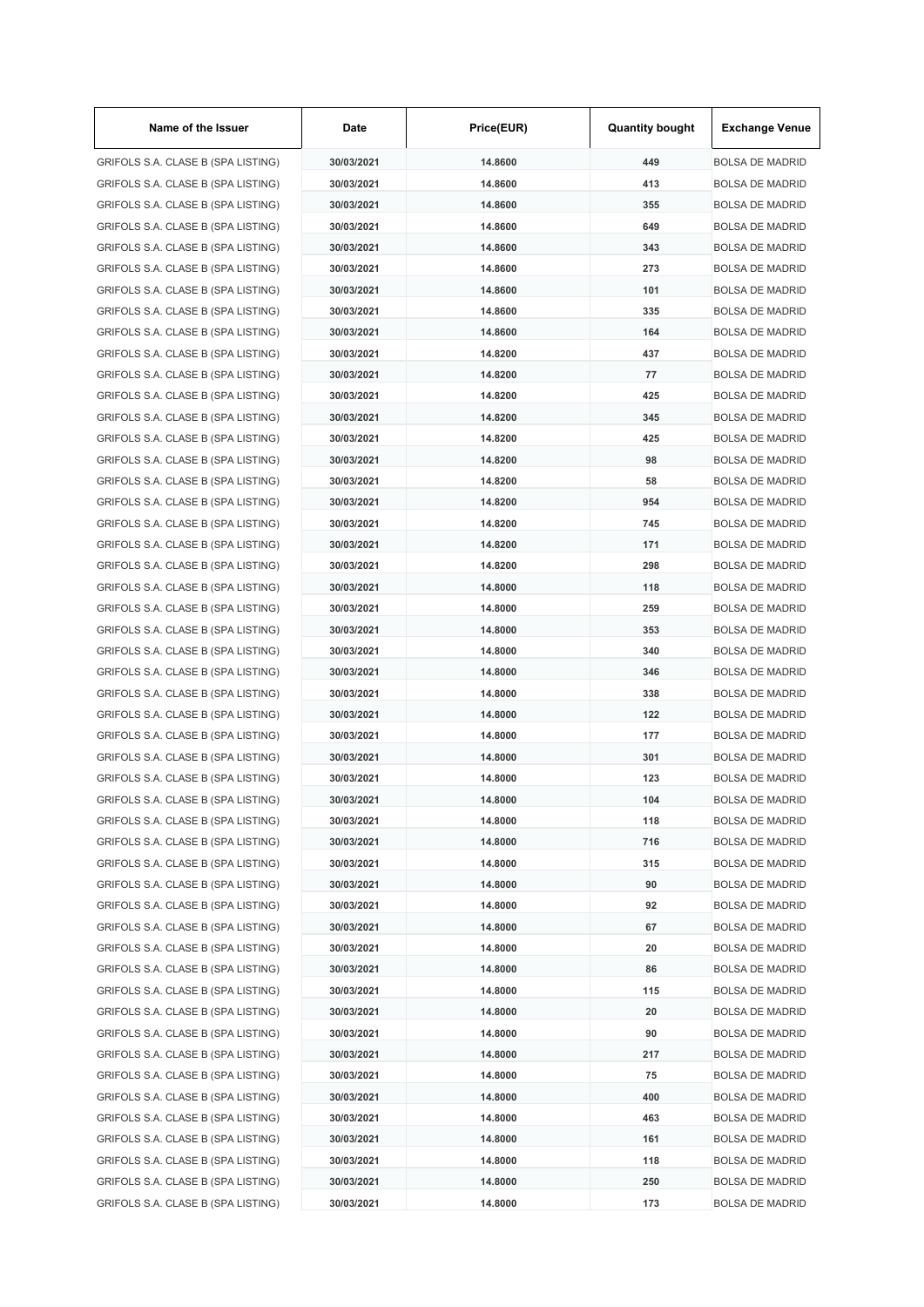| Name of the Issuer | Date | Price(EUR) | Quantity bought | Exchange Venue |
| --- | --- | --- | --- | --- |
| GRIFOLS S.A. CLASE B (SPA LISTING) | 30/03/2021 | 14.8600 | 449 | BOLSA DE MADRID |
| GRIFOLS S.A. CLASE B (SPA LISTING) | 30/03/2021 | 14.8600 | 413 | BOLSA DE MADRID |
| GRIFOLS S.A. CLASE B (SPA LISTING) | 30/03/2021 | 14.8600 | 355 | BOLSA DE MADRID |
| GRIFOLS S.A. CLASE B (SPA LISTING) | 30/03/2021 | 14.8600 | 649 | BOLSA DE MADRID |
| GRIFOLS S.A. CLASE B (SPA LISTING) | 30/03/2021 | 14.8600 | 343 | BOLSA DE MADRID |
| GRIFOLS S.A. CLASE B (SPA LISTING) | 30/03/2021 | 14.8600 | 273 | BOLSA DE MADRID |
| GRIFOLS S.A. CLASE B (SPA LISTING) | 30/03/2021 | 14.8600 | 101 | BOLSA DE MADRID |
| GRIFOLS S.A. CLASE B (SPA LISTING) | 30/03/2021 | 14.8600 | 335 | BOLSA DE MADRID |
| GRIFOLS S.A. CLASE B (SPA LISTING) | 30/03/2021 | 14.8600 | 164 | BOLSA DE MADRID |
| GRIFOLS S.A. CLASE B (SPA LISTING) | 30/03/2021 | 14.8200 | 437 | BOLSA DE MADRID |
| GRIFOLS S.A. CLASE B (SPA LISTING) | 30/03/2021 | 14.8200 | 77 | BOLSA DE MADRID |
| GRIFOLS S.A. CLASE B (SPA LISTING) | 30/03/2021 | 14.8200 | 425 | BOLSA DE MADRID |
| GRIFOLS S.A. CLASE B (SPA LISTING) | 30/03/2021 | 14.8200 | 345 | BOLSA DE MADRID |
| GRIFOLS S.A. CLASE B (SPA LISTING) | 30/03/2021 | 14.8200 | 425 | BOLSA DE MADRID |
| GRIFOLS S.A. CLASE B (SPA LISTING) | 30/03/2021 | 14.8200 | 98 | BOLSA DE MADRID |
| GRIFOLS S.A. CLASE B (SPA LISTING) | 30/03/2021 | 14.8200 | 58 | BOLSA DE MADRID |
| GRIFOLS S.A. CLASE B (SPA LISTING) | 30/03/2021 | 14.8200 | 954 | BOLSA DE MADRID |
| GRIFOLS S.A. CLASE B (SPA LISTING) | 30/03/2021 | 14.8200 | 745 | BOLSA DE MADRID |
| GRIFOLS S.A. CLASE B (SPA LISTING) | 30/03/2021 | 14.8200 | 171 | BOLSA DE MADRID |
| GRIFOLS S.A. CLASE B (SPA LISTING) | 30/03/2021 | 14.8200 | 298 | BOLSA DE MADRID |
| GRIFOLS S.A. CLASE B (SPA LISTING) | 30/03/2021 | 14.8000 | 118 | BOLSA DE MADRID |
| GRIFOLS S.A. CLASE B (SPA LISTING) | 30/03/2021 | 14.8000 | 259 | BOLSA DE MADRID |
| GRIFOLS S.A. CLASE B (SPA LISTING) | 30/03/2021 | 14.8000 | 353 | BOLSA DE MADRID |
| GRIFOLS S.A. CLASE B (SPA LISTING) | 30/03/2021 | 14.8000 | 340 | BOLSA DE MADRID |
| GRIFOLS S.A. CLASE B (SPA LISTING) | 30/03/2021 | 14.8000 | 346 | BOLSA DE MADRID |
| GRIFOLS S.A. CLASE B (SPA LISTING) | 30/03/2021 | 14.8000 | 338 | BOLSA DE MADRID |
| GRIFOLS S.A. CLASE B (SPA LISTING) | 30/03/2021 | 14.8000 | 122 | BOLSA DE MADRID |
| GRIFOLS S.A. CLASE B (SPA LISTING) | 30/03/2021 | 14.8000 | 177 | BOLSA DE MADRID |
| GRIFOLS S.A. CLASE B (SPA LISTING) | 30/03/2021 | 14.8000 | 301 | BOLSA DE MADRID |
| GRIFOLS S.A. CLASE B (SPA LISTING) | 30/03/2021 | 14.8000 | 123 | BOLSA DE MADRID |
| GRIFOLS S.A. CLASE B (SPA LISTING) | 30/03/2021 | 14.8000 | 104 | BOLSA DE MADRID |
| GRIFOLS S.A. CLASE B (SPA LISTING) | 30/03/2021 | 14.8000 | 118 | BOLSA DE MADRID |
| GRIFOLS S.A. CLASE B (SPA LISTING) | 30/03/2021 | 14.8000 | 716 | BOLSA DE MADRID |
| GRIFOLS S.A. CLASE B (SPA LISTING) | 30/03/2021 | 14.8000 | 315 | BOLSA DE MADRID |
| GRIFOLS S.A. CLASE B (SPA LISTING) | 30/03/2021 | 14.8000 | 90 | BOLSA DE MADRID |
| GRIFOLS S.A. CLASE B (SPA LISTING) | 30/03/2021 | 14.8000 | 92 | BOLSA DE MADRID |
| GRIFOLS S.A. CLASE B (SPA LISTING) | 30/03/2021 | 14.8000 | 67 | BOLSA DE MADRID |
| GRIFOLS S.A. CLASE B (SPA LISTING) | 30/03/2021 | 14.8000 | 20 | BOLSA DE MADRID |
| GRIFOLS S.A. CLASE B (SPA LISTING) | 30/03/2021 | 14.8000 | 86 | BOLSA DE MADRID |
| GRIFOLS S.A. CLASE B (SPA LISTING) | 30/03/2021 | 14.8000 | 115 | BOLSA DE MADRID |
| GRIFOLS S.A. CLASE B (SPA LISTING) | 30/03/2021 | 14.8000 | 20 | BOLSA DE MADRID |
| GRIFOLS S.A. CLASE B (SPA LISTING) | 30/03/2021 | 14.8000 | 90 | BOLSA DE MADRID |
| GRIFOLS S.A. CLASE B (SPA LISTING) | 30/03/2021 | 14.8000 | 217 | BOLSA DE MADRID |
| GRIFOLS S.A. CLASE B (SPA LISTING) | 30/03/2021 | 14.8000 | 75 | BOLSA DE MADRID |
| GRIFOLS S.A. CLASE B (SPA LISTING) | 30/03/2021 | 14.8000 | 400 | BOLSA DE MADRID |
| GRIFOLS S.A. CLASE B (SPA LISTING) | 30/03/2021 | 14.8000 | 463 | BOLSA DE MADRID |
| GRIFOLS S.A. CLASE B (SPA LISTING) | 30/03/2021 | 14.8000 | 161 | BOLSA DE MADRID |
| GRIFOLS S.A. CLASE B (SPA LISTING) | 30/03/2021 | 14.8000 | 118 | BOLSA DE MADRID |
| GRIFOLS S.A. CLASE B (SPA LISTING) | 30/03/2021 | 14.8000 | 250 | BOLSA DE MADRID |
| GRIFOLS S.A. CLASE B (SPA LISTING) | 30/03/2021 | 14.8000 | 173 | BOLSA DE MADRID |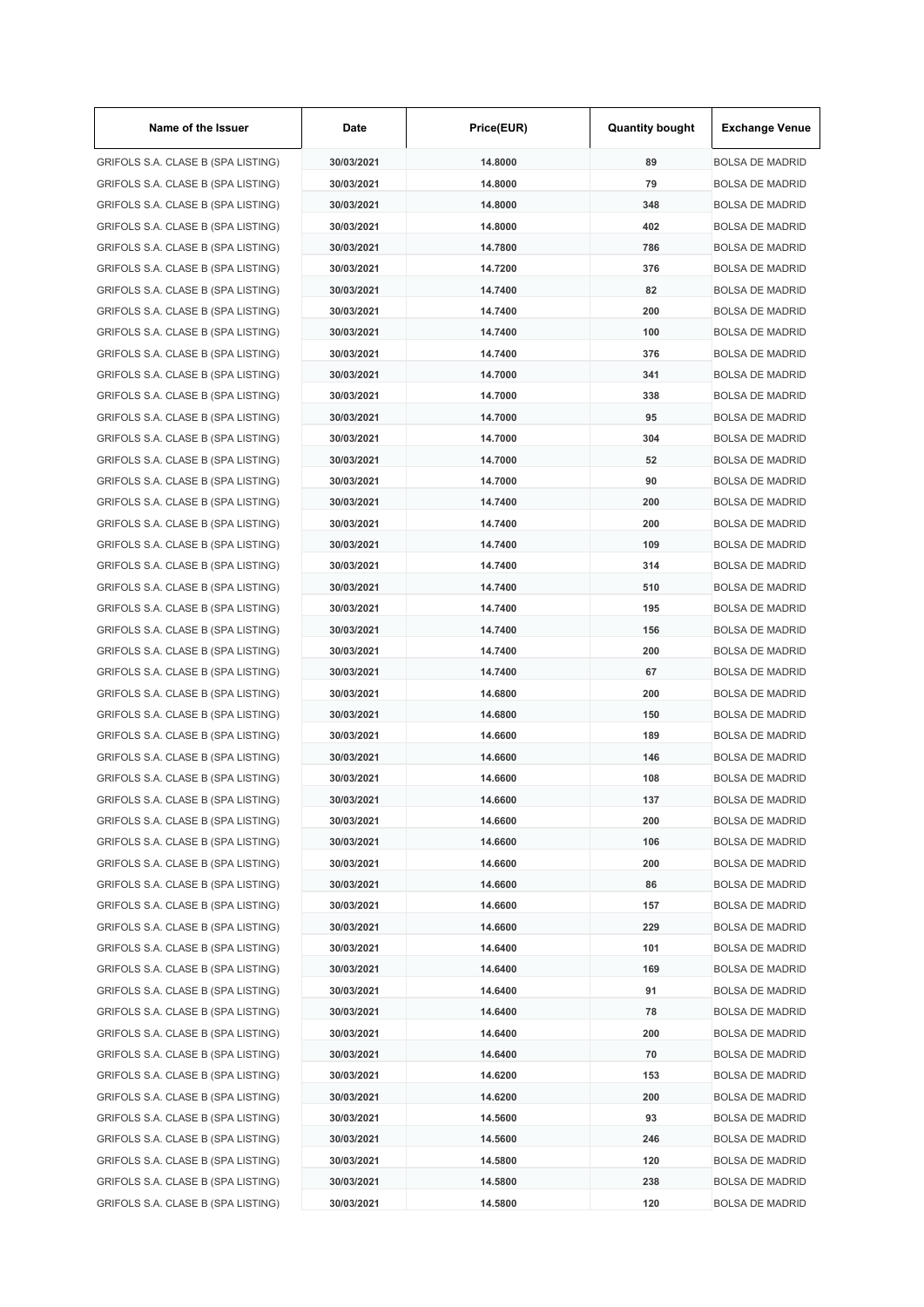| Name of the Issuer | Date | Price(EUR) | Quantity bought | Exchange Venue |
|---|---|---|---|---|
| GRIFOLS S.A. CLASE B (SPA LISTING) | 30/03/2021 | 14.8000 | 89 | BOLSA DE MADRID |
| GRIFOLS S.A. CLASE B (SPA LISTING) | 30/03/2021 | 14.8000 | 79 | BOLSA DE MADRID |
| GRIFOLS S.A. CLASE B (SPA LISTING) | 30/03/2021 | 14.8000 | 348 | BOLSA DE MADRID |
| GRIFOLS S.A. CLASE B (SPA LISTING) | 30/03/2021 | 14.8000 | 402 | BOLSA DE MADRID |
| GRIFOLS S.A. CLASE B (SPA LISTING) | 30/03/2021 | 14.7800 | 786 | BOLSA DE MADRID |
| GRIFOLS S.A. CLASE B (SPA LISTING) | 30/03/2021 | 14.7200 | 376 | BOLSA DE MADRID |
| GRIFOLS S.A. CLASE B (SPA LISTING) | 30/03/2021 | 14.7400 | 82 | BOLSA DE MADRID |
| GRIFOLS S.A. CLASE B (SPA LISTING) | 30/03/2021 | 14.7400 | 200 | BOLSA DE MADRID |
| GRIFOLS S.A. CLASE B (SPA LISTING) | 30/03/2021 | 14.7400 | 100 | BOLSA DE MADRID |
| GRIFOLS S.A. CLASE B (SPA LISTING) | 30/03/2021 | 14.7400 | 376 | BOLSA DE MADRID |
| GRIFOLS S.A. CLASE B (SPA LISTING) | 30/03/2021 | 14.7000 | 341 | BOLSA DE MADRID |
| GRIFOLS S.A. CLASE B (SPA LISTING) | 30/03/2021 | 14.7000 | 338 | BOLSA DE MADRID |
| GRIFOLS S.A. CLASE B (SPA LISTING) | 30/03/2021 | 14.7000 | 95 | BOLSA DE MADRID |
| GRIFOLS S.A. CLASE B (SPA LISTING) | 30/03/2021 | 14.7000 | 304 | BOLSA DE MADRID |
| GRIFOLS S.A. CLASE B (SPA LISTING) | 30/03/2021 | 14.7000 | 52 | BOLSA DE MADRID |
| GRIFOLS S.A. CLASE B (SPA LISTING) | 30/03/2021 | 14.7000 | 90 | BOLSA DE MADRID |
| GRIFOLS S.A. CLASE B (SPA LISTING) | 30/03/2021 | 14.7400 | 200 | BOLSA DE MADRID |
| GRIFOLS S.A. CLASE B (SPA LISTING) | 30/03/2021 | 14.7400 | 200 | BOLSA DE MADRID |
| GRIFOLS S.A. CLASE B (SPA LISTING) | 30/03/2021 | 14.7400 | 109 | BOLSA DE MADRID |
| GRIFOLS S.A. CLASE B (SPA LISTING) | 30/03/2021 | 14.7400 | 314 | BOLSA DE MADRID |
| GRIFOLS S.A. CLASE B (SPA LISTING) | 30/03/2021 | 14.7400 | 510 | BOLSA DE MADRID |
| GRIFOLS S.A. CLASE B (SPA LISTING) | 30/03/2021 | 14.7400 | 195 | BOLSA DE MADRID |
| GRIFOLS S.A. CLASE B (SPA LISTING) | 30/03/2021 | 14.7400 | 156 | BOLSA DE MADRID |
| GRIFOLS S.A. CLASE B (SPA LISTING) | 30/03/2021 | 14.7400 | 200 | BOLSA DE MADRID |
| GRIFOLS S.A. CLASE B (SPA LISTING) | 30/03/2021 | 14.7400 | 67 | BOLSA DE MADRID |
| GRIFOLS S.A. CLASE B (SPA LISTING) | 30/03/2021 | 14.6800 | 200 | BOLSA DE MADRID |
| GRIFOLS S.A. CLASE B (SPA LISTING) | 30/03/2021 | 14.6800 | 150 | BOLSA DE MADRID |
| GRIFOLS S.A. CLASE B (SPA LISTING) | 30/03/2021 | 14.6600 | 189 | BOLSA DE MADRID |
| GRIFOLS S.A. CLASE B (SPA LISTING) | 30/03/2021 | 14.6600 | 146 | BOLSA DE MADRID |
| GRIFOLS S.A. CLASE B (SPA LISTING) | 30/03/2021 | 14.6600 | 108 | BOLSA DE MADRID |
| GRIFOLS S.A. CLASE B (SPA LISTING) | 30/03/2021 | 14.6600 | 137 | BOLSA DE MADRID |
| GRIFOLS S.A. CLASE B (SPA LISTING) | 30/03/2021 | 14.6600 | 200 | BOLSA DE MADRID |
| GRIFOLS S.A. CLASE B (SPA LISTING) | 30/03/2021 | 14.6600 | 106 | BOLSA DE MADRID |
| GRIFOLS S.A. CLASE B (SPA LISTING) | 30/03/2021 | 14.6600 | 200 | BOLSA DE MADRID |
| GRIFOLS S.A. CLASE B (SPA LISTING) | 30/03/2021 | 14.6600 | 86 | BOLSA DE MADRID |
| GRIFOLS S.A. CLASE B (SPA LISTING) | 30/03/2021 | 14.6600 | 157 | BOLSA DE MADRID |
| GRIFOLS S.A. CLASE B (SPA LISTING) | 30/03/2021 | 14.6600 | 229 | BOLSA DE MADRID |
| GRIFOLS S.A. CLASE B (SPA LISTING) | 30/03/2021 | 14.6400 | 101 | BOLSA DE MADRID |
| GRIFOLS S.A. CLASE B (SPA LISTING) | 30/03/2021 | 14.6400 | 169 | BOLSA DE MADRID |
| GRIFOLS S.A. CLASE B (SPA LISTING) | 30/03/2021 | 14.6400 | 91 | BOLSA DE MADRID |
| GRIFOLS S.A. CLASE B (SPA LISTING) | 30/03/2021 | 14.6400 | 78 | BOLSA DE MADRID |
| GRIFOLS S.A. CLASE B (SPA LISTING) | 30/03/2021 | 14.6400 | 200 | BOLSA DE MADRID |
| GRIFOLS S.A. CLASE B (SPA LISTING) | 30/03/2021 | 14.6400 | 70 | BOLSA DE MADRID |
| GRIFOLS S.A. CLASE B (SPA LISTING) | 30/03/2021 | 14.6200 | 153 | BOLSA DE MADRID |
| GRIFOLS S.A. CLASE B (SPA LISTING) | 30/03/2021 | 14.6200 | 200 | BOLSA DE MADRID |
| GRIFOLS S.A. CLASE B (SPA LISTING) | 30/03/2021 | 14.5600 | 93 | BOLSA DE MADRID |
| GRIFOLS S.A. CLASE B (SPA LISTING) | 30/03/2021 | 14.5600 | 246 | BOLSA DE MADRID |
| GRIFOLS S.A. CLASE B (SPA LISTING) | 30/03/2021 | 14.5800 | 120 | BOLSA DE MADRID |
| GRIFOLS S.A. CLASE B (SPA LISTING) | 30/03/2021 | 14.5800 | 238 | BOLSA DE MADRID |
| GRIFOLS S.A. CLASE B (SPA LISTING) | 30/03/2021 | 14.5800 | 120 | BOLSA DE MADRID |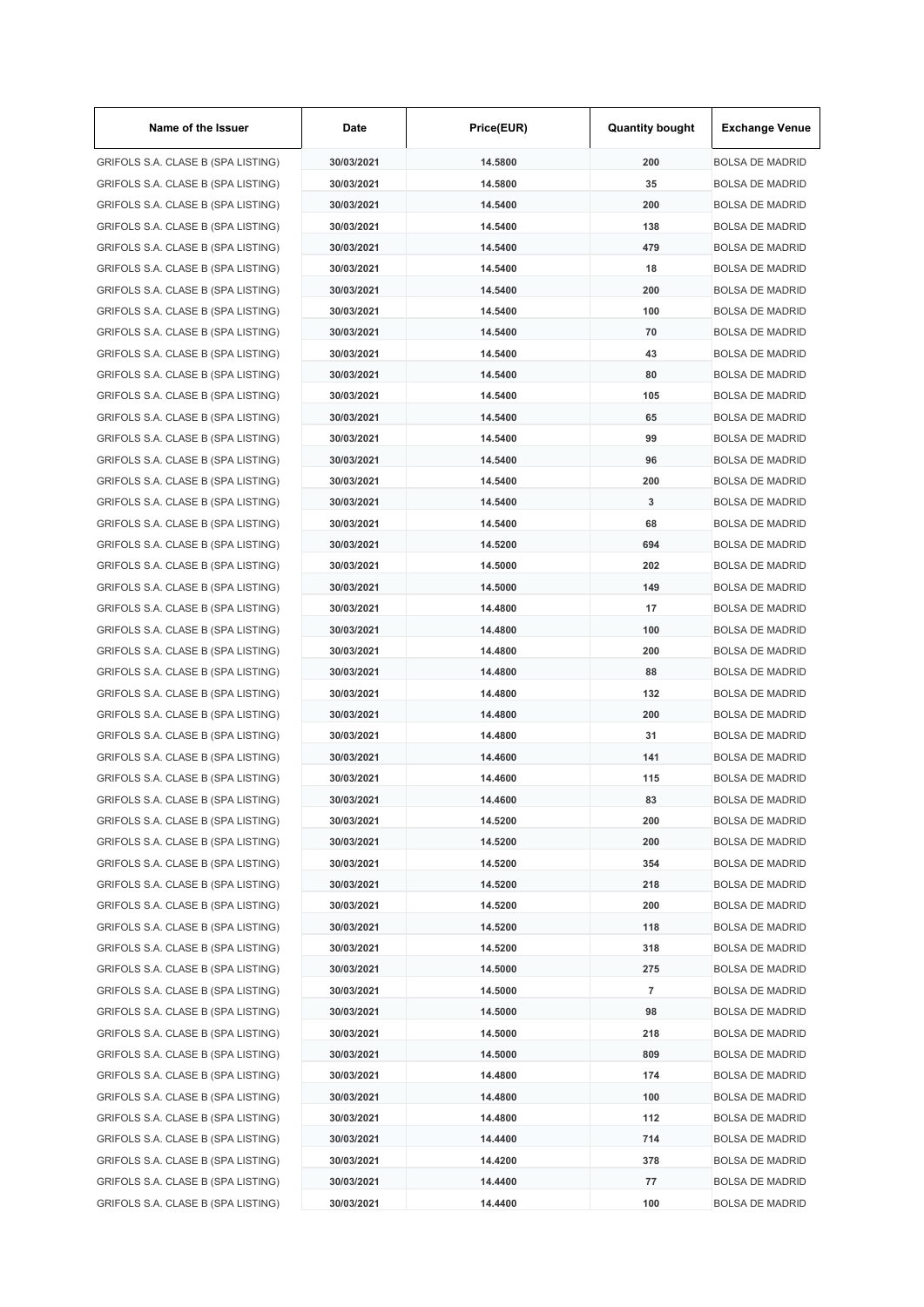| Name of the Issuer | Date | Price(EUR) | Quantity bought | Exchange Venue |
| --- | --- | --- | --- | --- |
| GRIFOLS S.A. CLASE B (SPA LISTING) | 30/03/2021 | 14.5800 | 200 | BOLSA DE MADRID |
| GRIFOLS S.A. CLASE B (SPA LISTING) | 30/03/2021 | 14.5800 | 35 | BOLSA DE MADRID |
| GRIFOLS S.A. CLASE B (SPA LISTING) | 30/03/2021 | 14.5400 | 200 | BOLSA DE MADRID |
| GRIFOLS S.A. CLASE B (SPA LISTING) | 30/03/2021 | 14.5400 | 138 | BOLSA DE MADRID |
| GRIFOLS S.A. CLASE B (SPA LISTING) | 30/03/2021 | 14.5400 | 479 | BOLSA DE MADRID |
| GRIFOLS S.A. CLASE B (SPA LISTING) | 30/03/2021 | 14.5400 | 18 | BOLSA DE MADRID |
| GRIFOLS S.A. CLASE B (SPA LISTING) | 30/03/2021 | 14.5400 | 200 | BOLSA DE MADRID |
| GRIFOLS S.A. CLASE B (SPA LISTING) | 30/03/2021 | 14.5400 | 100 | BOLSA DE MADRID |
| GRIFOLS S.A. CLASE B (SPA LISTING) | 30/03/2021 | 14.5400 | 70 | BOLSA DE MADRID |
| GRIFOLS S.A. CLASE B (SPA LISTING) | 30/03/2021 | 14.5400 | 43 | BOLSA DE MADRID |
| GRIFOLS S.A. CLASE B (SPA LISTING) | 30/03/2021 | 14.5400 | 80 | BOLSA DE MADRID |
| GRIFOLS S.A. CLASE B (SPA LISTING) | 30/03/2021 | 14.5400 | 105 | BOLSA DE MADRID |
| GRIFOLS S.A. CLASE B (SPA LISTING) | 30/03/2021 | 14.5400 | 65 | BOLSA DE MADRID |
| GRIFOLS S.A. CLASE B (SPA LISTING) | 30/03/2021 | 14.5400 | 99 | BOLSA DE MADRID |
| GRIFOLS S.A. CLASE B (SPA LISTING) | 30/03/2021 | 14.5400 | 96 | BOLSA DE MADRID |
| GRIFOLS S.A. CLASE B (SPA LISTING) | 30/03/2021 | 14.5400 | 200 | BOLSA DE MADRID |
| GRIFOLS S.A. CLASE B (SPA LISTING) | 30/03/2021 | 14.5400 | 3 | BOLSA DE MADRID |
| GRIFOLS S.A. CLASE B (SPA LISTING) | 30/03/2021 | 14.5400 | 68 | BOLSA DE MADRID |
| GRIFOLS S.A. CLASE B (SPA LISTING) | 30/03/2021 | 14.5200 | 694 | BOLSA DE MADRID |
| GRIFOLS S.A. CLASE B (SPA LISTING) | 30/03/2021 | 14.5000 | 202 | BOLSA DE MADRID |
| GRIFOLS S.A. CLASE B (SPA LISTING) | 30/03/2021 | 14.5000 | 149 | BOLSA DE MADRID |
| GRIFOLS S.A. CLASE B (SPA LISTING) | 30/03/2021 | 14.4800 | 17 | BOLSA DE MADRID |
| GRIFOLS S.A. CLASE B (SPA LISTING) | 30/03/2021 | 14.4800 | 100 | BOLSA DE MADRID |
| GRIFOLS S.A. CLASE B (SPA LISTING) | 30/03/2021 | 14.4800 | 200 | BOLSA DE MADRID |
| GRIFOLS S.A. CLASE B (SPA LISTING) | 30/03/2021 | 14.4800 | 88 | BOLSA DE MADRID |
| GRIFOLS S.A. CLASE B (SPA LISTING) | 30/03/2021 | 14.4800 | 132 | BOLSA DE MADRID |
| GRIFOLS S.A. CLASE B (SPA LISTING) | 30/03/2021 | 14.4800 | 200 | BOLSA DE MADRID |
| GRIFOLS S.A. CLASE B (SPA LISTING) | 30/03/2021 | 14.4800 | 31 | BOLSA DE MADRID |
| GRIFOLS S.A. CLASE B (SPA LISTING) | 30/03/2021 | 14.4600 | 141 | BOLSA DE MADRID |
| GRIFOLS S.A. CLASE B (SPA LISTING) | 30/03/2021 | 14.4600 | 115 | BOLSA DE MADRID |
| GRIFOLS S.A. CLASE B (SPA LISTING) | 30/03/2021 | 14.4600 | 83 | BOLSA DE MADRID |
| GRIFOLS S.A. CLASE B (SPA LISTING) | 30/03/2021 | 14.5200 | 200 | BOLSA DE MADRID |
| GRIFOLS S.A. CLASE B (SPA LISTING) | 30/03/2021 | 14.5200 | 200 | BOLSA DE MADRID |
| GRIFOLS S.A. CLASE B (SPA LISTING) | 30/03/2021 | 14.5200 | 354 | BOLSA DE MADRID |
| GRIFOLS S.A. CLASE B (SPA LISTING) | 30/03/2021 | 14.5200 | 218 | BOLSA DE MADRID |
| GRIFOLS S.A. CLASE B (SPA LISTING) | 30/03/2021 | 14.5200 | 200 | BOLSA DE MADRID |
| GRIFOLS S.A. CLASE B (SPA LISTING) | 30/03/2021 | 14.5200 | 118 | BOLSA DE MADRID |
| GRIFOLS S.A. CLASE B (SPA LISTING) | 30/03/2021 | 14.5200 | 318 | BOLSA DE MADRID |
| GRIFOLS S.A. CLASE B (SPA LISTING) | 30/03/2021 | 14.5000 | 275 | BOLSA DE MADRID |
| GRIFOLS S.A. CLASE B (SPA LISTING) | 30/03/2021 | 14.5000 | 7 | BOLSA DE MADRID |
| GRIFOLS S.A. CLASE B (SPA LISTING) | 30/03/2021 | 14.5000 | 98 | BOLSA DE MADRID |
| GRIFOLS S.A. CLASE B (SPA LISTING) | 30/03/2021 | 14.5000 | 218 | BOLSA DE MADRID |
| GRIFOLS S.A. CLASE B (SPA LISTING) | 30/03/2021 | 14.5000 | 809 | BOLSA DE MADRID |
| GRIFOLS S.A. CLASE B (SPA LISTING) | 30/03/2021 | 14.4800 | 174 | BOLSA DE MADRID |
| GRIFOLS S.A. CLASE B (SPA LISTING) | 30/03/2021 | 14.4800 | 100 | BOLSA DE MADRID |
| GRIFOLS S.A. CLASE B (SPA LISTING) | 30/03/2021 | 14.4800 | 112 | BOLSA DE MADRID |
| GRIFOLS S.A. CLASE B (SPA LISTING) | 30/03/2021 | 14.4400 | 714 | BOLSA DE MADRID |
| GRIFOLS S.A. CLASE B (SPA LISTING) | 30/03/2021 | 14.4200 | 378 | BOLSA DE MADRID |
| GRIFOLS S.A. CLASE B (SPA LISTING) | 30/03/2021 | 14.4400 | 77 | BOLSA DE MADRID |
| GRIFOLS S.A. CLASE B (SPA LISTING) | 30/03/2021 | 14.4400 | 100 | BOLSA DE MADRID |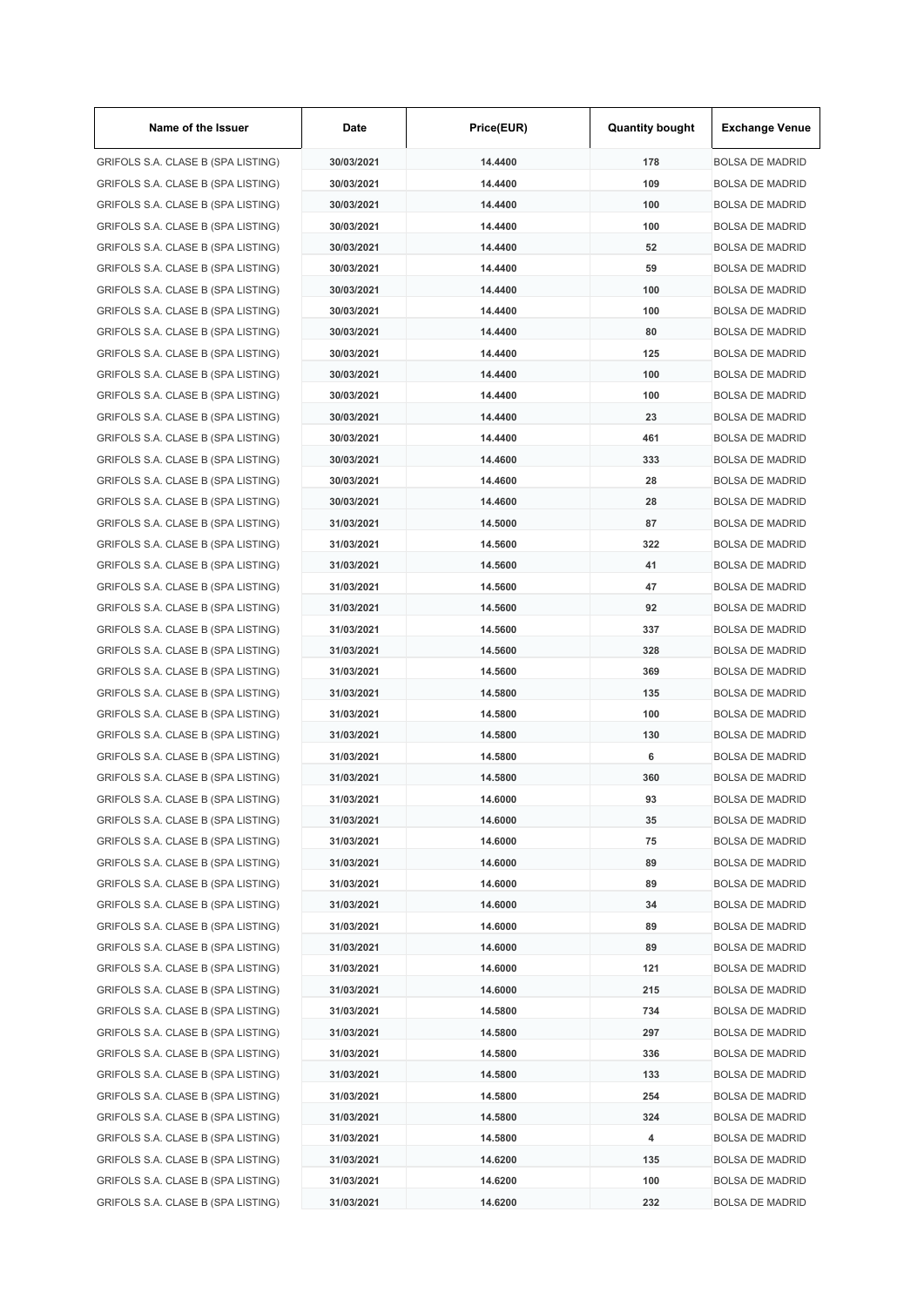| Name of the Issuer | Date | Price(EUR) | Quantity bought | Exchange Venue |
|---|---|---|---|---|
| GRIFOLS S.A. CLASE B (SPA LISTING) | 30/03/2021 | 14.4400 | 178 | BOLSA DE MADRID |
| GRIFOLS S.A. CLASE B (SPA LISTING) | 30/03/2021 | 14.4400 | 109 | BOLSA DE MADRID |
| GRIFOLS S.A. CLASE B (SPA LISTING) | 30/03/2021 | 14.4400 | 100 | BOLSA DE MADRID |
| GRIFOLS S.A. CLASE B (SPA LISTING) | 30/03/2021 | 14.4400 | 100 | BOLSA DE MADRID |
| GRIFOLS S.A. CLASE B (SPA LISTING) | 30/03/2021 | 14.4400 | 52 | BOLSA DE MADRID |
| GRIFOLS S.A. CLASE B (SPA LISTING) | 30/03/2021 | 14.4400 | 59 | BOLSA DE MADRID |
| GRIFOLS S.A. CLASE B (SPA LISTING) | 30/03/2021 | 14.4400 | 100 | BOLSA DE MADRID |
| GRIFOLS S.A. CLASE B (SPA LISTING) | 30/03/2021 | 14.4400 | 100 | BOLSA DE MADRID |
| GRIFOLS S.A. CLASE B (SPA LISTING) | 30/03/2021 | 14.4400 | 80 | BOLSA DE MADRID |
| GRIFOLS S.A. CLASE B (SPA LISTING) | 30/03/2021 | 14.4400 | 125 | BOLSA DE MADRID |
| GRIFOLS S.A. CLASE B (SPA LISTING) | 30/03/2021 | 14.4400 | 100 | BOLSA DE MADRID |
| GRIFOLS S.A. CLASE B (SPA LISTING) | 30/03/2021 | 14.4400 | 100 | BOLSA DE MADRID |
| GRIFOLS S.A. CLASE B (SPA LISTING) | 30/03/2021 | 14.4400 | 23 | BOLSA DE MADRID |
| GRIFOLS S.A. CLASE B (SPA LISTING) | 30/03/2021 | 14.4400 | 461 | BOLSA DE MADRID |
| GRIFOLS S.A. CLASE B (SPA LISTING) | 30/03/2021 | 14.4600 | 333 | BOLSA DE MADRID |
| GRIFOLS S.A. CLASE B (SPA LISTING) | 30/03/2021 | 14.4600 | 28 | BOLSA DE MADRID |
| GRIFOLS S.A. CLASE B (SPA LISTING) | 30/03/2021 | 14.4600 | 28 | BOLSA DE MADRID |
| GRIFOLS S.A. CLASE B (SPA LISTING) | 31/03/2021 | 14.5000 | 87 | BOLSA DE MADRID |
| GRIFOLS S.A. CLASE B (SPA LISTING) | 31/03/2021 | 14.5600 | 322 | BOLSA DE MADRID |
| GRIFOLS S.A. CLASE B (SPA LISTING) | 31/03/2021 | 14.5600 | 41 | BOLSA DE MADRID |
| GRIFOLS S.A. CLASE B (SPA LISTING) | 31/03/2021 | 14.5600 | 47 | BOLSA DE MADRID |
| GRIFOLS S.A. CLASE B (SPA LISTING) | 31/03/2021 | 14.5600 | 92 | BOLSA DE MADRID |
| GRIFOLS S.A. CLASE B (SPA LISTING) | 31/03/2021 | 14.5600 | 337 | BOLSA DE MADRID |
| GRIFOLS S.A. CLASE B (SPA LISTING) | 31/03/2021 | 14.5600 | 328 | BOLSA DE MADRID |
| GRIFOLS S.A. CLASE B (SPA LISTING) | 31/03/2021 | 14.5600 | 369 | BOLSA DE MADRID |
| GRIFOLS S.A. CLASE B (SPA LISTING) | 31/03/2021 | 14.5800 | 135 | BOLSA DE MADRID |
| GRIFOLS S.A. CLASE B (SPA LISTING) | 31/03/2021 | 14.5800 | 100 | BOLSA DE MADRID |
| GRIFOLS S.A. CLASE B (SPA LISTING) | 31/03/2021 | 14.5800 | 130 | BOLSA DE MADRID |
| GRIFOLS S.A. CLASE B (SPA LISTING) | 31/03/2021 | 14.5800 | 6 | BOLSA DE MADRID |
| GRIFOLS S.A. CLASE B (SPA LISTING) | 31/03/2021 | 14.5800 | 360 | BOLSA DE MADRID |
| GRIFOLS S.A. CLASE B (SPA LISTING) | 31/03/2021 | 14.6000 | 93 | BOLSA DE MADRID |
| GRIFOLS S.A. CLASE B (SPA LISTING) | 31/03/2021 | 14.6000 | 35 | BOLSA DE MADRID |
| GRIFOLS S.A. CLASE B (SPA LISTING) | 31/03/2021 | 14.6000 | 75 | BOLSA DE MADRID |
| GRIFOLS S.A. CLASE B (SPA LISTING) | 31/03/2021 | 14.6000 | 89 | BOLSA DE MADRID |
| GRIFOLS S.A. CLASE B (SPA LISTING) | 31/03/2021 | 14.6000 | 89 | BOLSA DE MADRID |
| GRIFOLS S.A. CLASE B (SPA LISTING) | 31/03/2021 | 14.6000 | 34 | BOLSA DE MADRID |
| GRIFOLS S.A. CLASE B (SPA LISTING) | 31/03/2021 | 14.6000 | 89 | BOLSA DE MADRID |
| GRIFOLS S.A. CLASE B (SPA LISTING) | 31/03/2021 | 14.6000 | 89 | BOLSA DE MADRID |
| GRIFOLS S.A. CLASE B (SPA LISTING) | 31/03/2021 | 14.6000 | 121 | BOLSA DE MADRID |
| GRIFOLS S.A. CLASE B (SPA LISTING) | 31/03/2021 | 14.6000 | 215 | BOLSA DE MADRID |
| GRIFOLS S.A. CLASE B (SPA LISTING) | 31/03/2021 | 14.5800 | 734 | BOLSA DE MADRID |
| GRIFOLS S.A. CLASE B (SPA LISTING) | 31/03/2021 | 14.5800 | 297 | BOLSA DE MADRID |
| GRIFOLS S.A. CLASE B (SPA LISTING) | 31/03/2021 | 14.5800 | 336 | BOLSA DE MADRID |
| GRIFOLS S.A. CLASE B (SPA LISTING) | 31/03/2021 | 14.5800 | 133 | BOLSA DE MADRID |
| GRIFOLS S.A. CLASE B (SPA LISTING) | 31/03/2021 | 14.5800 | 254 | BOLSA DE MADRID |
| GRIFOLS S.A. CLASE B (SPA LISTING) | 31/03/2021 | 14.5800 | 324 | BOLSA DE MADRID |
| GRIFOLS S.A. CLASE B (SPA LISTING) | 31/03/2021 | 14.5800 | 4 | BOLSA DE MADRID |
| GRIFOLS S.A. CLASE B (SPA LISTING) | 31/03/2021 | 14.6200 | 135 | BOLSA DE MADRID |
| GRIFOLS S.A. CLASE B (SPA LISTING) | 31/03/2021 | 14.6200 | 100 | BOLSA DE MADRID |
| GRIFOLS S.A. CLASE B (SPA LISTING) | 31/03/2021 | 14.6200 | 232 | BOLSA DE MADRID |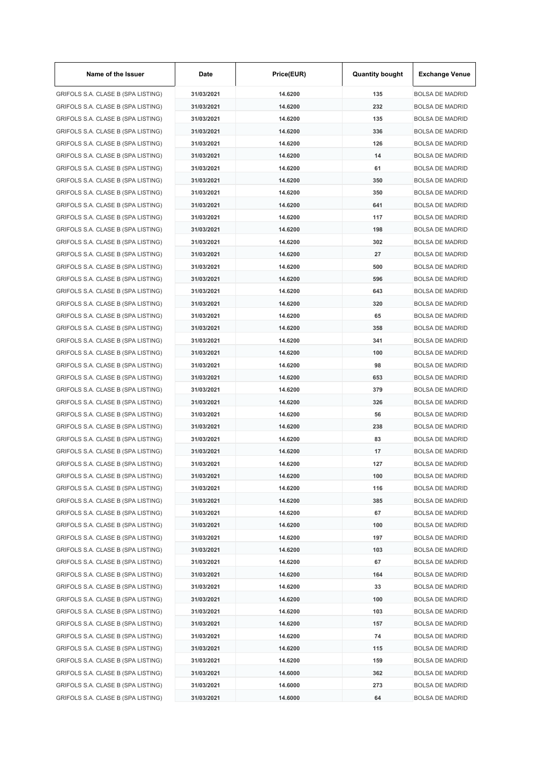| Name of the Issuer | Date | Price(EUR) | Quantity bought | Exchange Venue |
| --- | --- | --- | --- | --- |
| GRIFOLS S.A. CLASE B (SPA LISTING) | 31/03/2021 | 14.6200 | 135 | BOLSA DE MADRID |
| GRIFOLS S.A. CLASE B (SPA LISTING) | 31/03/2021 | 14.6200 | 232 | BOLSA DE MADRID |
| GRIFOLS S.A. CLASE B (SPA LISTING) | 31/03/2021 | 14.6200 | 135 | BOLSA DE MADRID |
| GRIFOLS S.A. CLASE B (SPA LISTING) | 31/03/2021 | 14.6200 | 336 | BOLSA DE MADRID |
| GRIFOLS S.A. CLASE B (SPA LISTING) | 31/03/2021 | 14.6200 | 126 | BOLSA DE MADRID |
| GRIFOLS S.A. CLASE B (SPA LISTING) | 31/03/2021 | 14.6200 | 14 | BOLSA DE MADRID |
| GRIFOLS S.A. CLASE B (SPA LISTING) | 31/03/2021 | 14.6200 | 61 | BOLSA DE MADRID |
| GRIFOLS S.A. CLASE B (SPA LISTING) | 31/03/2021 | 14.6200 | 350 | BOLSA DE MADRID |
| GRIFOLS S.A. CLASE B (SPA LISTING) | 31/03/2021 | 14.6200 | 350 | BOLSA DE MADRID |
| GRIFOLS S.A. CLASE B (SPA LISTING) | 31/03/2021 | 14.6200 | 641 | BOLSA DE MADRID |
| GRIFOLS S.A. CLASE B (SPA LISTING) | 31/03/2021 | 14.6200 | 117 | BOLSA DE MADRID |
| GRIFOLS S.A. CLASE B (SPA LISTING) | 31/03/2021 | 14.6200 | 198 | BOLSA DE MADRID |
| GRIFOLS S.A. CLASE B (SPA LISTING) | 31/03/2021 | 14.6200 | 302 | BOLSA DE MADRID |
| GRIFOLS S.A. CLASE B (SPA LISTING) | 31/03/2021 | 14.6200 | 27 | BOLSA DE MADRID |
| GRIFOLS S.A. CLASE B (SPA LISTING) | 31/03/2021 | 14.6200 | 500 | BOLSA DE MADRID |
| GRIFOLS S.A. CLASE B (SPA LISTING) | 31/03/2021 | 14.6200 | 596 | BOLSA DE MADRID |
| GRIFOLS S.A. CLASE B (SPA LISTING) | 31/03/2021 | 14.6200 | 643 | BOLSA DE MADRID |
| GRIFOLS S.A. CLASE B (SPA LISTING) | 31/03/2021 | 14.6200 | 320 | BOLSA DE MADRID |
| GRIFOLS S.A. CLASE B (SPA LISTING) | 31/03/2021 | 14.6200 | 65 | BOLSA DE MADRID |
| GRIFOLS S.A. CLASE B (SPA LISTING) | 31/03/2021 | 14.6200 | 358 | BOLSA DE MADRID |
| GRIFOLS S.A. CLASE B (SPA LISTING) | 31/03/2021 | 14.6200 | 341 | BOLSA DE MADRID |
| GRIFOLS S.A. CLASE B (SPA LISTING) | 31/03/2021 | 14.6200 | 100 | BOLSA DE MADRID |
| GRIFOLS S.A. CLASE B (SPA LISTING) | 31/03/2021 | 14.6200 | 98 | BOLSA DE MADRID |
| GRIFOLS S.A. CLASE B (SPA LISTING) | 31/03/2021 | 14.6200 | 653 | BOLSA DE MADRID |
| GRIFOLS S.A. CLASE B (SPA LISTING) | 31/03/2021 | 14.6200 | 379 | BOLSA DE MADRID |
| GRIFOLS S.A. CLASE B (SPA LISTING) | 31/03/2021 | 14.6200 | 326 | BOLSA DE MADRID |
| GRIFOLS S.A. CLASE B (SPA LISTING) | 31/03/2021 | 14.6200 | 56 | BOLSA DE MADRID |
| GRIFOLS S.A. CLASE B (SPA LISTING) | 31/03/2021 | 14.6200 | 238 | BOLSA DE MADRID |
| GRIFOLS S.A. CLASE B (SPA LISTING) | 31/03/2021 | 14.6200 | 83 | BOLSA DE MADRID |
| GRIFOLS S.A. CLASE B (SPA LISTING) | 31/03/2021 | 14.6200 | 17 | BOLSA DE MADRID |
| GRIFOLS S.A. CLASE B (SPA LISTING) | 31/03/2021 | 14.6200 | 127 | BOLSA DE MADRID |
| GRIFOLS S.A. CLASE B (SPA LISTING) | 31/03/2021 | 14.6200 | 100 | BOLSA DE MADRID |
| GRIFOLS S.A. CLASE B (SPA LISTING) | 31/03/2021 | 14.6200 | 116 | BOLSA DE MADRID |
| GRIFOLS S.A. CLASE B (SPA LISTING) | 31/03/2021 | 14.6200 | 385 | BOLSA DE MADRID |
| GRIFOLS S.A. CLASE B (SPA LISTING) | 31/03/2021 | 14.6200 | 67 | BOLSA DE MADRID |
| GRIFOLS S.A. CLASE B (SPA LISTING) | 31/03/2021 | 14.6200 | 100 | BOLSA DE MADRID |
| GRIFOLS S.A. CLASE B (SPA LISTING) | 31/03/2021 | 14.6200 | 197 | BOLSA DE MADRID |
| GRIFOLS S.A. CLASE B (SPA LISTING) | 31/03/2021 | 14.6200 | 103 | BOLSA DE MADRID |
| GRIFOLS S.A. CLASE B (SPA LISTING) | 31/03/2021 | 14.6200 | 67 | BOLSA DE MADRID |
| GRIFOLS S.A. CLASE B (SPA LISTING) | 31/03/2021 | 14.6200 | 164 | BOLSA DE MADRID |
| GRIFOLS S.A. CLASE B (SPA LISTING) | 31/03/2021 | 14.6200 | 33 | BOLSA DE MADRID |
| GRIFOLS S.A. CLASE B (SPA LISTING) | 31/03/2021 | 14.6200 | 100 | BOLSA DE MADRID |
| GRIFOLS S.A. CLASE B (SPA LISTING) | 31/03/2021 | 14.6200 | 103 | BOLSA DE MADRID |
| GRIFOLS S.A. CLASE B (SPA LISTING) | 31/03/2021 | 14.6200 | 157 | BOLSA DE MADRID |
| GRIFOLS S.A. CLASE B (SPA LISTING) | 31/03/2021 | 14.6200 | 74 | BOLSA DE MADRID |
| GRIFOLS S.A. CLASE B (SPA LISTING) | 31/03/2021 | 14.6200 | 115 | BOLSA DE MADRID |
| GRIFOLS S.A. CLASE B (SPA LISTING) | 31/03/2021 | 14.6200 | 159 | BOLSA DE MADRID |
| GRIFOLS S.A. CLASE B (SPA LISTING) | 31/03/2021 | 14.6000 | 362 | BOLSA DE MADRID |
| GRIFOLS S.A. CLASE B (SPA LISTING) | 31/03/2021 | 14.6000 | 273 | BOLSA DE MADRID |
| GRIFOLS S.A. CLASE B (SPA LISTING) | 31/03/2021 | 14.6000 | 64 | BOLSA DE MADRID |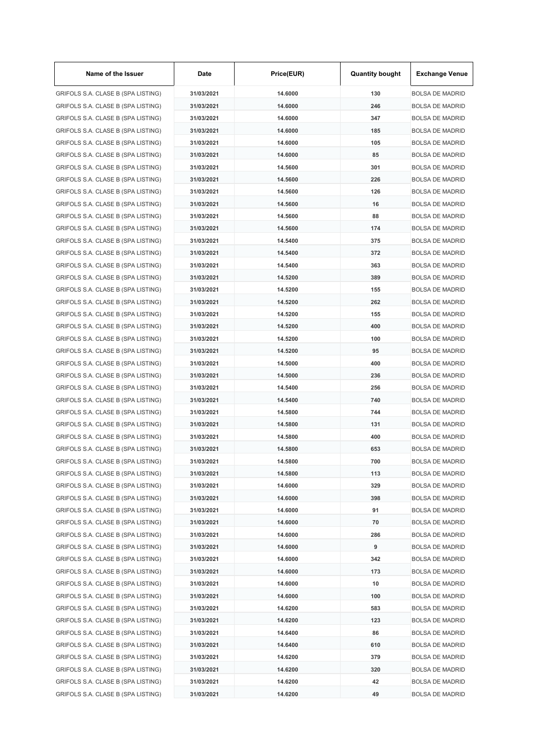| Name of the Issuer | Date | Price(EUR) | Quantity bought | Exchange Venue |
| --- | --- | --- | --- | --- |
| GRIFOLS S.A. CLASE B (SPA LISTING) | 31/03/2021 | 14.6000 | 130 | BOLSA DE MADRID |
| GRIFOLS S.A. CLASE B (SPA LISTING) | 31/03/2021 | 14.6000 | 246 | BOLSA DE MADRID |
| GRIFOLS S.A. CLASE B (SPA LISTING) | 31/03/2021 | 14.6000 | 347 | BOLSA DE MADRID |
| GRIFOLS S.A. CLASE B (SPA LISTING) | 31/03/2021 | 14.6000 | 185 | BOLSA DE MADRID |
| GRIFOLS S.A. CLASE B (SPA LISTING) | 31/03/2021 | 14.6000 | 105 | BOLSA DE MADRID |
| GRIFOLS S.A. CLASE B (SPA LISTING) | 31/03/2021 | 14.6000 | 85 | BOLSA DE MADRID |
| GRIFOLS S.A. CLASE B (SPA LISTING) | 31/03/2021 | 14.5600 | 301 | BOLSA DE MADRID |
| GRIFOLS S.A. CLASE B (SPA LISTING) | 31/03/2021 | 14.5600 | 226 | BOLSA DE MADRID |
| GRIFOLS S.A. CLASE B (SPA LISTING) | 31/03/2021 | 14.5600 | 126 | BOLSA DE MADRID |
| GRIFOLS S.A. CLASE B (SPA LISTING) | 31/03/2021 | 14.5600 | 16 | BOLSA DE MADRID |
| GRIFOLS S.A. CLASE B (SPA LISTING) | 31/03/2021 | 14.5600 | 88 | BOLSA DE MADRID |
| GRIFOLS S.A. CLASE B (SPA LISTING) | 31/03/2021 | 14.5600 | 174 | BOLSA DE MADRID |
| GRIFOLS S.A. CLASE B (SPA LISTING) | 31/03/2021 | 14.5400 | 375 | BOLSA DE MADRID |
| GRIFOLS S.A. CLASE B (SPA LISTING) | 31/03/2021 | 14.5400 | 372 | BOLSA DE MADRID |
| GRIFOLS S.A. CLASE B (SPA LISTING) | 31/03/2021 | 14.5400 | 363 | BOLSA DE MADRID |
| GRIFOLS S.A. CLASE B (SPA LISTING) | 31/03/2021 | 14.5200 | 389 | BOLSA DE MADRID |
| GRIFOLS S.A. CLASE B (SPA LISTING) | 31/03/2021 | 14.5200 | 155 | BOLSA DE MADRID |
| GRIFOLS S.A. CLASE B (SPA LISTING) | 31/03/2021 | 14.5200 | 262 | BOLSA DE MADRID |
| GRIFOLS S.A. CLASE B (SPA LISTING) | 31/03/2021 | 14.5200 | 155 | BOLSA DE MADRID |
| GRIFOLS S.A. CLASE B (SPA LISTING) | 31/03/2021 | 14.5200 | 400 | BOLSA DE MADRID |
| GRIFOLS S.A. CLASE B (SPA LISTING) | 31/03/2021 | 14.5200 | 100 | BOLSA DE MADRID |
| GRIFOLS S.A. CLASE B (SPA LISTING) | 31/03/2021 | 14.5200 | 95 | BOLSA DE MADRID |
| GRIFOLS S.A. CLASE B (SPA LISTING) | 31/03/2021 | 14.5000 | 400 | BOLSA DE MADRID |
| GRIFOLS S.A. CLASE B (SPA LISTING) | 31/03/2021 | 14.5000 | 236 | BOLSA DE MADRID |
| GRIFOLS S.A. CLASE B (SPA LISTING) | 31/03/2021 | 14.5400 | 256 | BOLSA DE MADRID |
| GRIFOLS S.A. CLASE B (SPA LISTING) | 31/03/2021 | 14.5400 | 740 | BOLSA DE MADRID |
| GRIFOLS S.A. CLASE B (SPA LISTING) | 31/03/2021 | 14.5800 | 744 | BOLSA DE MADRID |
| GRIFOLS S.A. CLASE B (SPA LISTING) | 31/03/2021 | 14.5800 | 131 | BOLSA DE MADRID |
| GRIFOLS S.A. CLASE B (SPA LISTING) | 31/03/2021 | 14.5800 | 400 | BOLSA DE MADRID |
| GRIFOLS S.A. CLASE B (SPA LISTING) | 31/03/2021 | 14.5800 | 653 | BOLSA DE MADRID |
| GRIFOLS S.A. CLASE B (SPA LISTING) | 31/03/2021 | 14.5800 | 700 | BOLSA DE MADRID |
| GRIFOLS S.A. CLASE B (SPA LISTING) | 31/03/2021 | 14.5800 | 113 | BOLSA DE MADRID |
| GRIFOLS S.A. CLASE B (SPA LISTING) | 31/03/2021 | 14.6000 | 329 | BOLSA DE MADRID |
| GRIFOLS S.A. CLASE B (SPA LISTING) | 31/03/2021 | 14.6000 | 398 | BOLSA DE MADRID |
| GRIFOLS S.A. CLASE B (SPA LISTING) | 31/03/2021 | 14.6000 | 91 | BOLSA DE MADRID |
| GRIFOLS S.A. CLASE B (SPA LISTING) | 31/03/2021 | 14.6000 | 70 | BOLSA DE MADRID |
| GRIFOLS S.A. CLASE B (SPA LISTING) | 31/03/2021 | 14.6000 | 286 | BOLSA DE MADRID |
| GRIFOLS S.A. CLASE B (SPA LISTING) | 31/03/2021 | 14.6000 | 9 | BOLSA DE MADRID |
| GRIFOLS S.A. CLASE B (SPA LISTING) | 31/03/2021 | 14.6000 | 342 | BOLSA DE MADRID |
| GRIFOLS S.A. CLASE B (SPA LISTING) | 31/03/2021 | 14.6000 | 173 | BOLSA DE MADRID |
| GRIFOLS S.A. CLASE B (SPA LISTING) | 31/03/2021 | 14.6000 | 10 | BOLSA DE MADRID |
| GRIFOLS S.A. CLASE B (SPA LISTING) | 31/03/2021 | 14.6000 | 100 | BOLSA DE MADRID |
| GRIFOLS S.A. CLASE B (SPA LISTING) | 31/03/2021 | 14.6200 | 583 | BOLSA DE MADRID |
| GRIFOLS S.A. CLASE B (SPA LISTING) | 31/03/2021 | 14.6200 | 123 | BOLSA DE MADRID |
| GRIFOLS S.A. CLASE B (SPA LISTING) | 31/03/2021 | 14.6400 | 86 | BOLSA DE MADRID |
| GRIFOLS S.A. CLASE B (SPA LISTING) | 31/03/2021 | 14.6400 | 610 | BOLSA DE MADRID |
| GRIFOLS S.A. CLASE B (SPA LISTING) | 31/03/2021 | 14.6200 | 379 | BOLSA DE MADRID |
| GRIFOLS S.A. CLASE B (SPA LISTING) | 31/03/2021 | 14.6200 | 320 | BOLSA DE MADRID |
| GRIFOLS S.A. CLASE B (SPA LISTING) | 31/03/2021 | 14.6200 | 42 | BOLSA DE MADRID |
| GRIFOLS S.A. CLASE B (SPA LISTING) | 31/03/2021 | 14.6200 | 49 | BOLSA DE MADRID |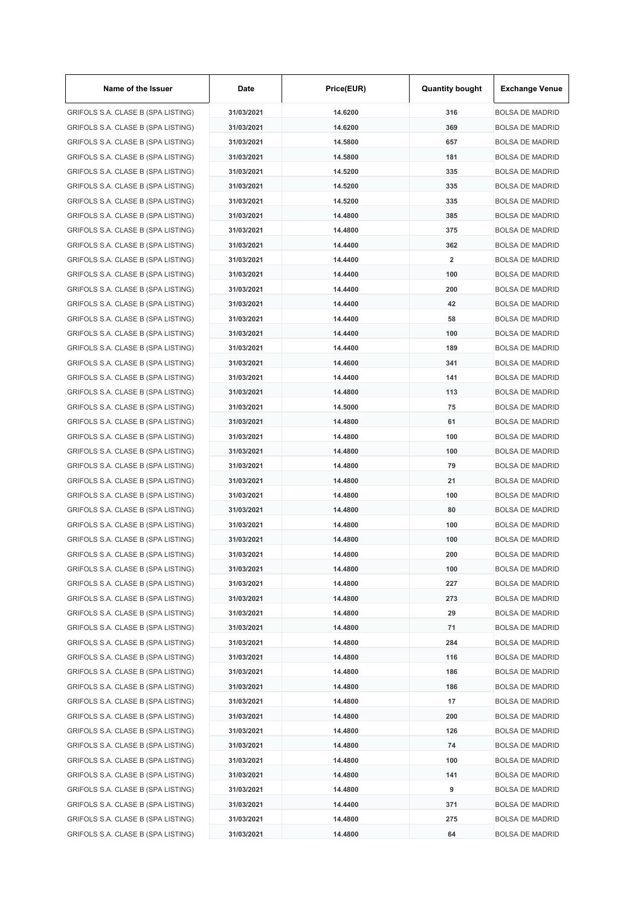| Name of the Issuer | Date | Price(EUR) | Quantity bought | Exchange Venue |
| --- | --- | --- | --- | --- |
| GRIFOLS S.A. CLASE B (SPA LISTING) | 31/03/2021 | 14.6200 | 316 | BOLSA DE MADRID |
| GRIFOLS S.A. CLASE B (SPA LISTING) | 31/03/2021 | 14.6200 | 369 | BOLSA DE MADRID |
| GRIFOLS S.A. CLASE B (SPA LISTING) | 31/03/2021 | 14.5800 | 657 | BOLSA DE MADRID |
| GRIFOLS S.A. CLASE B (SPA LISTING) | 31/03/2021 | 14.5800 | 181 | BOLSA DE MADRID |
| GRIFOLS S.A. CLASE B (SPA LISTING) | 31/03/2021 | 14.5200 | 335 | BOLSA DE MADRID |
| GRIFOLS S.A. CLASE B (SPA LISTING) | 31/03/2021 | 14.5200 | 335 | BOLSA DE MADRID |
| GRIFOLS S.A. CLASE B (SPA LISTING) | 31/03/2021 | 14.5200 | 335 | BOLSA DE MADRID |
| GRIFOLS S.A. CLASE B (SPA LISTING) | 31/03/2021 | 14.4800 | 385 | BOLSA DE MADRID |
| GRIFOLS S.A. CLASE B (SPA LISTING) | 31/03/2021 | 14.4800 | 375 | BOLSA DE MADRID |
| GRIFOLS S.A. CLASE B (SPA LISTING) | 31/03/2021 | 14.4400 | 362 | BOLSA DE MADRID |
| GRIFOLS S.A. CLASE B (SPA LISTING) | 31/03/2021 | 14.4400 | 2 | BOLSA DE MADRID |
| GRIFOLS S.A. CLASE B (SPA LISTING) | 31/03/2021 | 14.4400 | 100 | BOLSA DE MADRID |
| GRIFOLS S.A. CLASE B (SPA LISTING) | 31/03/2021 | 14.4400 | 200 | BOLSA DE MADRID |
| GRIFOLS S.A. CLASE B (SPA LISTING) | 31/03/2021 | 14.4400 | 42 | BOLSA DE MADRID |
| GRIFOLS S.A. CLASE B (SPA LISTING) | 31/03/2021 | 14.4400 | 58 | BOLSA DE MADRID |
| GRIFOLS S.A. CLASE B (SPA LISTING) | 31/03/2021 | 14.4400 | 100 | BOLSA DE MADRID |
| GRIFOLS S.A. CLASE B (SPA LISTING) | 31/03/2021 | 14.4400 | 189 | BOLSA DE MADRID |
| GRIFOLS S.A. CLASE B (SPA LISTING) | 31/03/2021 | 14.4600 | 341 | BOLSA DE MADRID |
| GRIFOLS S.A. CLASE B (SPA LISTING) | 31/03/2021 | 14.4400 | 141 | BOLSA DE MADRID |
| GRIFOLS S.A. CLASE B (SPA LISTING) | 31/03/2021 | 14.4800 | 113 | BOLSA DE MADRID |
| GRIFOLS S.A. CLASE B (SPA LISTING) | 31/03/2021 | 14.5000 | 75 | BOLSA DE MADRID |
| GRIFOLS S.A. CLASE B (SPA LISTING) | 31/03/2021 | 14.4800 | 61 | BOLSA DE MADRID |
| GRIFOLS S.A. CLASE B (SPA LISTING) | 31/03/2021 | 14.4800 | 100 | BOLSA DE MADRID |
| GRIFOLS S.A. CLASE B (SPA LISTING) | 31/03/2021 | 14.4800 | 100 | BOLSA DE MADRID |
| GRIFOLS S.A. CLASE B (SPA LISTING) | 31/03/2021 | 14.4800 | 79 | BOLSA DE MADRID |
| GRIFOLS S.A. CLASE B (SPA LISTING) | 31/03/2021 | 14.4800 | 21 | BOLSA DE MADRID |
| GRIFOLS S.A. CLASE B (SPA LISTING) | 31/03/2021 | 14.4800 | 100 | BOLSA DE MADRID |
| GRIFOLS S.A. CLASE B (SPA LISTING) | 31/03/2021 | 14.4800 | 80 | BOLSA DE MADRID |
| GRIFOLS S.A. CLASE B (SPA LISTING) | 31/03/2021 | 14.4800 | 100 | BOLSA DE MADRID |
| GRIFOLS S.A. CLASE B (SPA LISTING) | 31/03/2021 | 14.4800 | 100 | BOLSA DE MADRID |
| GRIFOLS S.A. CLASE B (SPA LISTING) | 31/03/2021 | 14.4800 | 200 | BOLSA DE MADRID |
| GRIFOLS S.A. CLASE B (SPA LISTING) | 31/03/2021 | 14.4800 | 100 | BOLSA DE MADRID |
| GRIFOLS S.A. CLASE B (SPA LISTING) | 31/03/2021 | 14.4800 | 227 | BOLSA DE MADRID |
| GRIFOLS S.A. CLASE B (SPA LISTING) | 31/03/2021 | 14.4800 | 273 | BOLSA DE MADRID |
| GRIFOLS S.A. CLASE B (SPA LISTING) | 31/03/2021 | 14.4800 | 29 | BOLSA DE MADRID |
| GRIFOLS S.A. CLASE B (SPA LISTING) | 31/03/2021 | 14.4800 | 71 | BOLSA DE MADRID |
| GRIFOLS S.A. CLASE B (SPA LISTING) | 31/03/2021 | 14.4800 | 284 | BOLSA DE MADRID |
| GRIFOLS S.A. CLASE B (SPA LISTING) | 31/03/2021 | 14.4800 | 116 | BOLSA DE MADRID |
| GRIFOLS S.A. CLASE B (SPA LISTING) | 31/03/2021 | 14.4800 | 186 | BOLSA DE MADRID |
| GRIFOLS S.A. CLASE B (SPA LISTING) | 31/03/2021 | 14.4800 | 186 | BOLSA DE MADRID |
| GRIFOLS S.A. CLASE B (SPA LISTING) | 31/03/2021 | 14.4800 | 17 | BOLSA DE MADRID |
| GRIFOLS S.A. CLASE B (SPA LISTING) | 31/03/2021 | 14.4800 | 200 | BOLSA DE MADRID |
| GRIFOLS S.A. CLASE B (SPA LISTING) | 31/03/2021 | 14.4800 | 126 | BOLSA DE MADRID |
| GRIFOLS S.A. CLASE B (SPA LISTING) | 31/03/2021 | 14.4800 | 74 | BOLSA DE MADRID |
| GRIFOLS S.A. CLASE B (SPA LISTING) | 31/03/2021 | 14.4800 | 100 | BOLSA DE MADRID |
| GRIFOLS S.A. CLASE B (SPA LISTING) | 31/03/2021 | 14.4800 | 141 | BOLSA DE MADRID |
| GRIFOLS S.A. CLASE B (SPA LISTING) | 31/03/2021 | 14.4800 | 9 | BOLSA DE MADRID |
| GRIFOLS S.A. CLASE B (SPA LISTING) | 31/03/2021 | 14.4400 | 371 | BOLSA DE MADRID |
| GRIFOLS S.A. CLASE B (SPA LISTING) | 31/03/2021 | 14.4800 | 275 | BOLSA DE MADRID |
| GRIFOLS S.A. CLASE B (SPA LISTING) | 31/03/2021 | 14.4800 | 64 | BOLSA DE MADRID |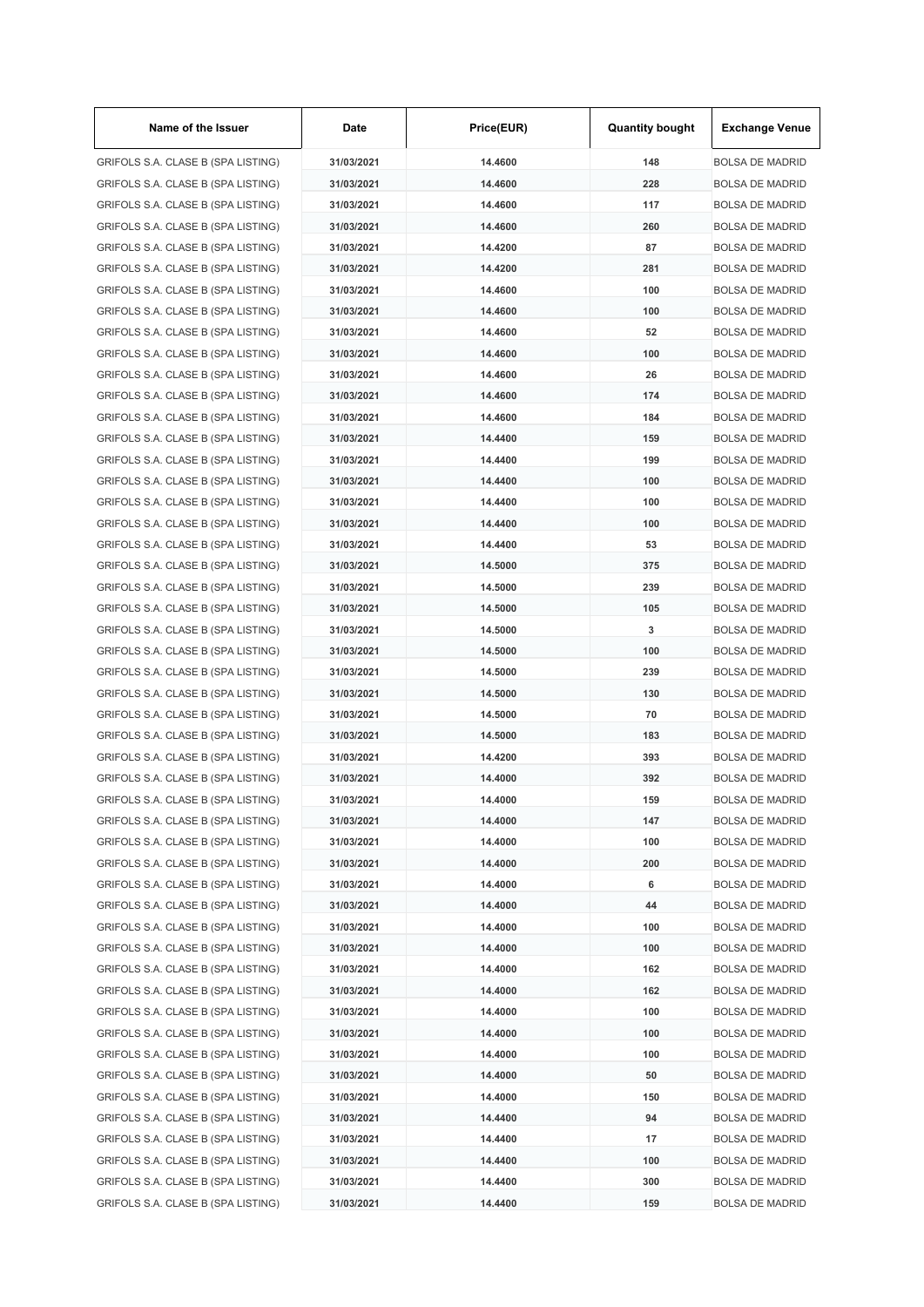| Name of the Issuer | Date | Price(EUR) | Quantity bought | Exchange Venue |
| --- | --- | --- | --- | --- |
| GRIFOLS S.A. CLASE B (SPA LISTING) | 31/03/2021 | 14.4600 | 148 | BOLSA DE MADRID |
| GRIFOLS S.A. CLASE B (SPA LISTING) | 31/03/2021 | 14.4600 | 228 | BOLSA DE MADRID |
| GRIFOLS S.A. CLASE B (SPA LISTING) | 31/03/2021 | 14.4600 | 117 | BOLSA DE MADRID |
| GRIFOLS S.A. CLASE B (SPA LISTING) | 31/03/2021 | 14.4600 | 260 | BOLSA DE MADRID |
| GRIFOLS S.A. CLASE B (SPA LISTING) | 31/03/2021 | 14.4200 | 87 | BOLSA DE MADRID |
| GRIFOLS S.A. CLASE B (SPA LISTING) | 31/03/2021 | 14.4200 | 281 | BOLSA DE MADRID |
| GRIFOLS S.A. CLASE B (SPA LISTING) | 31/03/2021 | 14.4600 | 100 | BOLSA DE MADRID |
| GRIFOLS S.A. CLASE B (SPA LISTING) | 31/03/2021 | 14.4600 | 100 | BOLSA DE MADRID |
| GRIFOLS S.A. CLASE B (SPA LISTING) | 31/03/2021 | 14.4600 | 52 | BOLSA DE MADRID |
| GRIFOLS S.A. CLASE B (SPA LISTING) | 31/03/2021 | 14.4600 | 100 | BOLSA DE MADRID |
| GRIFOLS S.A. CLASE B (SPA LISTING) | 31/03/2021 | 14.4600 | 26 | BOLSA DE MADRID |
| GRIFOLS S.A. CLASE B (SPA LISTING) | 31/03/2021 | 14.4600 | 174 | BOLSA DE MADRID |
| GRIFOLS S.A. CLASE B (SPA LISTING) | 31/03/2021 | 14.4600 | 184 | BOLSA DE MADRID |
| GRIFOLS S.A. CLASE B (SPA LISTING) | 31/03/2021 | 14.4400 | 159 | BOLSA DE MADRID |
| GRIFOLS S.A. CLASE B (SPA LISTING) | 31/03/2021 | 14.4400 | 199 | BOLSA DE MADRID |
| GRIFOLS S.A. CLASE B (SPA LISTING) | 31/03/2021 | 14.4400 | 100 | BOLSA DE MADRID |
| GRIFOLS S.A. CLASE B (SPA LISTING) | 31/03/2021 | 14.4400 | 100 | BOLSA DE MADRID |
| GRIFOLS S.A. CLASE B (SPA LISTING) | 31/03/2021 | 14.4400 | 100 | BOLSA DE MADRID |
| GRIFOLS S.A. CLASE B (SPA LISTING) | 31/03/2021 | 14.4400 | 53 | BOLSA DE MADRID |
| GRIFOLS S.A. CLASE B (SPA LISTING) | 31/03/2021 | 14.5000 | 375 | BOLSA DE MADRID |
| GRIFOLS S.A. CLASE B (SPA LISTING) | 31/03/2021 | 14.5000 | 239 | BOLSA DE MADRID |
| GRIFOLS S.A. CLASE B (SPA LISTING) | 31/03/2021 | 14.5000 | 105 | BOLSA DE MADRID |
| GRIFOLS S.A. CLASE B (SPA LISTING) | 31/03/2021 | 14.5000 | 3 | BOLSA DE MADRID |
| GRIFOLS S.A. CLASE B (SPA LISTING) | 31/03/2021 | 14.5000 | 100 | BOLSA DE MADRID |
| GRIFOLS S.A. CLASE B (SPA LISTING) | 31/03/2021 | 14.5000 | 239 | BOLSA DE MADRID |
| GRIFOLS S.A. CLASE B (SPA LISTING) | 31/03/2021 | 14.5000 | 130 | BOLSA DE MADRID |
| GRIFOLS S.A. CLASE B (SPA LISTING) | 31/03/2021 | 14.5000 | 70 | BOLSA DE MADRID |
| GRIFOLS S.A. CLASE B (SPA LISTING) | 31/03/2021 | 14.5000 | 183 | BOLSA DE MADRID |
| GRIFOLS S.A. CLASE B (SPA LISTING) | 31/03/2021 | 14.4200 | 393 | BOLSA DE MADRID |
| GRIFOLS S.A. CLASE B (SPA LISTING) | 31/03/2021 | 14.4000 | 392 | BOLSA DE MADRID |
| GRIFOLS S.A. CLASE B (SPA LISTING) | 31/03/2021 | 14.4000 | 159 | BOLSA DE MADRID |
| GRIFOLS S.A. CLASE B (SPA LISTING) | 31/03/2021 | 14.4000 | 147 | BOLSA DE MADRID |
| GRIFOLS S.A. CLASE B (SPA LISTING) | 31/03/2021 | 14.4000 | 100 | BOLSA DE MADRID |
| GRIFOLS S.A. CLASE B (SPA LISTING) | 31/03/2021 | 14.4000 | 200 | BOLSA DE MADRID |
| GRIFOLS S.A. CLASE B (SPA LISTING) | 31/03/2021 | 14.4000 | 6 | BOLSA DE MADRID |
| GRIFOLS S.A. CLASE B (SPA LISTING) | 31/03/2021 | 14.4000 | 44 | BOLSA DE MADRID |
| GRIFOLS S.A. CLASE B (SPA LISTING) | 31/03/2021 | 14.4000 | 100 | BOLSA DE MADRID |
| GRIFOLS S.A. CLASE B (SPA LISTING) | 31/03/2021 | 14.4000 | 100 | BOLSA DE MADRID |
| GRIFOLS S.A. CLASE B (SPA LISTING) | 31/03/2021 | 14.4000 | 162 | BOLSA DE MADRID |
| GRIFOLS S.A. CLASE B (SPA LISTING) | 31/03/2021 | 14.4000 | 162 | BOLSA DE MADRID |
| GRIFOLS S.A. CLASE B (SPA LISTING) | 31/03/2021 | 14.4000 | 100 | BOLSA DE MADRID |
| GRIFOLS S.A. CLASE B (SPA LISTING) | 31/03/2021 | 14.4000 | 100 | BOLSA DE MADRID |
| GRIFOLS S.A. CLASE B (SPA LISTING) | 31/03/2021 | 14.4000 | 100 | BOLSA DE MADRID |
| GRIFOLS S.A. CLASE B (SPA LISTING) | 31/03/2021 | 14.4000 | 50 | BOLSA DE MADRID |
| GRIFOLS S.A. CLASE B (SPA LISTING) | 31/03/2021 | 14.4000 | 150 | BOLSA DE MADRID |
| GRIFOLS S.A. CLASE B (SPA LISTING) | 31/03/2021 | 14.4400 | 94 | BOLSA DE MADRID |
| GRIFOLS S.A. CLASE B (SPA LISTING) | 31/03/2021 | 14.4400 | 17 | BOLSA DE MADRID |
| GRIFOLS S.A. CLASE B (SPA LISTING) | 31/03/2021 | 14.4400 | 100 | BOLSA DE MADRID |
| GRIFOLS S.A. CLASE B (SPA LISTING) | 31/03/2021 | 14.4400 | 300 | BOLSA DE MADRID |
| GRIFOLS S.A. CLASE B (SPA LISTING) | 31/03/2021 | 14.4400 | 159 | BOLSA DE MADRID |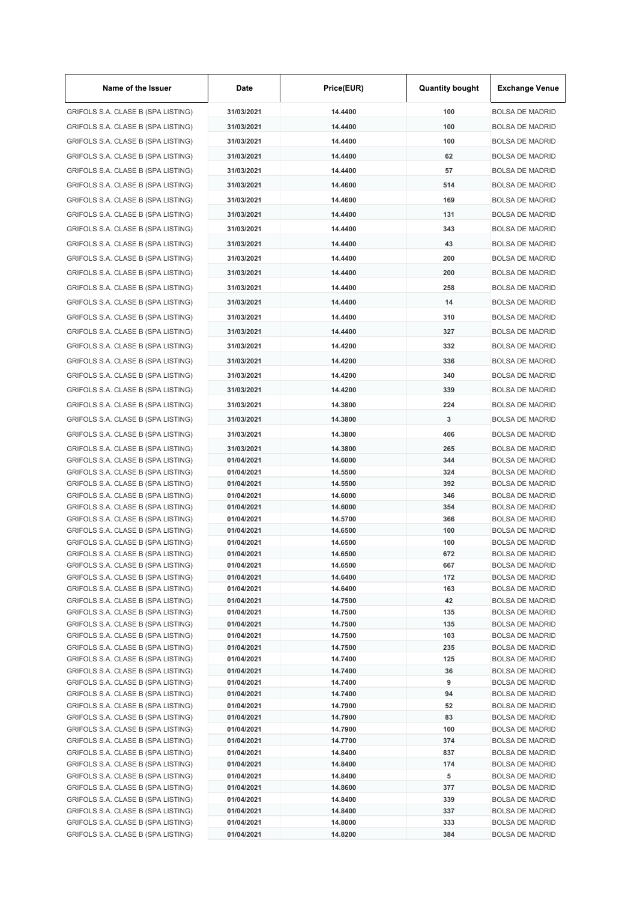| Name of the Issuer | Date | Price(EUR) | Quantity bought | Exchange Venue |
| --- | --- | --- | --- | --- |
| GRIFOLS S.A. CLASE B (SPA LISTING) | 31/03/2021 | 14.4400 | 100 | BOLSA DE MADRID |
| GRIFOLS S.A. CLASE B (SPA LISTING) | 31/03/2021 | 14.4400 | 100 | BOLSA DE MADRID |
| GRIFOLS S.A. CLASE B (SPA LISTING) | 31/03/2021 | 14.4400 | 100 | BOLSA DE MADRID |
| GRIFOLS S.A. CLASE B (SPA LISTING) | 31/03/2021 | 14.4400 | 62 | BOLSA DE MADRID |
| GRIFOLS S.A. CLASE B (SPA LISTING) | 31/03/2021 | 14.4400 | 57 | BOLSA DE MADRID |
| GRIFOLS S.A. CLASE B (SPA LISTING) | 31/03/2021 | 14.4600 | 514 | BOLSA DE MADRID |
| GRIFOLS S.A. CLASE B (SPA LISTING) | 31/03/2021 | 14.4600 | 169 | BOLSA DE MADRID |
| GRIFOLS S.A. CLASE B (SPA LISTING) | 31/03/2021 | 14.4400 | 131 | BOLSA DE MADRID |
| GRIFOLS S.A. CLASE B (SPA LISTING) | 31/03/2021 | 14.4400 | 343 | BOLSA DE MADRID |
| GRIFOLS S.A. CLASE B (SPA LISTING) | 31/03/2021 | 14.4400 | 43 | BOLSA DE MADRID |
| GRIFOLS S.A. CLASE B (SPA LISTING) | 31/03/2021 | 14.4400 | 200 | BOLSA DE MADRID |
| GRIFOLS S.A. CLASE B (SPA LISTING) | 31/03/2021 | 14.4400 | 200 | BOLSA DE MADRID |
| GRIFOLS S.A. CLASE B (SPA LISTING) | 31/03/2021 | 14.4400 | 258 | BOLSA DE MADRID |
| GRIFOLS S.A. CLASE B (SPA LISTING) | 31/03/2021 | 14.4400 | 14 | BOLSA DE MADRID |
| GRIFOLS S.A. CLASE B (SPA LISTING) | 31/03/2021 | 14.4400 | 310 | BOLSA DE MADRID |
| GRIFOLS S.A. CLASE B (SPA LISTING) | 31/03/2021 | 14.4400 | 327 | BOLSA DE MADRID |
| GRIFOLS S.A. CLASE B (SPA LISTING) | 31/03/2021 | 14.4200 | 332 | BOLSA DE MADRID |
| GRIFOLS S.A. CLASE B (SPA LISTING) | 31/03/2021 | 14.4200 | 336 | BOLSA DE MADRID |
| GRIFOLS S.A. CLASE B (SPA LISTING) | 31/03/2021 | 14.4200 | 340 | BOLSA DE MADRID |
| GRIFOLS S.A. CLASE B (SPA LISTING) | 31/03/2021 | 14.4200 | 339 | BOLSA DE MADRID |
| GRIFOLS S.A. CLASE B (SPA LISTING) | 31/03/2021 | 14.3800 | 224 | BOLSA DE MADRID |
| GRIFOLS S.A. CLASE B (SPA LISTING) | 31/03/2021 | 14.3800 | 3 | BOLSA DE MADRID |
| GRIFOLS S.A. CLASE B (SPA LISTING) | 31/03/2021 | 14.3800 | 406 | BOLSA DE MADRID |
| GRIFOLS S.A. CLASE B (SPA LISTING) | 31/03/2021 | 14.3800 | 265 | BOLSA DE MADRID |
| GRIFOLS S.A. CLASE B (SPA LISTING) | 01/04/2021 | 14.6000 | 344 | BOLSA DE MADRID |
| GRIFOLS S.A. CLASE B (SPA LISTING) | 01/04/2021 | 14.5500 | 324 | BOLSA DE MADRID |
| GRIFOLS S.A. CLASE B (SPA LISTING) | 01/04/2021 | 14.5500 | 392 | BOLSA DE MADRID |
| GRIFOLS S.A. CLASE B (SPA LISTING) | 01/04/2021 | 14.6000 | 346 | BOLSA DE MADRID |
| GRIFOLS S.A. CLASE B (SPA LISTING) | 01/04/2021 | 14.6000 | 354 | BOLSA DE MADRID |
| GRIFOLS S.A. CLASE B (SPA LISTING) | 01/04/2021 | 14.5700 | 366 | BOLSA DE MADRID |
| GRIFOLS S.A. CLASE B (SPA LISTING) | 01/04/2021 | 14.6500 | 100 | BOLSA DE MADRID |
| GRIFOLS S.A. CLASE B (SPA LISTING) | 01/04/2021 | 14.6500 | 100 | BOLSA DE MADRID |
| GRIFOLS S.A. CLASE B (SPA LISTING) | 01/04/2021 | 14.6500 | 672 | BOLSA DE MADRID |
| GRIFOLS S.A. CLASE B (SPA LISTING) | 01/04/2021 | 14.6500 | 667 | BOLSA DE MADRID |
| GRIFOLS S.A. CLASE B (SPA LISTING) | 01/04/2021 | 14.6400 | 172 | BOLSA DE MADRID |
| GRIFOLS S.A. CLASE B (SPA LISTING) | 01/04/2021 | 14.6400 | 163 | BOLSA DE MADRID |
| GRIFOLS S.A. CLASE B (SPA LISTING) | 01/04/2021 | 14.7500 | 42 | BOLSA DE MADRID |
| GRIFOLS S.A. CLASE B (SPA LISTING) | 01/04/2021 | 14.7500 | 135 | BOLSA DE MADRID |
| GRIFOLS S.A. CLASE B (SPA LISTING) | 01/04/2021 | 14.7500 | 135 | BOLSA DE MADRID |
| GRIFOLS S.A. CLASE B (SPA LISTING) | 01/04/2021 | 14.7500 | 103 | BOLSA DE MADRID |
| GRIFOLS S.A. CLASE B (SPA LISTING) | 01/04/2021 | 14.7500 | 235 | BOLSA DE MADRID |
| GRIFOLS S.A. CLASE B (SPA LISTING) | 01/04/2021 | 14.7400 | 125 | BOLSA DE MADRID |
| GRIFOLS S.A. CLASE B (SPA LISTING) | 01/04/2021 | 14.7400 | 36 | BOLSA DE MADRID |
| GRIFOLS S.A. CLASE B (SPA LISTING) | 01/04/2021 | 14.7400 | 9 | BOLSA DE MADRID |
| GRIFOLS S.A. CLASE B (SPA LISTING) | 01/04/2021 | 14.7400 | 94 | BOLSA DE MADRID |
| GRIFOLS S.A. CLASE B (SPA LISTING) | 01/04/2021 | 14.7900 | 52 | BOLSA DE MADRID |
| GRIFOLS S.A. CLASE B (SPA LISTING) | 01/04/2021 | 14.7900 | 83 | BOLSA DE MADRID |
| GRIFOLS S.A. CLASE B (SPA LISTING) | 01/04/2021 | 14.7900 | 100 | BOLSA DE MADRID |
| GRIFOLS S.A. CLASE B (SPA LISTING) | 01/04/2021 | 14.7700 | 374 | BOLSA DE MADRID |
| GRIFOLS S.A. CLASE B (SPA LISTING) | 01/04/2021 | 14.8400 | 837 | BOLSA DE MADRID |
| GRIFOLS S.A. CLASE B (SPA LISTING) | 01/04/2021 | 14.8400 | 174 | BOLSA DE MADRID |
| GRIFOLS S.A. CLASE B (SPA LISTING) | 01/04/2021 | 14.8400 | 5 | BOLSA DE MADRID |
| GRIFOLS S.A. CLASE B (SPA LISTING) | 01/04/2021 | 14.8600 | 377 | BOLSA DE MADRID |
| GRIFOLS S.A. CLASE B (SPA LISTING) | 01/04/2021 | 14.8400 | 339 | BOLSA DE MADRID |
| GRIFOLS S.A. CLASE B (SPA LISTING) | 01/04/2021 | 14.8400 | 337 | BOLSA DE MADRID |
| GRIFOLS S.A. CLASE B (SPA LISTING) | 01/04/2021 | 14.8000 | 333 | BOLSA DE MADRID |
| GRIFOLS S.A. CLASE B (SPA LISTING) | 01/04/2021 | 14.8200 | 384 | BOLSA DE MADRID |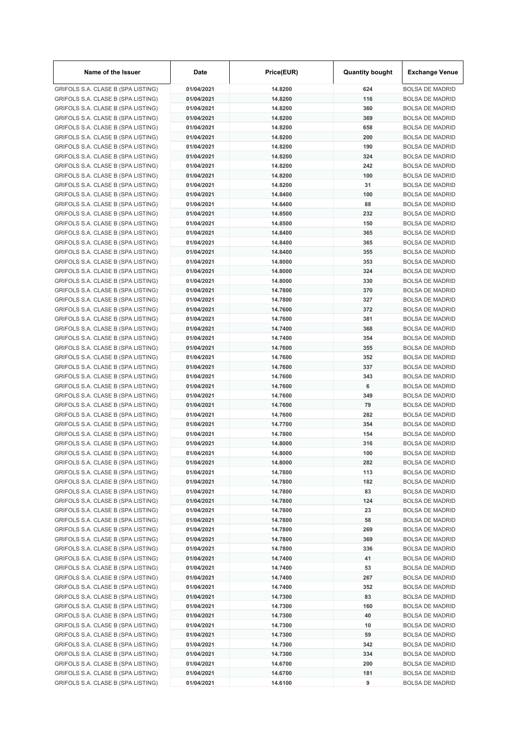| Name of the Issuer | Date | Price(EUR) | Quantity bought | Exchange Venue |
|---|---|---|---|---|
| GRIFOLS S.A. CLASE B (SPA LISTING) | 01/04/2021 | 14.8200 | 624 | BOLSA DE MADRID |
| GRIFOLS S.A. CLASE B (SPA LISTING) | 01/04/2021 | 14.8200 | 116 | BOLSA DE MADRID |
| GRIFOLS S.A. CLASE B (SPA LISTING) | 01/04/2021 | 14.8200 | 360 | BOLSA DE MADRID |
| GRIFOLS S.A. CLASE B (SPA LISTING) | 01/04/2021 | 14.8200 | 369 | BOLSA DE MADRID |
| GRIFOLS S.A. CLASE B (SPA LISTING) | 01/04/2021 | 14.8200 | 658 | BOLSA DE MADRID |
| GRIFOLS S.A. CLASE B (SPA LISTING) | 01/04/2021 | 14.8200 | 200 | BOLSA DE MADRID |
| GRIFOLS S.A. CLASE B (SPA LISTING) | 01/04/2021 | 14.8200 | 190 | BOLSA DE MADRID |
| GRIFOLS S.A. CLASE B (SPA LISTING) | 01/04/2021 | 14.8200 | 324 | BOLSA DE MADRID |
| GRIFOLS S.A. CLASE B (SPA LISTING) | 01/04/2021 | 14.8200 | 242 | BOLSA DE MADRID |
| GRIFOLS S.A. CLASE B (SPA LISTING) | 01/04/2021 | 14.8200 | 100 | BOLSA DE MADRID |
| GRIFOLS S.A. CLASE B (SPA LISTING) | 01/04/2021 | 14.8200 | 31 | BOLSA DE MADRID |
| GRIFOLS S.A. CLASE B (SPA LISTING) | 01/04/2021 | 14.8400 | 100 | BOLSA DE MADRID |
| GRIFOLS S.A. CLASE B (SPA LISTING) | 01/04/2021 | 14.8400 | 88 | BOLSA DE MADRID |
| GRIFOLS S.A. CLASE B (SPA LISTING) | 01/04/2021 | 14.8500 | 232 | BOLSA DE MADRID |
| GRIFOLS S.A. CLASE B (SPA LISTING) | 01/04/2021 | 14.8500 | 150 | BOLSA DE MADRID |
| GRIFOLS S.A. CLASE B (SPA LISTING) | 01/04/2021 | 14.8400 | 365 | BOLSA DE MADRID |
| GRIFOLS S.A. CLASE B (SPA LISTING) | 01/04/2021 | 14.8400 | 365 | BOLSA DE MADRID |
| GRIFOLS S.A. CLASE B (SPA LISTING) | 01/04/2021 | 14.8400 | 355 | BOLSA DE MADRID |
| GRIFOLS S.A. CLASE B (SPA LISTING) | 01/04/2021 | 14.8000 | 353 | BOLSA DE MADRID |
| GRIFOLS S.A. CLASE B (SPA LISTING) | 01/04/2021 | 14.8000 | 324 | BOLSA DE MADRID |
| GRIFOLS S.A. CLASE B (SPA LISTING) | 01/04/2021 | 14.8000 | 330 | BOLSA DE MADRID |
| GRIFOLS S.A. CLASE B (SPA LISTING) | 01/04/2021 | 14.7800 | 370 | BOLSA DE MADRID |
| GRIFOLS S.A. CLASE B (SPA LISTING) | 01/04/2021 | 14.7800 | 327 | BOLSA DE MADRID |
| GRIFOLS S.A. CLASE B (SPA LISTING) | 01/04/2021 | 14.7600 | 372 | BOLSA DE MADRID |
| GRIFOLS S.A. CLASE B (SPA LISTING) | 01/04/2021 | 14.7600 | 381 | BOLSA DE MADRID |
| GRIFOLS S.A. CLASE B (SPA LISTING) | 01/04/2021 | 14.7400 | 368 | BOLSA DE MADRID |
| GRIFOLS S.A. CLASE B (SPA LISTING) | 01/04/2021 | 14.7400 | 354 | BOLSA DE MADRID |
| GRIFOLS S.A. CLASE B (SPA LISTING) | 01/04/2021 | 14.7600 | 355 | BOLSA DE MADRID |
| GRIFOLS S.A. CLASE B (SPA LISTING) | 01/04/2021 | 14.7600 | 352 | BOLSA DE MADRID |
| GRIFOLS S.A. CLASE B (SPA LISTING) | 01/04/2021 | 14.7600 | 337 | BOLSA DE MADRID |
| GRIFOLS S.A. CLASE B (SPA LISTING) | 01/04/2021 | 14.7600 | 343 | BOLSA DE MADRID |
| GRIFOLS S.A. CLASE B (SPA LISTING) | 01/04/2021 | 14.7600 | 6 | BOLSA DE MADRID |
| GRIFOLS S.A. CLASE B (SPA LISTING) | 01/04/2021 | 14.7600 | 349 | BOLSA DE MADRID |
| GRIFOLS S.A. CLASE B (SPA LISTING) | 01/04/2021 | 14.7600 | 79 | BOLSA DE MADRID |
| GRIFOLS S.A. CLASE B (SPA LISTING) | 01/04/2021 | 14.7600 | 282 | BOLSA DE MADRID |
| GRIFOLS S.A. CLASE B (SPA LISTING) | 01/04/2021 | 14.7700 | 354 | BOLSA DE MADRID |
| GRIFOLS S.A. CLASE B (SPA LISTING) | 01/04/2021 | 14.7800 | 154 | BOLSA DE MADRID |
| GRIFOLS S.A. CLASE B (SPA LISTING) | 01/04/2021 | 14.8000 | 316 | BOLSA DE MADRID |
| GRIFOLS S.A. CLASE B (SPA LISTING) | 01/04/2021 | 14.8000 | 100 | BOLSA DE MADRID |
| GRIFOLS S.A. CLASE B (SPA LISTING) | 01/04/2021 | 14.8000 | 282 | BOLSA DE MADRID |
| GRIFOLS S.A. CLASE B (SPA LISTING) | 01/04/2021 | 14.7800 | 113 | BOLSA DE MADRID |
| GRIFOLS S.A. CLASE B (SPA LISTING) | 01/04/2021 | 14.7800 | 182 | BOLSA DE MADRID |
| GRIFOLS S.A. CLASE B (SPA LISTING) | 01/04/2021 | 14.7800 | 83 | BOLSA DE MADRID |
| GRIFOLS S.A. CLASE B (SPA LISTING) | 01/04/2021 | 14.7800 | 124 | BOLSA DE MADRID |
| GRIFOLS S.A. CLASE B (SPA LISTING) | 01/04/2021 | 14.7800 | 23 | BOLSA DE MADRID |
| GRIFOLS S.A. CLASE B (SPA LISTING) | 01/04/2021 | 14.7800 | 58 | BOLSA DE MADRID |
| GRIFOLS S.A. CLASE B (SPA LISTING) | 01/04/2021 | 14.7800 | 269 | BOLSA DE MADRID |
| GRIFOLS S.A. CLASE B (SPA LISTING) | 01/04/2021 | 14.7800 | 369 | BOLSA DE MADRID |
| GRIFOLS S.A. CLASE B (SPA LISTING) | 01/04/2021 | 14.7800 | 336 | BOLSA DE MADRID |
| GRIFOLS S.A. CLASE B (SPA LISTING) | 01/04/2021 | 14.7400 | 41 | BOLSA DE MADRID |
| GRIFOLS S.A. CLASE B (SPA LISTING) | 01/04/2021 | 14.7400 | 53 | BOLSA DE MADRID |
| GRIFOLS S.A. CLASE B (SPA LISTING) | 01/04/2021 | 14.7400 | 267 | BOLSA DE MADRID |
| GRIFOLS S.A. CLASE B (SPA LISTING) | 01/04/2021 | 14.7400 | 352 | BOLSA DE MADRID |
| GRIFOLS S.A. CLASE B (SPA LISTING) | 01/04/2021 | 14.7300 | 83 | BOLSA DE MADRID |
| GRIFOLS S.A. CLASE B (SPA LISTING) | 01/04/2021 | 14.7300 | 160 | BOLSA DE MADRID |
| GRIFOLS S.A. CLASE B (SPA LISTING) | 01/04/2021 | 14.7300 | 40 | BOLSA DE MADRID |
| GRIFOLS S.A. CLASE B (SPA LISTING) | 01/04/2021 | 14.7300 | 10 | BOLSA DE MADRID |
| GRIFOLS S.A. CLASE B (SPA LISTING) | 01/04/2021 | 14.7300 | 59 | BOLSA DE MADRID |
| GRIFOLS S.A. CLASE B (SPA LISTING) | 01/04/2021 | 14.7300 | 342 | BOLSA DE MADRID |
| GRIFOLS S.A. CLASE B (SPA LISTING) | 01/04/2021 | 14.7300 | 334 | BOLSA DE MADRID |
| GRIFOLS S.A. CLASE B (SPA LISTING) | 01/04/2021 | 14.6700 | 200 | BOLSA DE MADRID |
| GRIFOLS S.A. CLASE B (SPA LISTING) | 01/04/2021 | 14.6700 | 181 | BOLSA DE MADRID |
| GRIFOLS S.A. CLASE B (SPA LISTING) | 01/04/2021 | 14.6100 | 9 | BOLSA DE MADRID |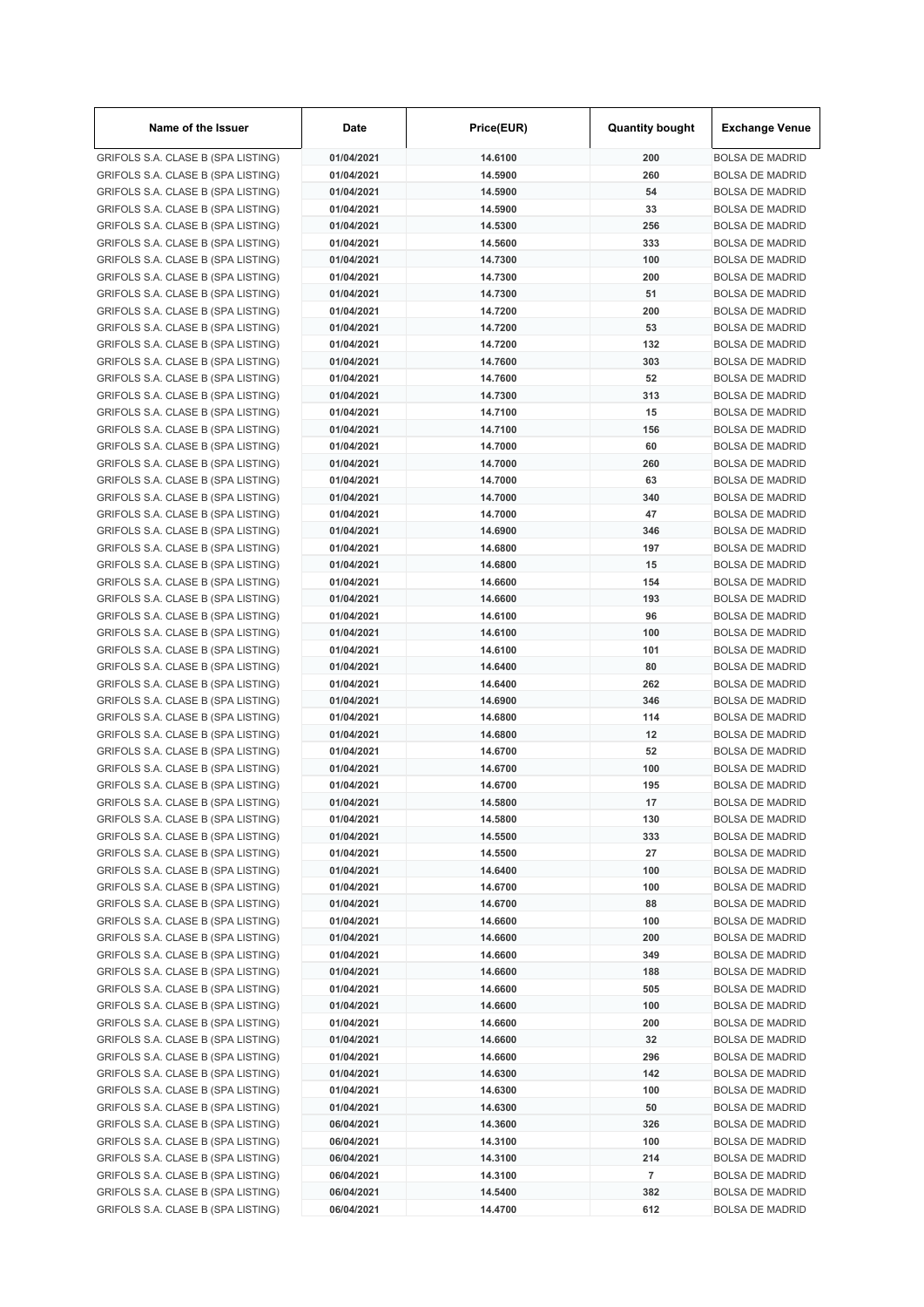| Name of the Issuer | Date | Price(EUR) | Quantity bought | Exchange Venue |
|---|---|---|---|---|
| GRIFOLS S.A. CLASE B (SPA LISTING) | 01/04/2021 | 14.6100 | 200 | BOLSA DE MADRID |
| GRIFOLS S.A. CLASE B (SPA LISTING) | 01/04/2021 | 14.5900 | 260 | BOLSA DE MADRID |
| GRIFOLS S.A. CLASE B (SPA LISTING) | 01/04/2021 | 14.5900 | 54 | BOLSA DE MADRID |
| GRIFOLS S.A. CLASE B (SPA LISTING) | 01/04/2021 | 14.5900 | 33 | BOLSA DE MADRID |
| GRIFOLS S.A. CLASE B (SPA LISTING) | 01/04/2021 | 14.5300 | 256 | BOLSA DE MADRID |
| GRIFOLS S.A. CLASE B (SPA LISTING) | 01/04/2021 | 14.5600 | 333 | BOLSA DE MADRID |
| GRIFOLS S.A. CLASE B (SPA LISTING) | 01/04/2021 | 14.7300 | 100 | BOLSA DE MADRID |
| GRIFOLS S.A. CLASE B (SPA LISTING) | 01/04/2021 | 14.7300 | 200 | BOLSA DE MADRID |
| GRIFOLS S.A. CLASE B (SPA LISTING) | 01/04/2021 | 14.7300 | 51 | BOLSA DE MADRID |
| GRIFOLS S.A. CLASE B (SPA LISTING) | 01/04/2021 | 14.7200 | 200 | BOLSA DE MADRID |
| GRIFOLS S.A. CLASE B (SPA LISTING) | 01/04/2021 | 14.7200 | 53 | BOLSA DE MADRID |
| GRIFOLS S.A. CLASE B (SPA LISTING) | 01/04/2021 | 14.7200 | 132 | BOLSA DE MADRID |
| GRIFOLS S.A. CLASE B (SPA LISTING) | 01/04/2021 | 14.7600 | 303 | BOLSA DE MADRID |
| GRIFOLS S.A. CLASE B (SPA LISTING) | 01/04/2021 | 14.7600 | 52 | BOLSA DE MADRID |
| GRIFOLS S.A. CLASE B (SPA LISTING) | 01/04/2021 | 14.7300 | 313 | BOLSA DE MADRID |
| GRIFOLS S.A. CLASE B (SPA LISTING) | 01/04/2021 | 14.7100 | 15 | BOLSA DE MADRID |
| GRIFOLS S.A. CLASE B (SPA LISTING) | 01/04/2021 | 14.7100 | 156 | BOLSA DE MADRID |
| GRIFOLS S.A. CLASE B (SPA LISTING) | 01/04/2021 | 14.7000 | 60 | BOLSA DE MADRID |
| GRIFOLS S.A. CLASE B (SPA LISTING) | 01/04/2021 | 14.7000 | 260 | BOLSA DE MADRID |
| GRIFOLS S.A. CLASE B (SPA LISTING) | 01/04/2021 | 14.7000 | 63 | BOLSA DE MADRID |
| GRIFOLS S.A. CLASE B (SPA LISTING) | 01/04/2021 | 14.7000 | 340 | BOLSA DE MADRID |
| GRIFOLS S.A. CLASE B (SPA LISTING) | 01/04/2021 | 14.7000 | 47 | BOLSA DE MADRID |
| GRIFOLS S.A. CLASE B (SPA LISTING) | 01/04/2021 | 14.6900 | 346 | BOLSA DE MADRID |
| GRIFOLS S.A. CLASE B (SPA LISTING) | 01/04/2021 | 14.6800 | 197 | BOLSA DE MADRID |
| GRIFOLS S.A. CLASE B (SPA LISTING) | 01/04/2021 | 14.6800 | 15 | BOLSA DE MADRID |
| GRIFOLS S.A. CLASE B (SPA LISTING) | 01/04/2021 | 14.6600 | 154 | BOLSA DE MADRID |
| GRIFOLS S.A. CLASE B (SPA LISTING) | 01/04/2021 | 14.6600 | 193 | BOLSA DE MADRID |
| GRIFOLS S.A. CLASE B (SPA LISTING) | 01/04/2021 | 14.6100 | 96 | BOLSA DE MADRID |
| GRIFOLS S.A. CLASE B (SPA LISTING) | 01/04/2021 | 14.6100 | 100 | BOLSA DE MADRID |
| GRIFOLS S.A. CLASE B (SPA LISTING) | 01/04/2021 | 14.6100 | 101 | BOLSA DE MADRID |
| GRIFOLS S.A. CLASE B (SPA LISTING) | 01/04/2021 | 14.6400 | 80 | BOLSA DE MADRID |
| GRIFOLS S.A. CLASE B (SPA LISTING) | 01/04/2021 | 14.6400 | 262 | BOLSA DE MADRID |
| GRIFOLS S.A. CLASE B (SPA LISTING) | 01/04/2021 | 14.6900 | 346 | BOLSA DE MADRID |
| GRIFOLS S.A. CLASE B (SPA LISTING) | 01/04/2021 | 14.6800 | 114 | BOLSA DE MADRID |
| GRIFOLS S.A. CLASE B (SPA LISTING) | 01/04/2021 | 14.6800 | 12 | BOLSA DE MADRID |
| GRIFOLS S.A. CLASE B (SPA LISTING) | 01/04/2021 | 14.6700 | 52 | BOLSA DE MADRID |
| GRIFOLS S.A. CLASE B (SPA LISTING) | 01/04/2021 | 14.6700 | 100 | BOLSA DE MADRID |
| GRIFOLS S.A. CLASE B (SPA LISTING) | 01/04/2021 | 14.6700 | 195 | BOLSA DE MADRID |
| GRIFOLS S.A. CLASE B (SPA LISTING) | 01/04/2021 | 14.5800 | 17 | BOLSA DE MADRID |
| GRIFOLS S.A. CLASE B (SPA LISTING) | 01/04/2021 | 14.5800 | 130 | BOLSA DE MADRID |
| GRIFOLS S.A. CLASE B (SPA LISTING) | 01/04/2021 | 14.5500 | 333 | BOLSA DE MADRID |
| GRIFOLS S.A. CLASE B (SPA LISTING) | 01/04/2021 | 14.5500 | 27 | BOLSA DE MADRID |
| GRIFOLS S.A. CLASE B (SPA LISTING) | 01/04/2021 | 14.6400 | 100 | BOLSA DE MADRID |
| GRIFOLS S.A. CLASE B (SPA LISTING) | 01/04/2021 | 14.6700 | 100 | BOLSA DE MADRID |
| GRIFOLS S.A. CLASE B (SPA LISTING) | 01/04/2021 | 14.6700 | 88 | BOLSA DE MADRID |
| GRIFOLS S.A. CLASE B (SPA LISTING) | 01/04/2021 | 14.6600 | 100 | BOLSA DE MADRID |
| GRIFOLS S.A. CLASE B (SPA LISTING) | 01/04/2021 | 14.6600 | 200 | BOLSA DE MADRID |
| GRIFOLS S.A. CLASE B (SPA LISTING) | 01/04/2021 | 14.6600 | 349 | BOLSA DE MADRID |
| GRIFOLS S.A. CLASE B (SPA LISTING) | 01/04/2021 | 14.6600 | 188 | BOLSA DE MADRID |
| GRIFOLS S.A. CLASE B (SPA LISTING) | 01/04/2021 | 14.6600 | 505 | BOLSA DE MADRID |
| GRIFOLS S.A. CLASE B (SPA LISTING) | 01/04/2021 | 14.6600 | 100 | BOLSA DE MADRID |
| GRIFOLS S.A. CLASE B (SPA LISTING) | 01/04/2021 | 14.6600 | 200 | BOLSA DE MADRID |
| GRIFOLS S.A. CLASE B (SPA LISTING) | 01/04/2021 | 14.6600 | 32 | BOLSA DE MADRID |
| GRIFOLS S.A. CLASE B (SPA LISTING) | 01/04/2021 | 14.6600 | 296 | BOLSA DE MADRID |
| GRIFOLS S.A. CLASE B (SPA LISTING) | 01/04/2021 | 14.6300 | 142 | BOLSA DE MADRID |
| GRIFOLS S.A. CLASE B (SPA LISTING) | 01/04/2021 | 14.6300 | 100 | BOLSA DE MADRID |
| GRIFOLS S.A. CLASE B (SPA LISTING) | 01/04/2021 | 14.6300 | 50 | BOLSA DE MADRID |
| GRIFOLS S.A. CLASE B (SPA LISTING) | 06/04/2021 | 14.3600 | 326 | BOLSA DE MADRID |
| GRIFOLS S.A. CLASE B (SPA LISTING) | 06/04/2021 | 14.3100 | 100 | BOLSA DE MADRID |
| GRIFOLS S.A. CLASE B (SPA LISTING) | 06/04/2021 | 14.3100 | 214 | BOLSA DE MADRID |
| GRIFOLS S.A. CLASE B (SPA LISTING) | 06/04/2021 | 14.3100 | 7 | BOLSA DE MADRID |
| GRIFOLS S.A. CLASE B (SPA LISTING) | 06/04/2021 | 14.5400 | 382 | BOLSA DE MADRID |
| GRIFOLS S.A. CLASE B (SPA LISTING) | 06/04/2021 | 14.4700 | 612 | BOLSA DE MADRID |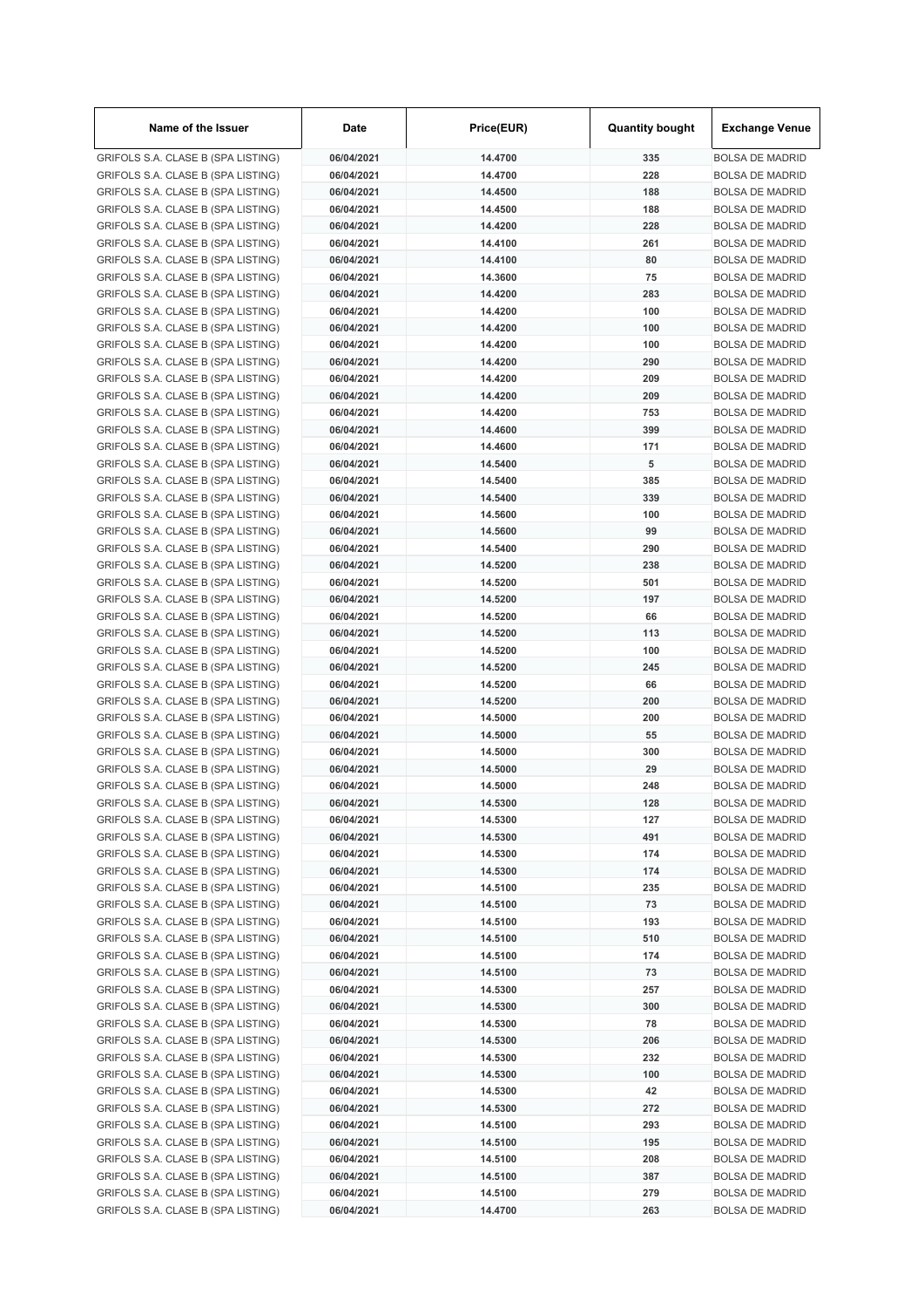| Name of the Issuer | Date | Price(EUR) | Quantity bought | Exchange Venue |
|---|---|---|---|---|
| GRIFOLS S.A. CLASE B (SPA LISTING) | 06/04/2021 | 14.4700 | 335 | BOLSA DE MADRID |
| GRIFOLS S.A. CLASE B (SPA LISTING) | 06/04/2021 | 14.4700 | 228 | BOLSA DE MADRID |
| GRIFOLS S.A. CLASE B (SPA LISTING) | 06/04/2021 | 14.4500 | 188 | BOLSA DE MADRID |
| GRIFOLS S.A. CLASE B (SPA LISTING) | 06/04/2021 | 14.4500 | 188 | BOLSA DE MADRID |
| GRIFOLS S.A. CLASE B (SPA LISTING) | 06/04/2021 | 14.4200 | 228 | BOLSA DE MADRID |
| GRIFOLS S.A. CLASE B (SPA LISTING) | 06/04/2021 | 14.4100 | 261 | BOLSA DE MADRID |
| GRIFOLS S.A. CLASE B (SPA LISTING) | 06/04/2021 | 14.4100 | 80 | BOLSA DE MADRID |
| GRIFOLS S.A. CLASE B (SPA LISTING) | 06/04/2021 | 14.3600 | 75 | BOLSA DE MADRID |
| GRIFOLS S.A. CLASE B (SPA LISTING) | 06/04/2021 | 14.4200 | 283 | BOLSA DE MADRID |
| GRIFOLS S.A. CLASE B (SPA LISTING) | 06/04/2021 | 14.4200 | 100 | BOLSA DE MADRID |
| GRIFOLS S.A. CLASE B (SPA LISTING) | 06/04/2021 | 14.4200 | 100 | BOLSA DE MADRID |
| GRIFOLS S.A. CLASE B (SPA LISTING) | 06/04/2021 | 14.4200 | 100 | BOLSA DE MADRID |
| GRIFOLS S.A. CLASE B (SPA LISTING) | 06/04/2021 | 14.4200 | 290 | BOLSA DE MADRID |
| GRIFOLS S.A. CLASE B (SPA LISTING) | 06/04/2021 | 14.4200 | 209 | BOLSA DE MADRID |
| GRIFOLS S.A. CLASE B (SPA LISTING) | 06/04/2021 | 14.4200 | 209 | BOLSA DE MADRID |
| GRIFOLS S.A. CLASE B (SPA LISTING) | 06/04/2021 | 14.4200 | 753 | BOLSA DE MADRID |
| GRIFOLS S.A. CLASE B (SPA LISTING) | 06/04/2021 | 14.4600 | 399 | BOLSA DE MADRID |
| GRIFOLS S.A. CLASE B (SPA LISTING) | 06/04/2021 | 14.4600 | 171 | BOLSA DE MADRID |
| GRIFOLS S.A. CLASE B (SPA LISTING) | 06/04/2021 | 14.5400 | 5 | BOLSA DE MADRID |
| GRIFOLS S.A. CLASE B (SPA LISTING) | 06/04/2021 | 14.5400 | 385 | BOLSA DE MADRID |
| GRIFOLS S.A. CLASE B (SPA LISTING) | 06/04/2021 | 14.5400 | 339 | BOLSA DE MADRID |
| GRIFOLS S.A. CLASE B (SPA LISTING) | 06/04/2021 | 14.5600 | 100 | BOLSA DE MADRID |
| GRIFOLS S.A. CLASE B (SPA LISTING) | 06/04/2021 | 14.5600 | 99 | BOLSA DE MADRID |
| GRIFOLS S.A. CLASE B (SPA LISTING) | 06/04/2021 | 14.5400 | 290 | BOLSA DE MADRID |
| GRIFOLS S.A. CLASE B (SPA LISTING) | 06/04/2021 | 14.5200 | 238 | BOLSA DE MADRID |
| GRIFOLS S.A. CLASE B (SPA LISTING) | 06/04/2021 | 14.5200 | 501 | BOLSA DE MADRID |
| GRIFOLS S.A. CLASE B (SPA LISTING) | 06/04/2021 | 14.5200 | 197 | BOLSA DE MADRID |
| GRIFOLS S.A. CLASE B (SPA LISTING) | 06/04/2021 | 14.5200 | 66 | BOLSA DE MADRID |
| GRIFOLS S.A. CLASE B (SPA LISTING) | 06/04/2021 | 14.5200 | 113 | BOLSA DE MADRID |
| GRIFOLS S.A. CLASE B (SPA LISTING) | 06/04/2021 | 14.5200 | 100 | BOLSA DE MADRID |
| GRIFOLS S.A. CLASE B (SPA LISTING) | 06/04/2021 | 14.5200 | 245 | BOLSA DE MADRID |
| GRIFOLS S.A. CLASE B (SPA LISTING) | 06/04/2021 | 14.5200 | 66 | BOLSA DE MADRID |
| GRIFOLS S.A. CLASE B (SPA LISTING) | 06/04/2021 | 14.5200 | 200 | BOLSA DE MADRID |
| GRIFOLS S.A. CLASE B (SPA LISTING) | 06/04/2021 | 14.5000 | 200 | BOLSA DE MADRID |
| GRIFOLS S.A. CLASE B (SPA LISTING) | 06/04/2021 | 14.5000 | 55 | BOLSA DE MADRID |
| GRIFOLS S.A. CLASE B (SPA LISTING) | 06/04/2021 | 14.5000 | 300 | BOLSA DE MADRID |
| GRIFOLS S.A. CLASE B (SPA LISTING) | 06/04/2021 | 14.5000 | 29 | BOLSA DE MADRID |
| GRIFOLS S.A. CLASE B (SPA LISTING) | 06/04/2021 | 14.5000 | 248 | BOLSA DE MADRID |
| GRIFOLS S.A. CLASE B (SPA LISTING) | 06/04/2021 | 14.5300 | 128 | BOLSA DE MADRID |
| GRIFOLS S.A. CLASE B (SPA LISTING) | 06/04/2021 | 14.5300 | 127 | BOLSA DE MADRID |
| GRIFOLS S.A. CLASE B (SPA LISTING) | 06/04/2021 | 14.5300 | 491 | BOLSA DE MADRID |
| GRIFOLS S.A. CLASE B (SPA LISTING) | 06/04/2021 | 14.5300 | 174 | BOLSA DE MADRID |
| GRIFOLS S.A. CLASE B (SPA LISTING) | 06/04/2021 | 14.5300 | 174 | BOLSA DE MADRID |
| GRIFOLS S.A. CLASE B (SPA LISTING) | 06/04/2021 | 14.5100 | 235 | BOLSA DE MADRID |
| GRIFOLS S.A. CLASE B (SPA LISTING) | 06/04/2021 | 14.5100 | 73 | BOLSA DE MADRID |
| GRIFOLS S.A. CLASE B (SPA LISTING) | 06/04/2021 | 14.5100 | 193 | BOLSA DE MADRID |
| GRIFOLS S.A. CLASE B (SPA LISTING) | 06/04/2021 | 14.5100 | 510 | BOLSA DE MADRID |
| GRIFOLS S.A. CLASE B (SPA LISTING) | 06/04/2021 | 14.5100 | 174 | BOLSA DE MADRID |
| GRIFOLS S.A. CLASE B (SPA LISTING) | 06/04/2021 | 14.5100 | 73 | BOLSA DE MADRID |
| GRIFOLS S.A. CLASE B (SPA LISTING) | 06/04/2021 | 14.5300 | 257 | BOLSA DE MADRID |
| GRIFOLS S.A. CLASE B (SPA LISTING) | 06/04/2021 | 14.5300 | 300 | BOLSA DE MADRID |
| GRIFOLS S.A. CLASE B (SPA LISTING) | 06/04/2021 | 14.5300 | 78 | BOLSA DE MADRID |
| GRIFOLS S.A. CLASE B (SPA LISTING) | 06/04/2021 | 14.5300 | 206 | BOLSA DE MADRID |
| GRIFOLS S.A. CLASE B (SPA LISTING) | 06/04/2021 | 14.5300 | 232 | BOLSA DE MADRID |
| GRIFOLS S.A. CLASE B (SPA LISTING) | 06/04/2021 | 14.5300 | 100 | BOLSA DE MADRID |
| GRIFOLS S.A. CLASE B (SPA LISTING) | 06/04/2021 | 14.5300 | 42 | BOLSA DE MADRID |
| GRIFOLS S.A. CLASE B (SPA LISTING) | 06/04/2021 | 14.5300 | 272 | BOLSA DE MADRID |
| GRIFOLS S.A. CLASE B (SPA LISTING) | 06/04/2021 | 14.5100 | 293 | BOLSA DE MADRID |
| GRIFOLS S.A. CLASE B (SPA LISTING) | 06/04/2021 | 14.5100 | 195 | BOLSA DE MADRID |
| GRIFOLS S.A. CLASE B (SPA LISTING) | 06/04/2021 | 14.5100 | 208 | BOLSA DE MADRID |
| GRIFOLS S.A. CLASE B (SPA LISTING) | 06/04/2021 | 14.5100 | 387 | BOLSA DE MADRID |
| GRIFOLS S.A. CLASE B (SPA LISTING) | 06/04/2021 | 14.5100 | 279 | BOLSA DE MADRID |
| GRIFOLS S.A. CLASE B (SPA LISTING) | 06/04/2021 | 14.4700 | 263 | BOLSA DE MADRID |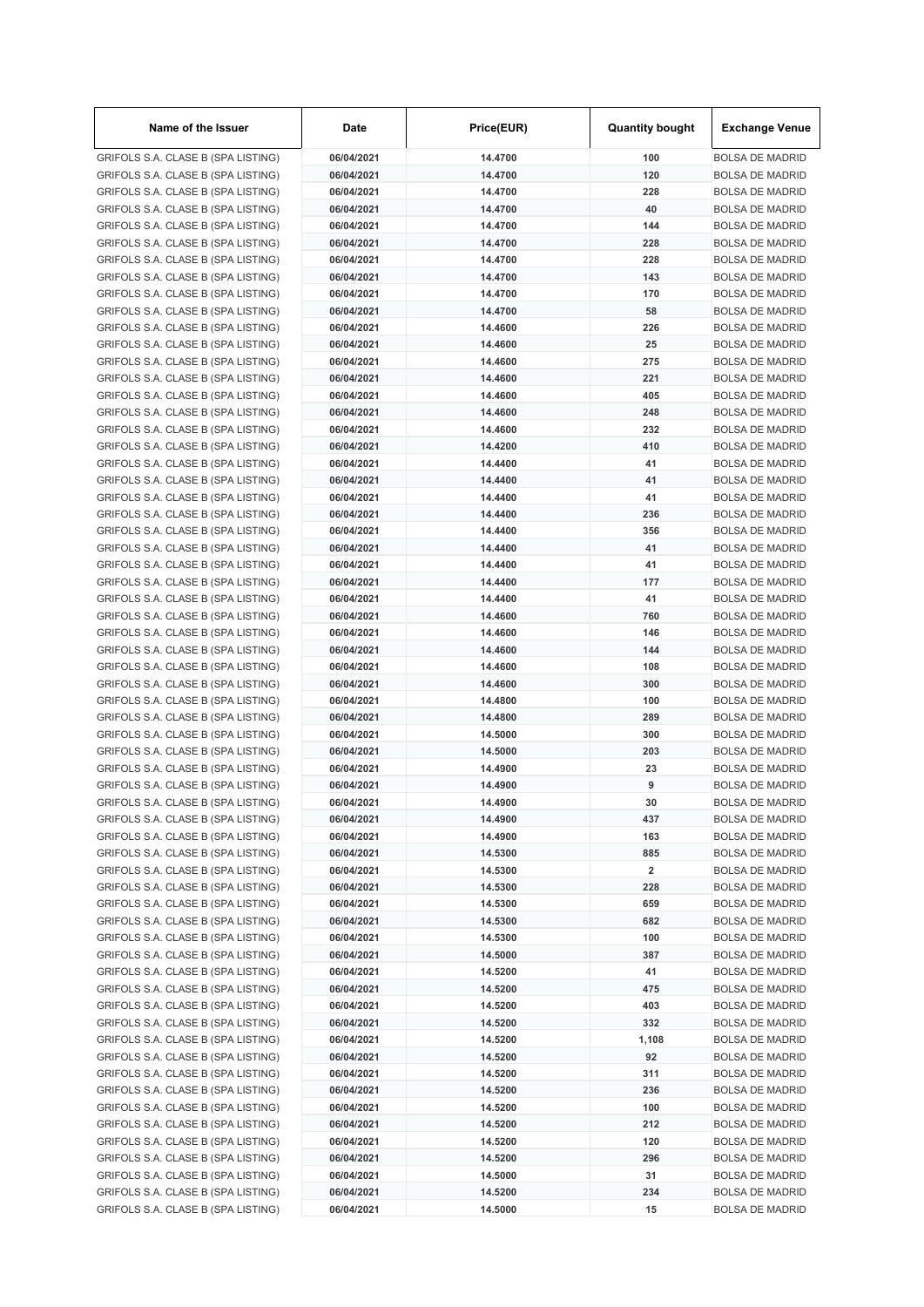| Name of the Issuer | Date | Price(EUR) | Quantity bought | Exchange Venue |
|---|---|---|---|---|
| GRIFOLS S.A. CLASE B (SPA LISTING) | 06/04/2021 | 14.4700 | 100 | BOLSA DE MADRID |
| GRIFOLS S.A. CLASE B (SPA LISTING) | 06/04/2021 | 14.4700 | 120 | BOLSA DE MADRID |
| GRIFOLS S.A. CLASE B (SPA LISTING) | 06/04/2021 | 14.4700 | 228 | BOLSA DE MADRID |
| GRIFOLS S.A. CLASE B (SPA LISTING) | 06/04/2021 | 14.4700 | 40 | BOLSA DE MADRID |
| GRIFOLS S.A. CLASE B (SPA LISTING) | 06/04/2021 | 14.4700 | 144 | BOLSA DE MADRID |
| GRIFOLS S.A. CLASE B (SPA LISTING) | 06/04/2021 | 14.4700 | 228 | BOLSA DE MADRID |
| GRIFOLS S.A. CLASE B (SPA LISTING) | 06/04/2021 | 14.4700 | 228 | BOLSA DE MADRID |
| GRIFOLS S.A. CLASE B (SPA LISTING) | 06/04/2021 | 14.4700 | 143 | BOLSA DE MADRID |
| GRIFOLS S.A. CLASE B (SPA LISTING) | 06/04/2021 | 14.4700 | 170 | BOLSA DE MADRID |
| GRIFOLS S.A. CLASE B (SPA LISTING) | 06/04/2021 | 14.4700 | 58 | BOLSA DE MADRID |
| GRIFOLS S.A. CLASE B (SPA LISTING) | 06/04/2021 | 14.4600 | 226 | BOLSA DE MADRID |
| GRIFOLS S.A. CLASE B (SPA LISTING) | 06/04/2021 | 14.4600 | 25 | BOLSA DE MADRID |
| GRIFOLS S.A. CLASE B (SPA LISTING) | 06/04/2021 | 14.4600 | 275 | BOLSA DE MADRID |
| GRIFOLS S.A. CLASE B (SPA LISTING) | 06/04/2021 | 14.4600 | 221 | BOLSA DE MADRID |
| GRIFOLS S.A. CLASE B (SPA LISTING) | 06/04/2021 | 14.4600 | 405 | BOLSA DE MADRID |
| GRIFOLS S.A. CLASE B (SPA LISTING) | 06/04/2021 | 14.4600 | 248 | BOLSA DE MADRID |
| GRIFOLS S.A. CLASE B (SPA LISTING) | 06/04/2021 | 14.4600 | 232 | BOLSA DE MADRID |
| GRIFOLS S.A. CLASE B (SPA LISTING) | 06/04/2021 | 14.4200 | 410 | BOLSA DE MADRID |
| GRIFOLS S.A. CLASE B (SPA LISTING) | 06/04/2021 | 14.4400 | 41 | BOLSA DE MADRID |
| GRIFOLS S.A. CLASE B (SPA LISTING) | 06/04/2021 | 14.4400 | 41 | BOLSA DE MADRID |
| GRIFOLS S.A. CLASE B (SPA LISTING) | 06/04/2021 | 14.4400 | 41 | BOLSA DE MADRID |
| GRIFOLS S.A. CLASE B (SPA LISTING) | 06/04/2021 | 14.4400 | 236 | BOLSA DE MADRID |
| GRIFOLS S.A. CLASE B (SPA LISTING) | 06/04/2021 | 14.4400 | 356 | BOLSA DE MADRID |
| GRIFOLS S.A. CLASE B (SPA LISTING) | 06/04/2021 | 14.4400 | 41 | BOLSA DE MADRID |
| GRIFOLS S.A. CLASE B (SPA LISTING) | 06/04/2021 | 14.4400 | 41 | BOLSA DE MADRID |
| GRIFOLS S.A. CLASE B (SPA LISTING) | 06/04/2021 | 14.4400 | 177 | BOLSA DE MADRID |
| GRIFOLS S.A. CLASE B (SPA LISTING) | 06/04/2021 | 14.4400 | 41 | BOLSA DE MADRID |
| GRIFOLS S.A. CLASE B (SPA LISTING) | 06/04/2021 | 14.4600 | 760 | BOLSA DE MADRID |
| GRIFOLS S.A. CLASE B (SPA LISTING) | 06/04/2021 | 14.4600 | 146 | BOLSA DE MADRID |
| GRIFOLS S.A. CLASE B (SPA LISTING) | 06/04/2021 | 14.4600 | 144 | BOLSA DE MADRID |
| GRIFOLS S.A. CLASE B (SPA LISTING) | 06/04/2021 | 14.4600 | 108 | BOLSA DE MADRID |
| GRIFOLS S.A. CLASE B (SPA LISTING) | 06/04/2021 | 14.4600 | 300 | BOLSA DE MADRID |
| GRIFOLS S.A. CLASE B (SPA LISTING) | 06/04/2021 | 14.4800 | 100 | BOLSA DE MADRID |
| GRIFOLS S.A. CLASE B (SPA LISTING) | 06/04/2021 | 14.4800 | 289 | BOLSA DE MADRID |
| GRIFOLS S.A. CLASE B (SPA LISTING) | 06/04/2021 | 14.5000 | 300 | BOLSA DE MADRID |
| GRIFOLS S.A. CLASE B (SPA LISTING) | 06/04/2021 | 14.5000 | 203 | BOLSA DE MADRID |
| GRIFOLS S.A. CLASE B (SPA LISTING) | 06/04/2021 | 14.4900 | 23 | BOLSA DE MADRID |
| GRIFOLS S.A. CLASE B (SPA LISTING) | 06/04/2021 | 14.4900 | 9 | BOLSA DE MADRID |
| GRIFOLS S.A. CLASE B (SPA LISTING) | 06/04/2021 | 14.4900 | 30 | BOLSA DE MADRID |
| GRIFOLS S.A. CLASE B (SPA LISTING) | 06/04/2021 | 14.4900 | 437 | BOLSA DE MADRID |
| GRIFOLS S.A. CLASE B (SPA LISTING) | 06/04/2021 | 14.4900 | 163 | BOLSA DE MADRID |
| GRIFOLS S.A. CLASE B (SPA LISTING) | 06/04/2021 | 14.5300 | 885 | BOLSA DE MADRID |
| GRIFOLS S.A. CLASE B (SPA LISTING) | 06/04/2021 | 14.5300 | 2 | BOLSA DE MADRID |
| GRIFOLS S.A. CLASE B (SPA LISTING) | 06/04/2021 | 14.5300 | 228 | BOLSA DE MADRID |
| GRIFOLS S.A. CLASE B (SPA LISTING) | 06/04/2021 | 14.5300 | 659 | BOLSA DE MADRID |
| GRIFOLS S.A. CLASE B (SPA LISTING) | 06/04/2021 | 14.5300 | 682 | BOLSA DE MADRID |
| GRIFOLS S.A. CLASE B (SPA LISTING) | 06/04/2021 | 14.5300 | 100 | BOLSA DE MADRID |
| GRIFOLS S.A. CLASE B (SPA LISTING) | 06/04/2021 | 14.5000 | 387 | BOLSA DE MADRID |
| GRIFOLS S.A. CLASE B (SPA LISTING) | 06/04/2021 | 14.5200 | 41 | BOLSA DE MADRID |
| GRIFOLS S.A. CLASE B (SPA LISTING) | 06/04/2021 | 14.5200 | 475 | BOLSA DE MADRID |
| GRIFOLS S.A. CLASE B (SPA LISTING) | 06/04/2021 | 14.5200 | 403 | BOLSA DE MADRID |
| GRIFOLS S.A. CLASE B (SPA LISTING) | 06/04/2021 | 14.5200 | 332 | BOLSA DE MADRID |
| GRIFOLS S.A. CLASE B (SPA LISTING) | 06/04/2021 | 14.5200 | 1,108 | BOLSA DE MADRID |
| GRIFOLS S.A. CLASE B (SPA LISTING) | 06/04/2021 | 14.5200 | 92 | BOLSA DE MADRID |
| GRIFOLS S.A. CLASE B (SPA LISTING) | 06/04/2021 | 14.5200 | 311 | BOLSA DE MADRID |
| GRIFOLS S.A. CLASE B (SPA LISTING) | 06/04/2021 | 14.5200 | 236 | BOLSA DE MADRID |
| GRIFOLS S.A. CLASE B (SPA LISTING) | 06/04/2021 | 14.5200 | 100 | BOLSA DE MADRID |
| GRIFOLS S.A. CLASE B (SPA LISTING) | 06/04/2021 | 14.5200 | 212 | BOLSA DE MADRID |
| GRIFOLS S.A. CLASE B (SPA LISTING) | 06/04/2021 | 14.5200 | 120 | BOLSA DE MADRID |
| GRIFOLS S.A. CLASE B (SPA LISTING) | 06/04/2021 | 14.5200 | 296 | BOLSA DE MADRID |
| GRIFOLS S.A. CLASE B (SPA LISTING) | 06/04/2021 | 14.5000 | 31 | BOLSA DE MADRID |
| GRIFOLS S.A. CLASE B (SPA LISTING) | 06/04/2021 | 14.5200 | 234 | BOLSA DE MADRID |
| GRIFOLS S.A. CLASE B (SPA LISTING) | 06/04/2021 | 14.5000 | 15 | BOLSA DE MADRID |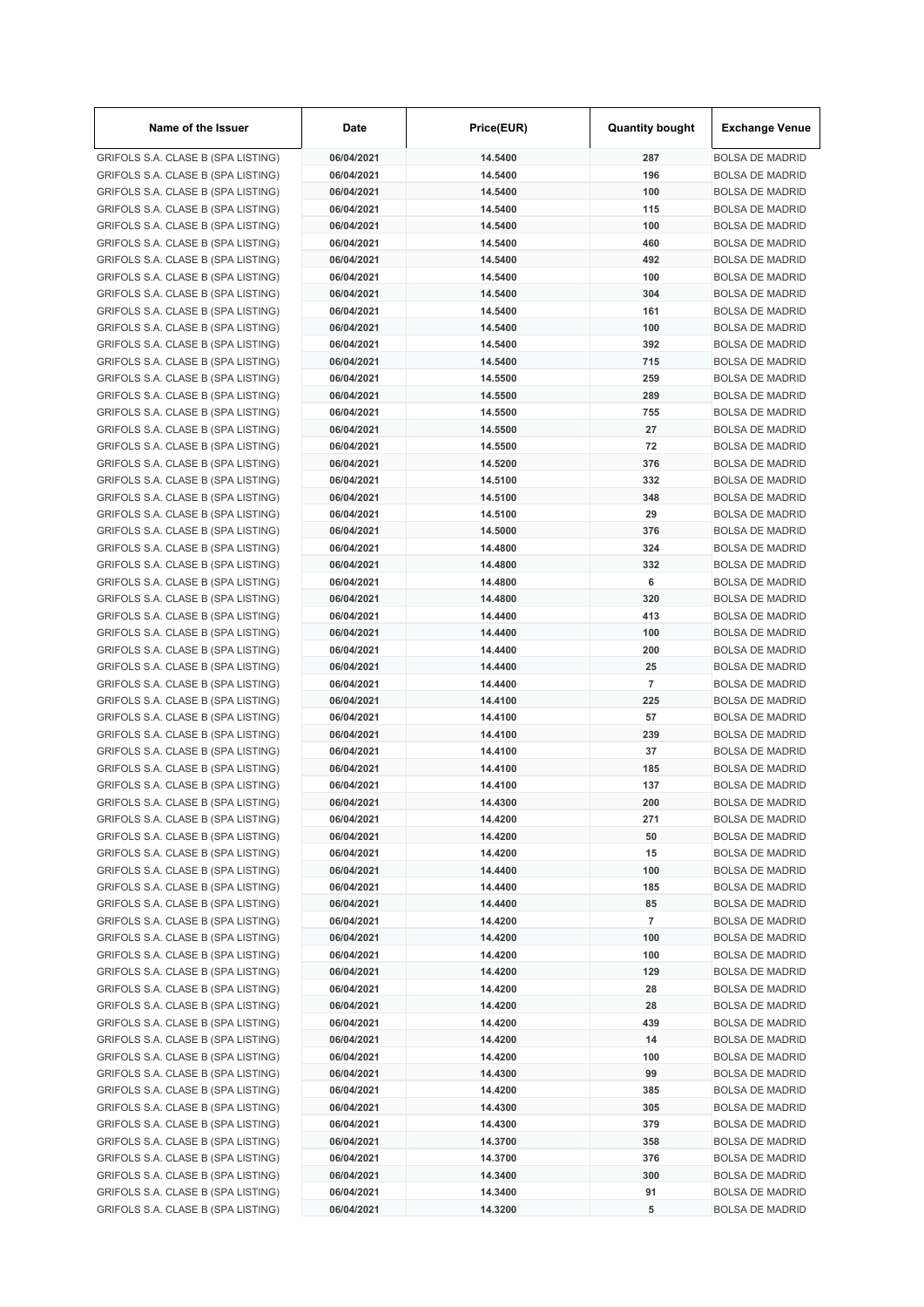| Name of the Issuer | Date | Price(EUR) | Quantity bought | Exchange Venue |
|---|---|---|---|---|
| GRIFOLS S.A. CLASE B (SPA LISTING) | 06/04/2021 | 14.5400 | 287 | BOLSA DE MADRID |
| GRIFOLS S.A. CLASE B (SPA LISTING) | 06/04/2021 | 14.5400 | 196 | BOLSA DE MADRID |
| GRIFOLS S.A. CLASE B (SPA LISTING) | 06/04/2021 | 14.5400 | 100 | BOLSA DE MADRID |
| GRIFOLS S.A. CLASE B (SPA LISTING) | 06/04/2021 | 14.5400 | 115 | BOLSA DE MADRID |
| GRIFOLS S.A. CLASE B (SPA LISTING) | 06/04/2021 | 14.5400 | 100 | BOLSA DE MADRID |
| GRIFOLS S.A. CLASE B (SPA LISTING) | 06/04/2021 | 14.5400 | 460 | BOLSA DE MADRID |
| GRIFOLS S.A. CLASE B (SPA LISTING) | 06/04/2021 | 14.5400 | 492 | BOLSA DE MADRID |
| GRIFOLS S.A. CLASE B (SPA LISTING) | 06/04/2021 | 14.5400 | 100 | BOLSA DE MADRID |
| GRIFOLS S.A. CLASE B (SPA LISTING) | 06/04/2021 | 14.5400 | 304 | BOLSA DE MADRID |
| GRIFOLS S.A. CLASE B (SPA LISTING) | 06/04/2021 | 14.5400 | 161 | BOLSA DE MADRID |
| GRIFOLS S.A. CLASE B (SPA LISTING) | 06/04/2021 | 14.5400 | 100 | BOLSA DE MADRID |
| GRIFOLS S.A. CLASE B (SPA LISTING) | 06/04/2021 | 14.5400 | 392 | BOLSA DE MADRID |
| GRIFOLS S.A. CLASE B (SPA LISTING) | 06/04/2021 | 14.5400 | 715 | BOLSA DE MADRID |
| GRIFOLS S.A. CLASE B (SPA LISTING) | 06/04/2021 | 14.5500 | 259 | BOLSA DE MADRID |
| GRIFOLS S.A. CLASE B (SPA LISTING) | 06/04/2021 | 14.5500 | 289 | BOLSA DE MADRID |
| GRIFOLS S.A. CLASE B (SPA LISTING) | 06/04/2021 | 14.5500 | 755 | BOLSA DE MADRID |
| GRIFOLS S.A. CLASE B (SPA LISTING) | 06/04/2021 | 14.5500 | 27 | BOLSA DE MADRID |
| GRIFOLS S.A. CLASE B (SPA LISTING) | 06/04/2021 | 14.5500 | 72 | BOLSA DE MADRID |
| GRIFOLS S.A. CLASE B (SPA LISTING) | 06/04/2021 | 14.5200 | 376 | BOLSA DE MADRID |
| GRIFOLS S.A. CLASE B (SPA LISTING) | 06/04/2021 | 14.5100 | 332 | BOLSA DE MADRID |
| GRIFOLS S.A. CLASE B (SPA LISTING) | 06/04/2021 | 14.5100 | 348 | BOLSA DE MADRID |
| GRIFOLS S.A. CLASE B (SPA LISTING) | 06/04/2021 | 14.5100 | 29 | BOLSA DE MADRID |
| GRIFOLS S.A. CLASE B (SPA LISTING) | 06/04/2021 | 14.5000 | 376 | BOLSA DE MADRID |
| GRIFOLS S.A. CLASE B (SPA LISTING) | 06/04/2021 | 14.4800 | 324 | BOLSA DE MADRID |
| GRIFOLS S.A. CLASE B (SPA LISTING) | 06/04/2021 | 14.4800 | 332 | BOLSA DE MADRID |
| GRIFOLS S.A. CLASE B (SPA LISTING) | 06/04/2021 | 14.4800 | 6 | BOLSA DE MADRID |
| GRIFOLS S.A. CLASE B (SPA LISTING) | 06/04/2021 | 14.4800 | 320 | BOLSA DE MADRID |
| GRIFOLS S.A. CLASE B (SPA LISTING) | 06/04/2021 | 14.4400 | 413 | BOLSA DE MADRID |
| GRIFOLS S.A. CLASE B (SPA LISTING) | 06/04/2021 | 14.4400 | 100 | BOLSA DE MADRID |
| GRIFOLS S.A. CLASE B (SPA LISTING) | 06/04/2021 | 14.4400 | 200 | BOLSA DE MADRID |
| GRIFOLS S.A. CLASE B (SPA LISTING) | 06/04/2021 | 14.4400 | 25 | BOLSA DE MADRID |
| GRIFOLS S.A. CLASE B (SPA LISTING) | 06/04/2021 | 14.4400 | 7 | BOLSA DE MADRID |
| GRIFOLS S.A. CLASE B (SPA LISTING) | 06/04/2021 | 14.4100 | 225 | BOLSA DE MADRID |
| GRIFOLS S.A. CLASE B (SPA LISTING) | 06/04/2021 | 14.4100 | 57 | BOLSA DE MADRID |
| GRIFOLS S.A. CLASE B (SPA LISTING) | 06/04/2021 | 14.4100 | 239 | BOLSA DE MADRID |
| GRIFOLS S.A. CLASE B (SPA LISTING) | 06/04/2021 | 14.4100 | 37 | BOLSA DE MADRID |
| GRIFOLS S.A. CLASE B (SPA LISTING) | 06/04/2021 | 14.4100 | 185 | BOLSA DE MADRID |
| GRIFOLS S.A. CLASE B (SPA LISTING) | 06/04/2021 | 14.4100 | 137 | BOLSA DE MADRID |
| GRIFOLS S.A. CLASE B (SPA LISTING) | 06/04/2021 | 14.4300 | 200 | BOLSA DE MADRID |
| GRIFOLS S.A. CLASE B (SPA LISTING) | 06/04/2021 | 14.4200 | 271 | BOLSA DE MADRID |
| GRIFOLS S.A. CLASE B (SPA LISTING) | 06/04/2021 | 14.4200 | 50 | BOLSA DE MADRID |
| GRIFOLS S.A. CLASE B (SPA LISTING) | 06/04/2021 | 14.4200 | 15 | BOLSA DE MADRID |
| GRIFOLS S.A. CLASE B (SPA LISTING) | 06/04/2021 | 14.4400 | 100 | BOLSA DE MADRID |
| GRIFOLS S.A. CLASE B (SPA LISTING) | 06/04/2021 | 14.4400 | 185 | BOLSA DE MADRID |
| GRIFOLS S.A. CLASE B (SPA LISTING) | 06/04/2021 | 14.4400 | 85 | BOLSA DE MADRID |
| GRIFOLS S.A. CLASE B (SPA LISTING) | 06/04/2021 | 14.4200 | 7 | BOLSA DE MADRID |
| GRIFOLS S.A. CLASE B (SPA LISTING) | 06/04/2021 | 14.4200 | 100 | BOLSA DE MADRID |
| GRIFOLS S.A. CLASE B (SPA LISTING) | 06/04/2021 | 14.4200 | 100 | BOLSA DE MADRID |
| GRIFOLS S.A. CLASE B (SPA LISTING) | 06/04/2021 | 14.4200 | 129 | BOLSA DE MADRID |
| GRIFOLS S.A. CLASE B (SPA LISTING) | 06/04/2021 | 14.4200 | 28 | BOLSA DE MADRID |
| GRIFOLS S.A. CLASE B (SPA LISTING) | 06/04/2021 | 14.4200 | 28 | BOLSA DE MADRID |
| GRIFOLS S.A. CLASE B (SPA LISTING) | 06/04/2021 | 14.4200 | 439 | BOLSA DE MADRID |
| GRIFOLS S.A. CLASE B (SPA LISTING) | 06/04/2021 | 14.4200 | 14 | BOLSA DE MADRID |
| GRIFOLS S.A. CLASE B (SPA LISTING) | 06/04/2021 | 14.4200 | 100 | BOLSA DE MADRID |
| GRIFOLS S.A. CLASE B (SPA LISTING) | 06/04/2021 | 14.4300 | 99 | BOLSA DE MADRID |
| GRIFOLS S.A. CLASE B (SPA LISTING) | 06/04/2021 | 14.4200 | 385 | BOLSA DE MADRID |
| GRIFOLS S.A. CLASE B (SPA LISTING) | 06/04/2021 | 14.4300 | 305 | BOLSA DE MADRID |
| GRIFOLS S.A. CLASE B (SPA LISTING) | 06/04/2021 | 14.4300 | 379 | BOLSA DE MADRID |
| GRIFOLS S.A. CLASE B (SPA LISTING) | 06/04/2021 | 14.3700 | 358 | BOLSA DE MADRID |
| GRIFOLS S.A. CLASE B (SPA LISTING) | 06/04/2021 | 14.3700 | 376 | BOLSA DE MADRID |
| GRIFOLS S.A. CLASE B (SPA LISTING) | 06/04/2021 | 14.3400 | 300 | BOLSA DE MADRID |
| GRIFOLS S.A. CLASE B (SPA LISTING) | 06/04/2021 | 14.3400 | 91 | BOLSA DE MADRID |
| GRIFOLS S.A. CLASE B (SPA LISTING) | 06/04/2021 | 14.3200 | 5 | BOLSA DE MADRID |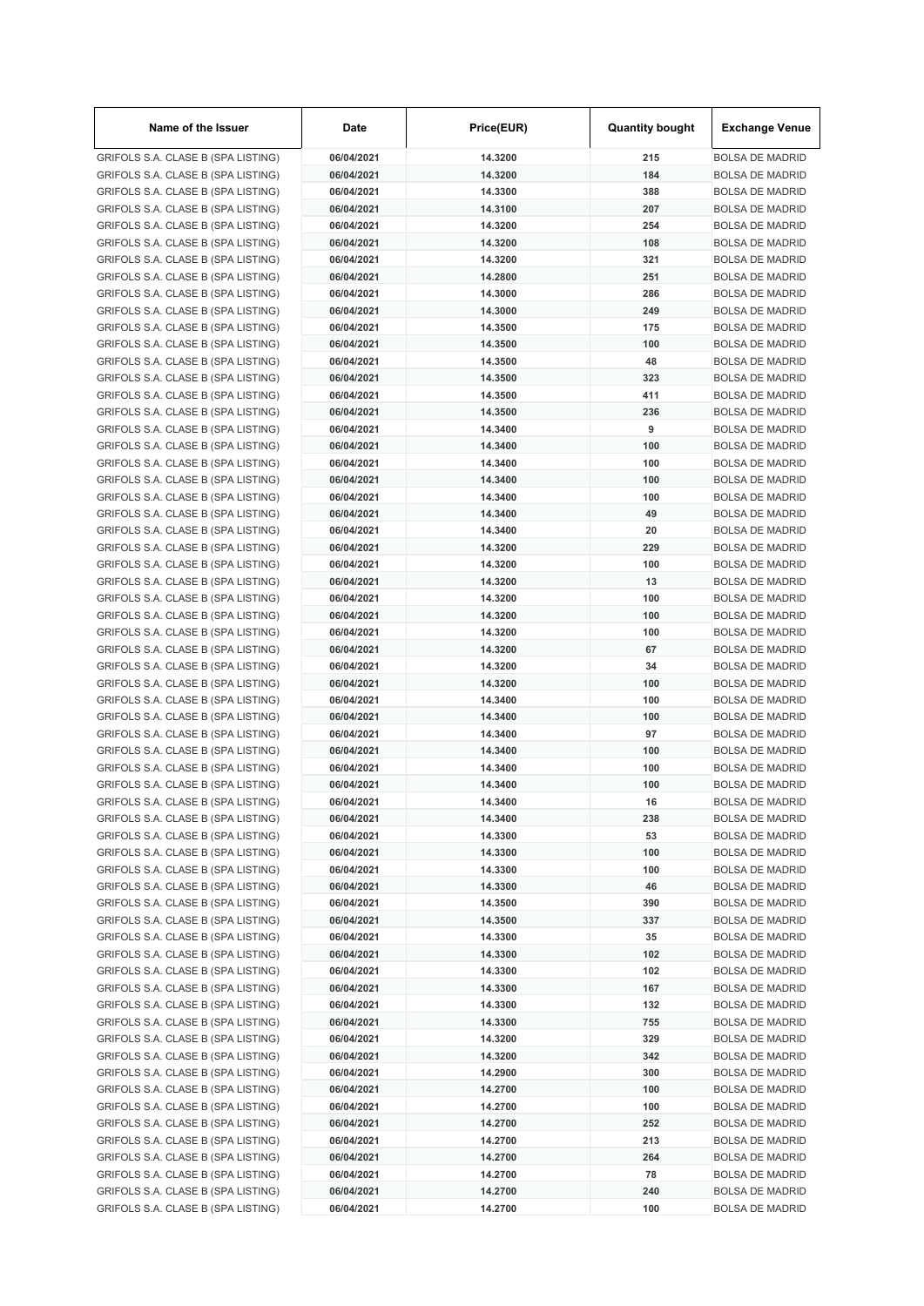| Name of the Issuer | Date | Price(EUR) | Quantity bought | Exchange Venue |
|---|---|---|---|---|
| GRIFOLS S.A. CLASE B (SPA LISTING) | 06/04/2021 | 14.3200 | 215 | BOLSA DE MADRID |
| GRIFOLS S.A. CLASE B (SPA LISTING) | 06/04/2021 | 14.3200 | 184 | BOLSA DE MADRID |
| GRIFOLS S.A. CLASE B (SPA LISTING) | 06/04/2021 | 14.3300 | 388 | BOLSA DE MADRID |
| GRIFOLS S.A. CLASE B (SPA LISTING) | 06/04/2021 | 14.3100 | 207 | BOLSA DE MADRID |
| GRIFOLS S.A. CLASE B (SPA LISTING) | 06/04/2021 | 14.3200 | 254 | BOLSA DE MADRID |
| GRIFOLS S.A. CLASE B (SPA LISTING) | 06/04/2021 | 14.3200 | 108 | BOLSA DE MADRID |
| GRIFOLS S.A. CLASE B (SPA LISTING) | 06/04/2021 | 14.3200 | 321 | BOLSA DE MADRID |
| GRIFOLS S.A. CLASE B (SPA LISTING) | 06/04/2021 | 14.2800 | 251 | BOLSA DE MADRID |
| GRIFOLS S.A. CLASE B (SPA LISTING) | 06/04/2021 | 14.3000 | 286 | BOLSA DE MADRID |
| GRIFOLS S.A. CLASE B (SPA LISTING) | 06/04/2021 | 14.3000 | 249 | BOLSA DE MADRID |
| GRIFOLS S.A. CLASE B (SPA LISTING) | 06/04/2021 | 14.3500 | 175 | BOLSA DE MADRID |
| GRIFOLS S.A. CLASE B (SPA LISTING) | 06/04/2021 | 14.3500 | 100 | BOLSA DE MADRID |
| GRIFOLS S.A. CLASE B (SPA LISTING) | 06/04/2021 | 14.3500 | 48 | BOLSA DE MADRID |
| GRIFOLS S.A. CLASE B (SPA LISTING) | 06/04/2021 | 14.3500 | 323 | BOLSA DE MADRID |
| GRIFOLS S.A. CLASE B (SPA LISTING) | 06/04/2021 | 14.3500 | 411 | BOLSA DE MADRID |
| GRIFOLS S.A. CLASE B (SPA LISTING) | 06/04/2021 | 14.3500 | 236 | BOLSA DE MADRID |
| GRIFOLS S.A. CLASE B (SPA LISTING) | 06/04/2021 | 14.3400 | 9 | BOLSA DE MADRID |
| GRIFOLS S.A. CLASE B (SPA LISTING) | 06/04/2021 | 14.3400 | 100 | BOLSA DE MADRID |
| GRIFOLS S.A. CLASE B (SPA LISTING) | 06/04/2021 | 14.3400 | 100 | BOLSA DE MADRID |
| GRIFOLS S.A. CLASE B (SPA LISTING) | 06/04/2021 | 14.3400 | 100 | BOLSA DE MADRID |
| GRIFOLS S.A. CLASE B (SPA LISTING) | 06/04/2021 | 14.3400 | 100 | BOLSA DE MADRID |
| GRIFOLS S.A. CLASE B (SPA LISTING) | 06/04/2021 | 14.3400 | 49 | BOLSA DE MADRID |
| GRIFOLS S.A. CLASE B (SPA LISTING) | 06/04/2021 | 14.3400 | 20 | BOLSA DE MADRID |
| GRIFOLS S.A. CLASE B (SPA LISTING) | 06/04/2021 | 14.3200 | 229 | BOLSA DE MADRID |
| GRIFOLS S.A. CLASE B (SPA LISTING) | 06/04/2021 | 14.3200 | 100 | BOLSA DE MADRID |
| GRIFOLS S.A. CLASE B (SPA LISTING) | 06/04/2021 | 14.3200 | 13 | BOLSA DE MADRID |
| GRIFOLS S.A. CLASE B (SPA LISTING) | 06/04/2021 | 14.3200 | 100 | BOLSA DE MADRID |
| GRIFOLS S.A. CLASE B (SPA LISTING) | 06/04/2021 | 14.3200 | 100 | BOLSA DE MADRID |
| GRIFOLS S.A. CLASE B (SPA LISTING) | 06/04/2021 | 14.3200 | 100 | BOLSA DE MADRID |
| GRIFOLS S.A. CLASE B (SPA LISTING) | 06/04/2021 | 14.3200 | 67 | BOLSA DE MADRID |
| GRIFOLS S.A. CLASE B (SPA LISTING) | 06/04/2021 | 14.3200 | 34 | BOLSA DE MADRID |
| GRIFOLS S.A. CLASE B (SPA LISTING) | 06/04/2021 | 14.3200 | 100 | BOLSA DE MADRID |
| GRIFOLS S.A. CLASE B (SPA LISTING) | 06/04/2021 | 14.3400 | 100 | BOLSA DE MADRID |
| GRIFOLS S.A. CLASE B (SPA LISTING) | 06/04/2021 | 14.3400 | 100 | BOLSA DE MADRID |
| GRIFOLS S.A. CLASE B (SPA LISTING) | 06/04/2021 | 14.3400 | 97 | BOLSA DE MADRID |
| GRIFOLS S.A. CLASE B (SPA LISTING) | 06/04/2021 | 14.3400 | 100 | BOLSA DE MADRID |
| GRIFOLS S.A. CLASE B (SPA LISTING) | 06/04/2021 | 14.3400 | 100 | BOLSA DE MADRID |
| GRIFOLS S.A. CLASE B (SPA LISTING) | 06/04/2021 | 14.3400 | 100 | BOLSA DE MADRID |
| GRIFOLS S.A. CLASE B (SPA LISTING) | 06/04/2021 | 14.3400 | 16 | BOLSA DE MADRID |
| GRIFOLS S.A. CLASE B (SPA LISTING) | 06/04/2021 | 14.3400 | 238 | BOLSA DE MADRID |
| GRIFOLS S.A. CLASE B (SPA LISTING) | 06/04/2021 | 14.3300 | 53 | BOLSA DE MADRID |
| GRIFOLS S.A. CLASE B (SPA LISTING) | 06/04/2021 | 14.3300 | 100 | BOLSA DE MADRID |
| GRIFOLS S.A. CLASE B (SPA LISTING) | 06/04/2021 | 14.3300 | 100 | BOLSA DE MADRID |
| GRIFOLS S.A. CLASE B (SPA LISTING) | 06/04/2021 | 14.3300 | 46 | BOLSA DE MADRID |
| GRIFOLS S.A. CLASE B (SPA LISTING) | 06/04/2021 | 14.3500 | 390 | BOLSA DE MADRID |
| GRIFOLS S.A. CLASE B (SPA LISTING) | 06/04/2021 | 14.3500 | 337 | BOLSA DE MADRID |
| GRIFOLS S.A. CLASE B (SPA LISTING) | 06/04/2021 | 14.3300 | 35 | BOLSA DE MADRID |
| GRIFOLS S.A. CLASE B (SPA LISTING) | 06/04/2021 | 14.3300 | 102 | BOLSA DE MADRID |
| GRIFOLS S.A. CLASE B (SPA LISTING) | 06/04/2021 | 14.3300 | 102 | BOLSA DE MADRID |
| GRIFOLS S.A. CLASE B (SPA LISTING) | 06/04/2021 | 14.3300 | 167 | BOLSA DE MADRID |
| GRIFOLS S.A. CLASE B (SPA LISTING) | 06/04/2021 | 14.3300 | 132 | BOLSA DE MADRID |
| GRIFOLS S.A. CLASE B (SPA LISTING) | 06/04/2021 | 14.3300 | 755 | BOLSA DE MADRID |
| GRIFOLS S.A. CLASE B (SPA LISTING) | 06/04/2021 | 14.3200 | 329 | BOLSA DE MADRID |
| GRIFOLS S.A. CLASE B (SPA LISTING) | 06/04/2021 | 14.3200 | 342 | BOLSA DE MADRID |
| GRIFOLS S.A. CLASE B (SPA LISTING) | 06/04/2021 | 14.2900 | 300 | BOLSA DE MADRID |
| GRIFOLS S.A. CLASE B (SPA LISTING) | 06/04/2021 | 14.2700 | 100 | BOLSA DE MADRID |
| GRIFOLS S.A. CLASE B (SPA LISTING) | 06/04/2021 | 14.2700 | 100 | BOLSA DE MADRID |
| GRIFOLS S.A. CLASE B (SPA LISTING) | 06/04/2021 | 14.2700 | 252 | BOLSA DE MADRID |
| GRIFOLS S.A. CLASE B (SPA LISTING) | 06/04/2021 | 14.2700 | 213 | BOLSA DE MADRID |
| GRIFOLS S.A. CLASE B (SPA LISTING) | 06/04/2021 | 14.2700 | 264 | BOLSA DE MADRID |
| GRIFOLS S.A. CLASE B (SPA LISTING) | 06/04/2021 | 14.2700 | 78 | BOLSA DE MADRID |
| GRIFOLS S.A. CLASE B (SPA LISTING) | 06/04/2021 | 14.2700 | 240 | BOLSA DE MADRID |
| GRIFOLS S.A. CLASE B (SPA LISTING) | 06/04/2021 | 14.2700 | 100 | BOLSA DE MADRID |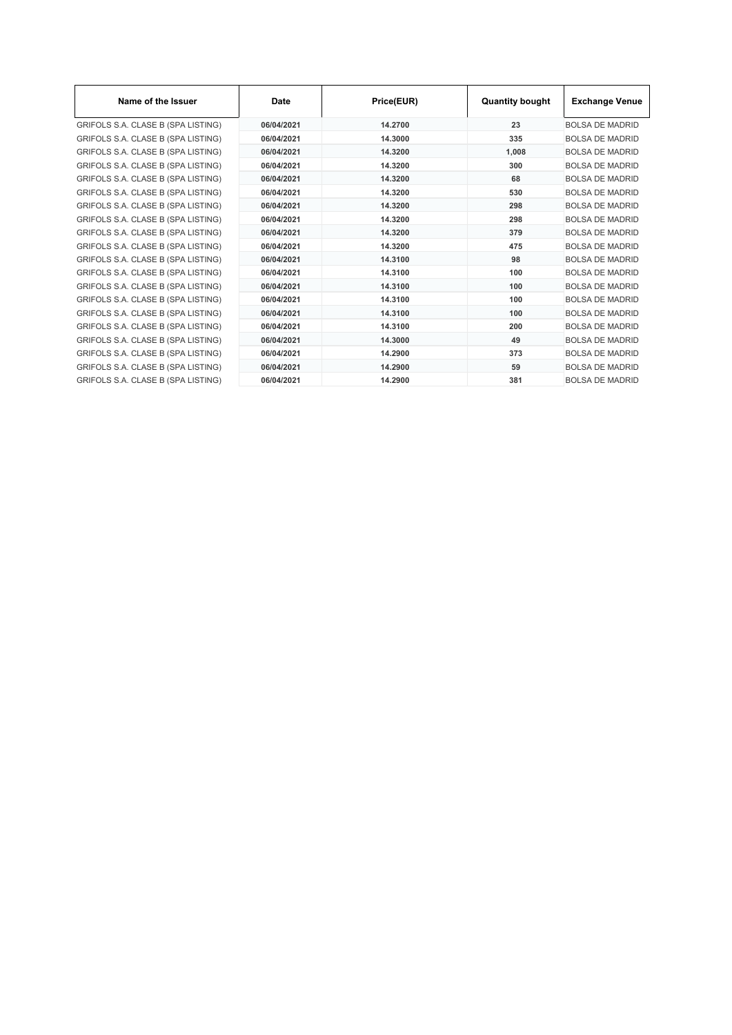| Name of the Issuer | Date | Price(EUR) | Quantity bought | Exchange Venue |
|---|---|---|---|---|
| GRIFOLS S.A. CLASE B (SPA LISTING) | 06/04/2021 | 14.2700 | 23 | BOLSA DE MADRID |
| GRIFOLS S.A. CLASE B (SPA LISTING) | 06/04/2021 | 14.3000 | 335 | BOLSA DE MADRID |
| GRIFOLS S.A. CLASE B (SPA LISTING) | 06/04/2021 | 14.3200 | 1,008 | BOLSA DE MADRID |
| GRIFOLS S.A. CLASE B (SPA LISTING) | 06/04/2021 | 14.3200 | 300 | BOLSA DE MADRID |
| GRIFOLS S.A. CLASE B (SPA LISTING) | 06/04/2021 | 14.3200 | 68 | BOLSA DE MADRID |
| GRIFOLS S.A. CLASE B (SPA LISTING) | 06/04/2021 | 14.3200 | 530 | BOLSA DE MADRID |
| GRIFOLS S.A. CLASE B (SPA LISTING) | 06/04/2021 | 14.3200 | 298 | BOLSA DE MADRID |
| GRIFOLS S.A. CLASE B (SPA LISTING) | 06/04/2021 | 14.3200 | 298 | BOLSA DE MADRID |
| GRIFOLS S.A. CLASE B (SPA LISTING) | 06/04/2021 | 14.3200 | 379 | BOLSA DE MADRID |
| GRIFOLS S.A. CLASE B (SPA LISTING) | 06/04/2021 | 14.3200 | 475 | BOLSA DE MADRID |
| GRIFOLS S.A. CLASE B (SPA LISTING) | 06/04/2021 | 14.3100 | 98 | BOLSA DE MADRID |
| GRIFOLS S.A. CLASE B (SPA LISTING) | 06/04/2021 | 14.3100 | 100 | BOLSA DE MADRID |
| GRIFOLS S.A. CLASE B (SPA LISTING) | 06/04/2021 | 14.3100 | 100 | BOLSA DE MADRID |
| GRIFOLS S.A. CLASE B (SPA LISTING) | 06/04/2021 | 14.3100 | 100 | BOLSA DE MADRID |
| GRIFOLS S.A. CLASE B (SPA LISTING) | 06/04/2021 | 14.3100 | 100 | BOLSA DE MADRID |
| GRIFOLS S.A. CLASE B (SPA LISTING) | 06/04/2021 | 14.3100 | 200 | BOLSA DE MADRID |
| GRIFOLS S.A. CLASE B (SPA LISTING) | 06/04/2021 | 14.3000 | 49 | BOLSA DE MADRID |
| GRIFOLS S.A. CLASE B (SPA LISTING) | 06/04/2021 | 14.2900 | 373 | BOLSA DE MADRID |
| GRIFOLS S.A. CLASE B (SPA LISTING) | 06/04/2021 | 14.2900 | 59 | BOLSA DE MADRID |
| GRIFOLS S.A. CLASE B (SPA LISTING) | 06/04/2021 | 14.2900 | 381 | BOLSA DE MADRID |